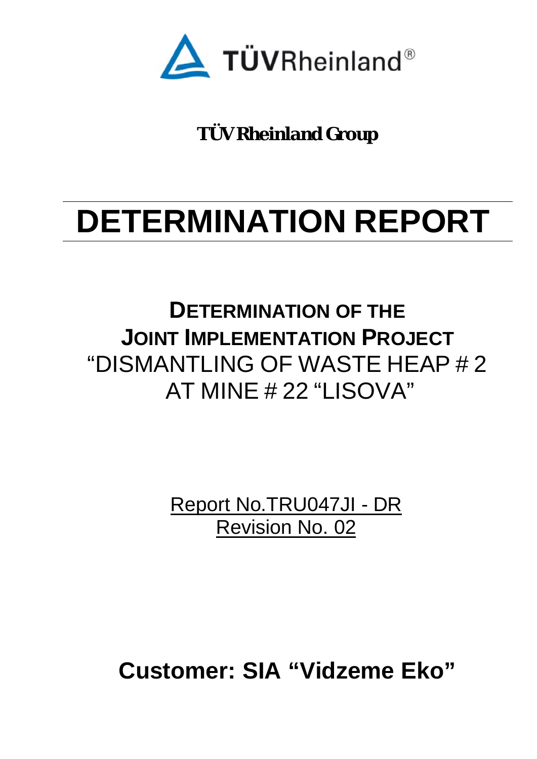TÜVRheinland®

**TÜV Rheinland Group**

# DETERMINATION REPORT

## DETERMINATION OF THE JOINT IMPLEMENTATION PROJECT "DISMANTLING OF WASTE HEAP # 2 AT MINE # 22 "LISOVA"

Report No.TRU047JI - DR

Revision No. 02

**Customer: SIA "Vidzeme Eko"**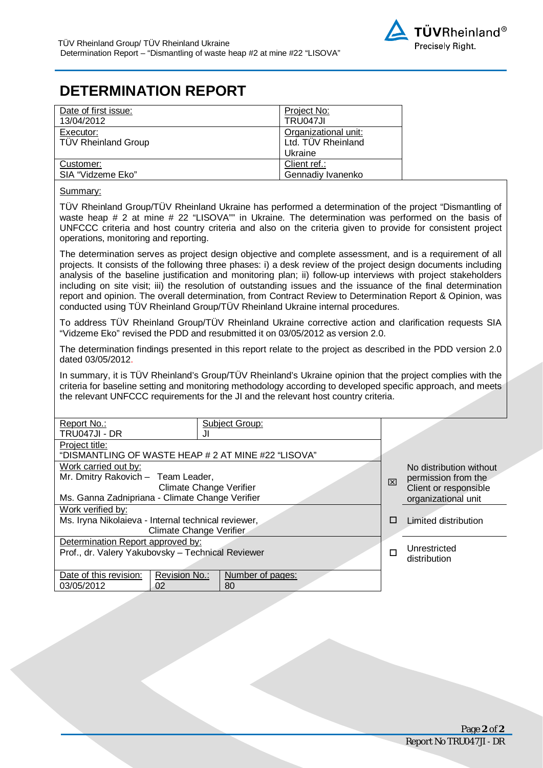# DETERMINATION REPORT

| Date of first issue: 13/04/2012 | Project No: TRU047JI |
|---|---|
| Executor: TÜV Rheinland Group | Organizational unit: Ltd. TÜV Rheinland Ukraine |
| Customer: SIA "Vidzeme Eko" | Client ref.: Gennadiy Ivanenko |

Summary:

TÜV Rheinland Group/TÜV Rheinland Ukraine has performed a determination of the project "Dismantling of waste heap # 2 at mine # 22 "LISOVA"" in Ukraine. The determination was performed on the basis of UNFCCC criteria and host country criteria and also on the criteria given to provide for consistent project operations, monitoring and reporting.

The determination serves as project design objective and complete assessment, and is a requirement of all projects. It consists of the following three phases: i) a desk review of the project design documents including analysis of the baseline justification and monitoring plan; ii) follow-up interviews with project stakeholders including on site visit; iii) the resolution of outstanding issues and the issuance of the final determination report and opinion. The overall determination, from Contract Review to Determination Report & Opinion, was conducted using TÜV Rheinland Group/TÜV Rheinland Ukraine internal procedures.

To address TÜV Rheinland Group/TÜV Rheinland Ukraine corrective action and clarification requests SIA "Vidzeme Eko" revised the PDD and resubmitted it on 03/05/2012 as version 2.0.

The determination findings presented in this report relate to the project as described in the PDD version 2.0 dated 03/05/2012.

In summary, it is TÜV Rheinland's Group/TÜV Rheinland's Ukraine opinion that the project complies with the criteria for baseline setting and monitoring methodology according to developed specific approach, and meets the relevant UNFCCC requirements for the JI and the relevant host country criteria.

| Report No.: TRU047JI - DR | | Subject Group: JI | | |
|---|---|---|---|---|
| Project title: "DISMANTLING OF WASTE HEAP # 2 AT MINE #22 "LISOVA" | | | | |
| Work carried out by: Mr. Dmitry Rakovich – Team Leader, Climate Change Verifier; Ms. Ganna Zadnipriana - Climate Change Verifier | | | ☒ | No distribution without permission from the Client or responsible organizational unit |
| Work verified by: Ms. Iryna Nikolaieva - Internal technical reviewer, Climate Change Verifier | | | ☐ | Limited distribution |
| Determination Report approved by: Prof., dr. Valery Yakubovsky – Technical Reviewer | | | ☐ | Unrestricted distribution |
| Date of this revision: 03/05/2012 | Revision No.: 02 | Number of pages: 80 | | |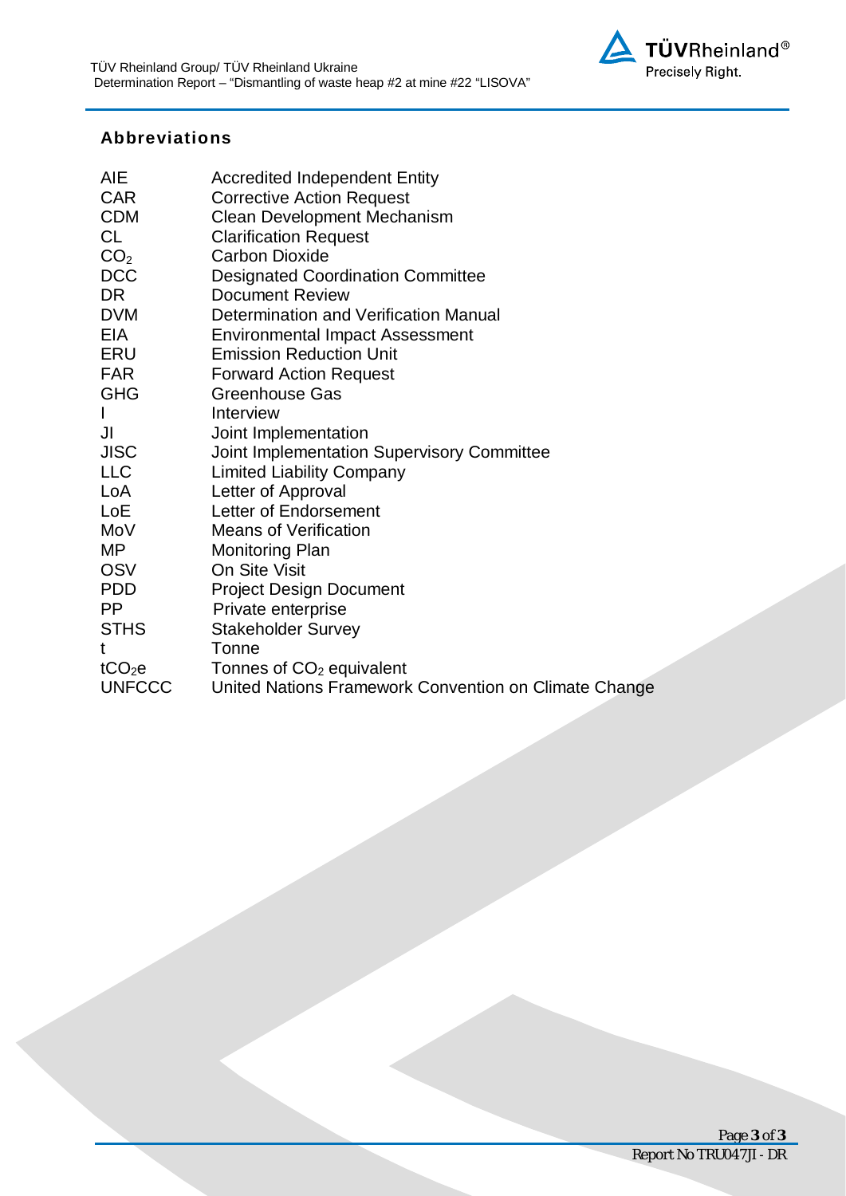## Abbreviations

| | |
|---|---|
| AIE | Accredited Independent Entity |
| CAR | Corrective Action Request |
| CDM | Clean Development Mechanism |
| CL | Clarification Request |
| $CO_2$ | Carbon Dioxide |
| DCC | Designated Coordination Committee |
| DR | Document Review |
| DVM | Determination and Verification Manual |
| EIA | Environmental Impact Assessment |
| ERU | Emission Reduction Unit |
| FAR | Forward Action Request |
| GHG | Greenhouse Gas |
| I | Interview |
| JI | Joint Implementation |
| JISC | Joint Implementation Supervisory Committee |
| LLC | Limited Liability Company |
| LoA | Letter of Approval |
| LoE | Letter of Endorsement |
| MoV | Means of Verification |
| MP | Monitoring Plan |
| OSV | On Site Visit |
| PDD | Project Design Document |
| PP | Private enterprise |
| STHS | Stakeholder Survey |
| t | Tonne |
| $tCO_2e$ | Tonnes of $CO_2$ equivalent |
| UNFCCC | United Nations Framework Convention on Climate Change |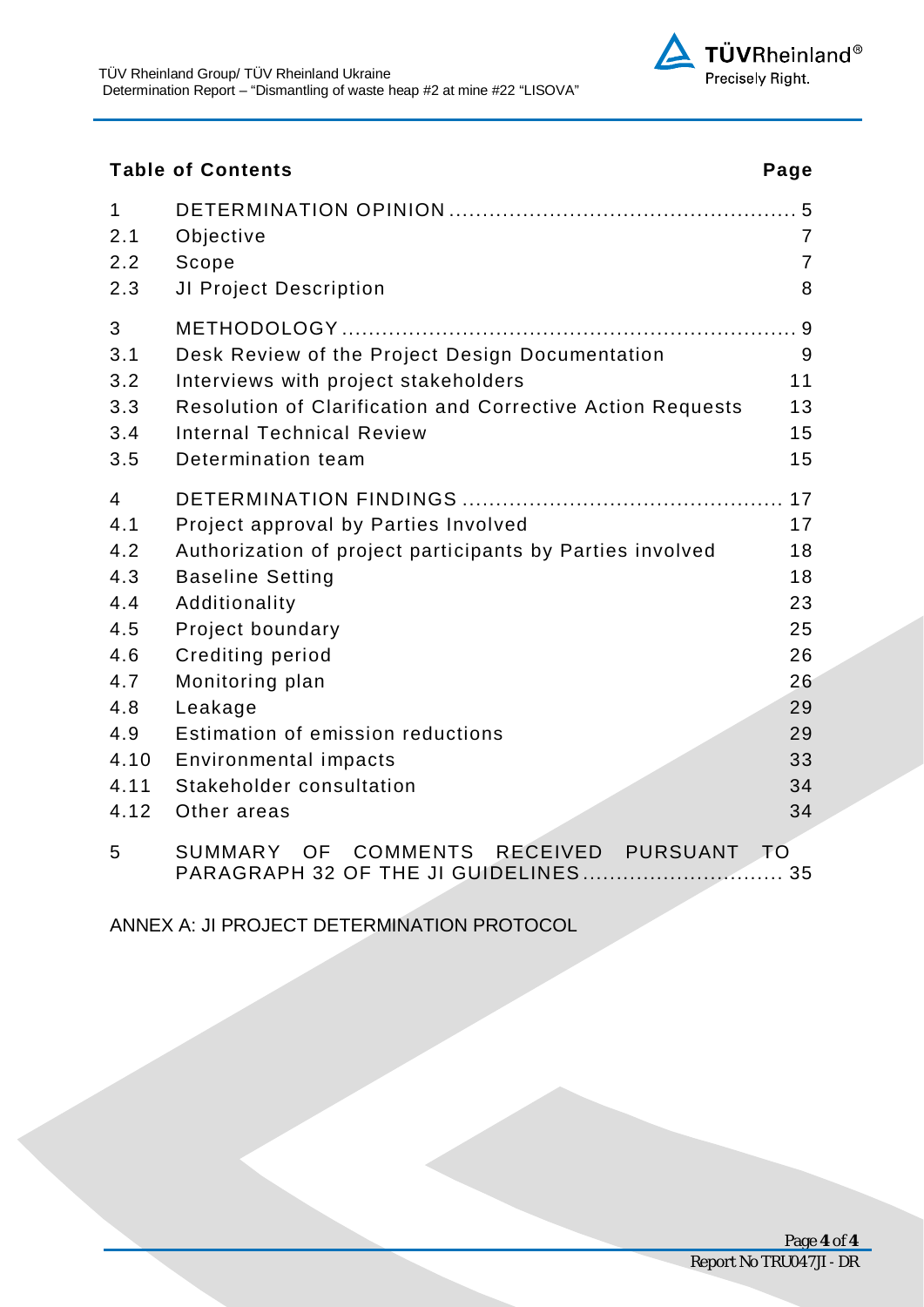## Table of Contents

| | | Page |
|---|---|---|
| 1 | DETERMINATION OPINION | 5 |
| 2.1 | Objective | 7 |
| 2.2 | Scope | 7 |
| 2.3 | JI Project Description | 8 |
| 3 | METHODOLOGY | 9 |
| 3.1 | Desk Review of the Project Design Documentation | 9 |
| 3.2 | Interviews with project stakeholders | 11 |
| 3.3 | Resolution of Clarification and Corrective Action Requests | 13 |
| 3.4 | Internal Technical Review | 15 |
| 3.5 | Determination team | 15 |
| 4 | DETERMINATION FINDINGS | 17 |
| 4.1 | Project approval by Parties Involved | 17 |
| 4.2 | Authorization of project participants by Parties involved | 18 |
| 4.3 | Baseline Setting | 18 |
| 4.4 | Additionality | 23 |
| 4.5 | Project boundary | 25 |
| 4.6 | Crediting period | 26 |
| 4.7 | Monitoring plan | 26 |
| 4.8 | Leakage | 29 |
| 4.9 | Estimation of emission reductions | 29 |
| 4.10 | Environmental impacts | 33 |
| 4.11 | Stakeholder consultation | 34 |
| 4.12 | Other areas | 34 |
| 5 | SUMMARY OF COMMENTS RECEIVED PURSUANT TO PARAGRAPH 32 OF THE JI GUIDELINES | 35 |

ANNEX A: JI PROJECT DETERMINATION PROTOCOL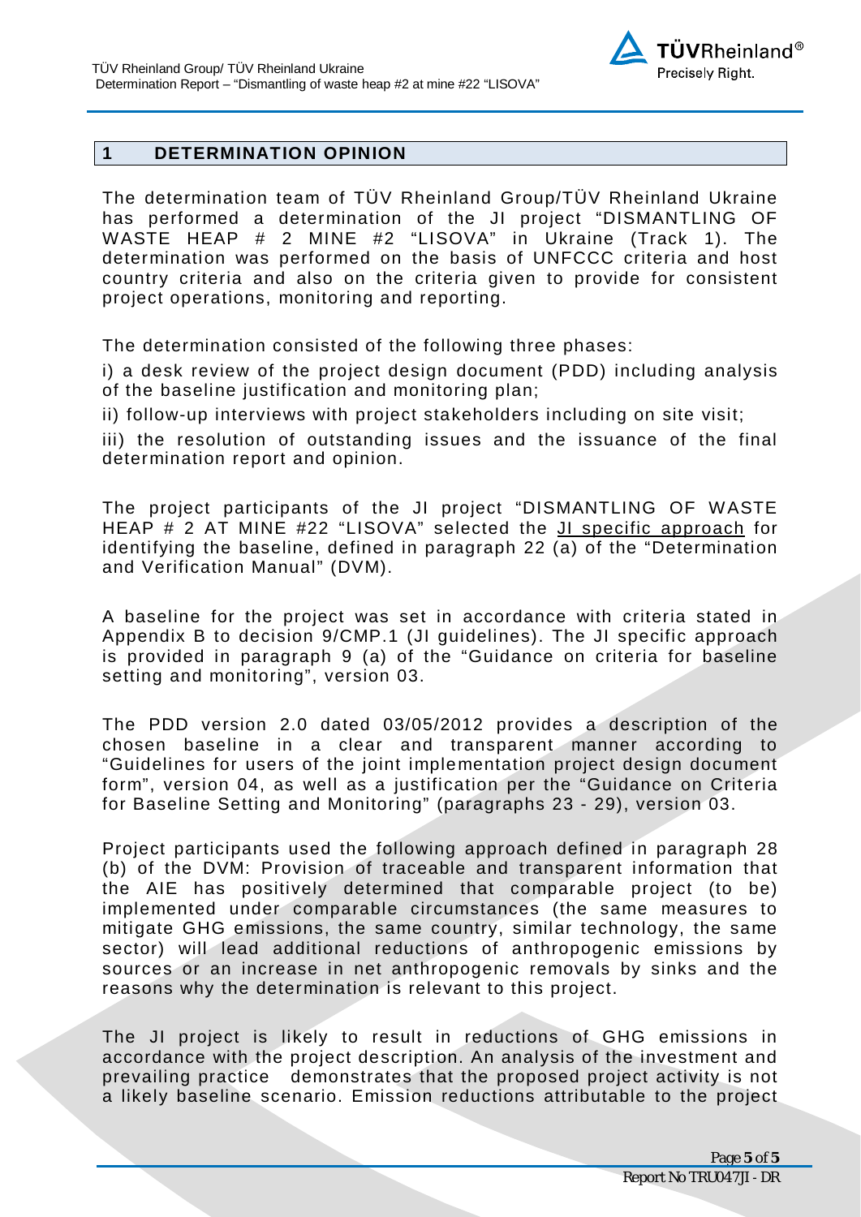## 1 DETERMINATION OPINION

The determination team of TÜV Rheinland Group/TÜV Rheinland Ukraine has performed a determination of the JI project "DISMANTLING OF WASTE HEAP # 2 MINE #2 "LISOVA" in Ukraine (Track 1). The determination was performed on the basis of UNFCCC criteria and host country criteria and also on the criteria given to provide for consistent project operations, monitoring and reporting.

The determination consisted of the following three phases:

i) a desk review of the project design document (PDD) including analysis of the baseline justification and monitoring plan;

ii) follow-up interviews with project stakeholders including on site visit;

iii) the resolution of outstanding issues and the issuance of the final determination report and opinion.

The project participants of the JI project "DISMANTLING OF WASTE HEAP # 2 AT MINE #22 "LISOVA" selected the JI specific approach for identifying the baseline, defined in paragraph 22 (a) of the "Determination and Verification Manual" (DVM).

A baseline for the project was set in accordance with criteria stated in Appendix B to decision 9/CMP.1 (JI guidelines). The JI specific approach is provided in paragraph 9 (a) of the "Guidance on criteria for baseline setting and monitoring", version 03.

The PDD version 2.0 dated 03/05/2012 provides a description of the chosen baseline in a clear and transparent manner according to "Guidelines for users of the joint implementation project design document form", version 04, as well as a justification per the "Guidance on Criteria for Baseline Setting and Monitoring" (paragraphs 23 - 29), version 03.

Project participants used the following approach defined in paragraph 28 (b) of the DVM: Provision of traceable and transparent information that the AIE has positively determined that comparable project (to be) implemented under comparable circumstances (the same measures to mitigate GHG emissions, the same country, similar technology, the same sector) will lead additional reductions of anthropogenic emissions by sources or an increase in net anthropogenic removals by sinks and the reasons why the determination is relevant to this project.

The JI project is likely to result in reductions of GHG emissions in accordance with the project description. An analysis of the investment and prevailing practice demonstrates that the proposed project activity is not a likely baseline scenario. Emission reductions attributable to the project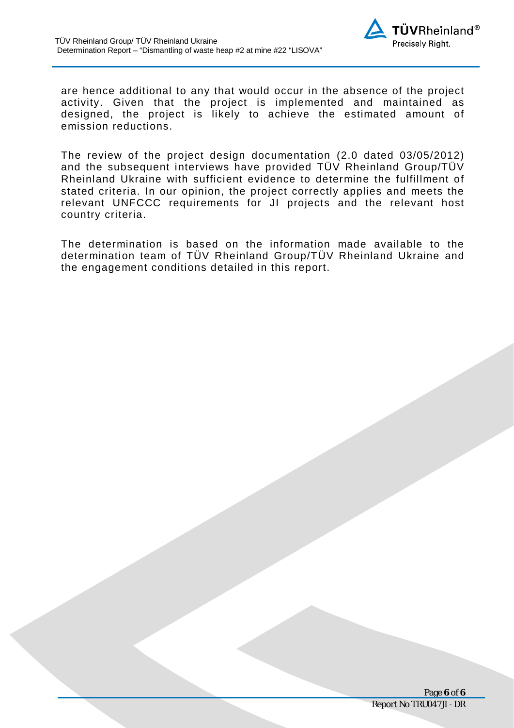are hence additional to any that would occur in the absence of the project activity. Given that the project is implemented and maintained as designed, the project is likely to achieve the estimated amount of emission reductions.

The review of the project design documentation (2.0 dated 03/05/2012) and the subsequent interviews have provided TÜV Rheinland Group/TÜV Rheinland Ukraine with sufficient evidence to determine the fulfillment of stated criteria. In our opinion, the project correctly applies and meets the relevant UNFCCC requirements for JI projects and the relevant host country criteria.

The determination is based on the information made available to the determination team of TÜV Rheinland Group/TÜV Rheinland Ukraine and the engagement conditions detailed in this report.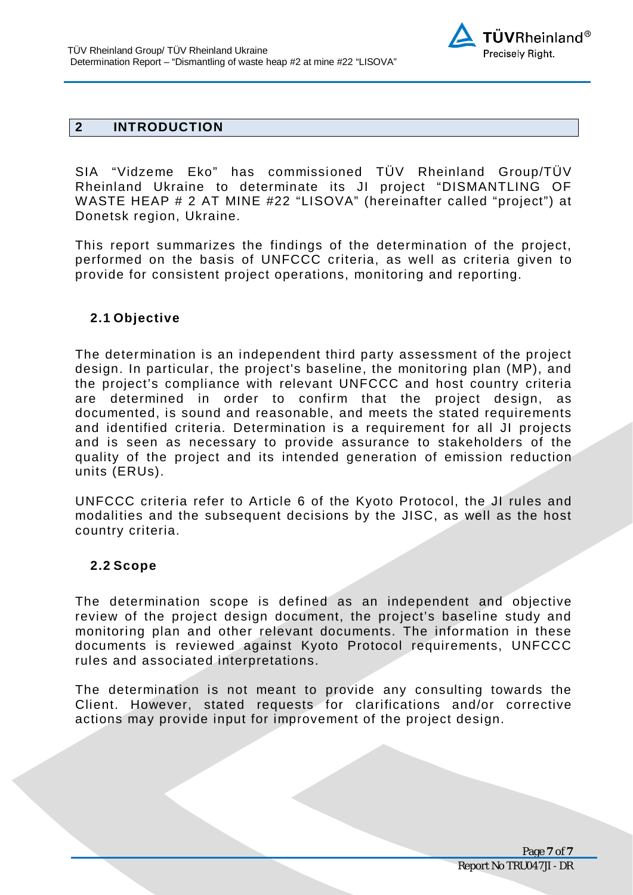## 2 INTRODUCTION

SIA "Vidzeme Eko" has commissioned TÜV Rheinland Group/TÜV Rheinland Ukraine to determinate its JI project "DISMANTLING OF WASTE HEAP # 2 AT MINE #22 "LISOVA" (hereinafter called "project") at Donetsk region, Ukraine.

This report summarizes the findings of the determination of the project, performed on the basis of UNFCCC criteria, as well as criteria given to provide for consistent project operations, monitoring and reporting.

### 2.1 Objective

The determination is an independent third party assessment of the project design. In particular, the project's baseline, the monitoring plan (MP), and the project's compliance with relevant UNFCCC and host country criteria are determined in order to confirm that the project design, as documented, is sound and reasonable, and meets the stated requirements and identified criteria. Determination is a requirement for all JI projects and is seen as necessary to provide assurance to stakeholders of the quality of the project and its intended generation of emission reduction units (ERUs).

UNFCCC criteria refer to Article 6 of the Kyoto Protocol, the JI rules and modalities and the subsequent decisions by the JISC, as well as the host country criteria.

### 2.2 Scope

The determination scope is defined as an independent and objective review of the project design document, the project's baseline study and monitoring plan and other relevant documents. The information in these documents is reviewed against Kyoto Protocol requirements, UNFCCC rules and associated interpretations.

The determination is not meant to provide any consulting towards the Client. However, stated requests for clarifications and/or corrective actions may provide input for improvement of the project design.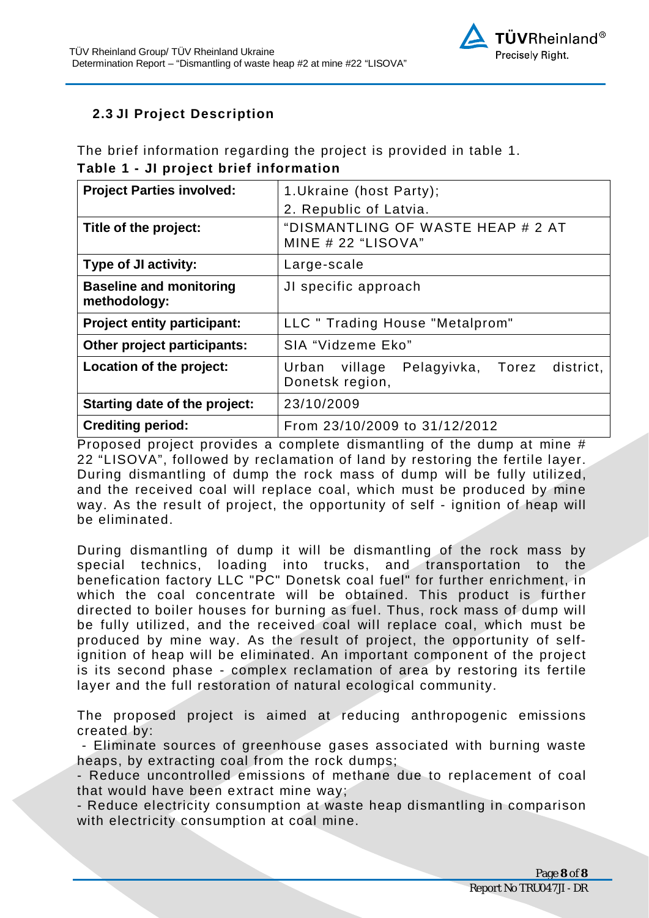### 2.3 JI Project Description

The brief information regarding the project is provided in table 1.

**Table 1 - JI project brief information**

| | |
|---|---|
| **Project Parties involved:** | 1.Ukraine (host Party);<br>2. Republic of Latvia. |
| **Title of the project:** | "DISMANTLING OF WASTE HEAP # 2 AT MINE # 22 "LISOVA" |
| **Type of JI activity:** | Large-scale |
| **Baseline and monitoring methodology:** | JI specific approach |
| **Project entity participant:** | LLC " Trading House "Metalprom" |
| **Other project participants:** | SIA "Vidzeme Eko" |
| **Location of the project:** | Urban village Pelagyivka, Torez district, Donetsk region, |
| **Starting date of the project:** | 23/10/2009 |
| **Crediting period:** | From 23/10/2009 to 31/12/2012 |

Proposed project provides a complete dismantling of the dump at mine # 22 "LISOVA", followed by reclamation of land by restoring the fertile layer. During dismantling of dump the rock mass of dump will be fully utilized, and the received coal will replace coal, which must be produced by mine way. As the result of project, the opportunity of self - ignition of heap will be eliminated.

During dismantling of dump it will be dismantling of the rock mass by special technics, loading into trucks, and transportation to the benefication factory LLC "PC" Donetsk coal fuel" for further enrichment, in which the coal concentrate will be obtained. This product is further directed to boiler houses for burning as fuel. Thus, rock mass of dump will be fully utilized, and the received coal will replace coal, which must be produced by mine way. As the result of project, the opportunity of self-ignition of heap will be eliminated. An important component of the project is its second phase - complex reclamation of area by restoring its fertile layer and the full restoration of natural ecological community.

The proposed project is aimed at reducing anthropogenic emissions created by:

- Eliminate sources of greenhouse gases associated with burning waste heaps, by extracting coal from the rock dumps;
- Reduce uncontrolled emissions of methane due to replacement of coal that would have been extract mine way;
- Reduce electricity consumption at waste heap dismantling in comparison with electricity consumption at coal mine.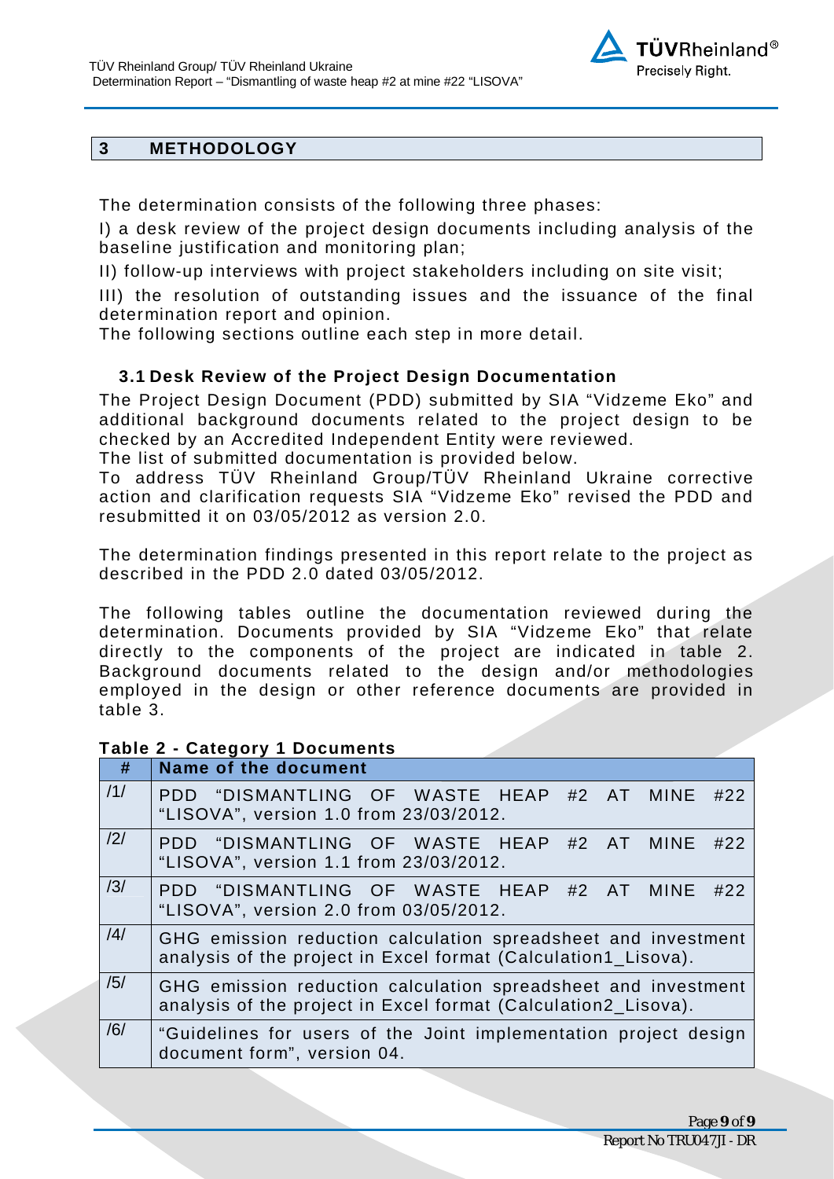## 3 METHODOLOGY

The determination consists of the following three phases:

I) a desk review of the project design documents including analysis of the baseline justification and monitoring plan;

II) follow-up interviews with project stakeholders including on site visit;

III) the resolution of outstanding issues and the issuance of the final determination report and opinion.

The following sections outline each step in more detail.

### 3.1 Desk Review of the Project Design Documentation

The Project Design Document (PDD) submitted by SIA "Vidzeme Eko" and additional background documents related to the project design to be checked by an Accredited Independent Entity were reviewed.

The list of submitted documentation is provided below.

To address TÜV Rheinland Group/TÜV Rheinland Ukraine corrective action and clarification requests SIA "Vidzeme Eko" revised the PDD and resubmitted it on 03/05/2012 as version 2.0.

The determination findings presented in this report relate to the project as described in the PDD 2.0 dated 03/05/2012.

The following tables outline the documentation reviewed during the determination. Documents provided by SIA "Vidzeme Eko" that relate directly to the components of the project are indicated in table 2. Background documents related to the design and/or methodologies employed in the design or other reference documents are provided in table 3.

**Table 2 - Category 1 Documents**

| # | Name of the document |
|---|---|
| /1/ | PDD "DISMANTLING OF WASTE HEAP #2 AT MINE #22 "LISOVA", version 1.0 from 23/03/2012. |
| /2/ | PDD "DISMANTLING OF WASTE HEAP #2 AT MINE #22 "LISOVA", version 1.1 from 23/03/2012. |
| /3/ | PDD "DISMANTLING OF WASTE HEAP #2 AT MINE #22 "LISOVA", version 2.0 from 03/05/2012. |
| /4/ | GHG emission reduction calculation spreadsheet and investment analysis of the project in Excel format (Calculation1_Lisova). |
| /5/ | GHG emission reduction calculation spreadsheet and investment analysis of the project in Excel format (Calculation2_Lisova). |
| /6/ | "Guidelines for users of the Joint implementation project design document form", version 04. |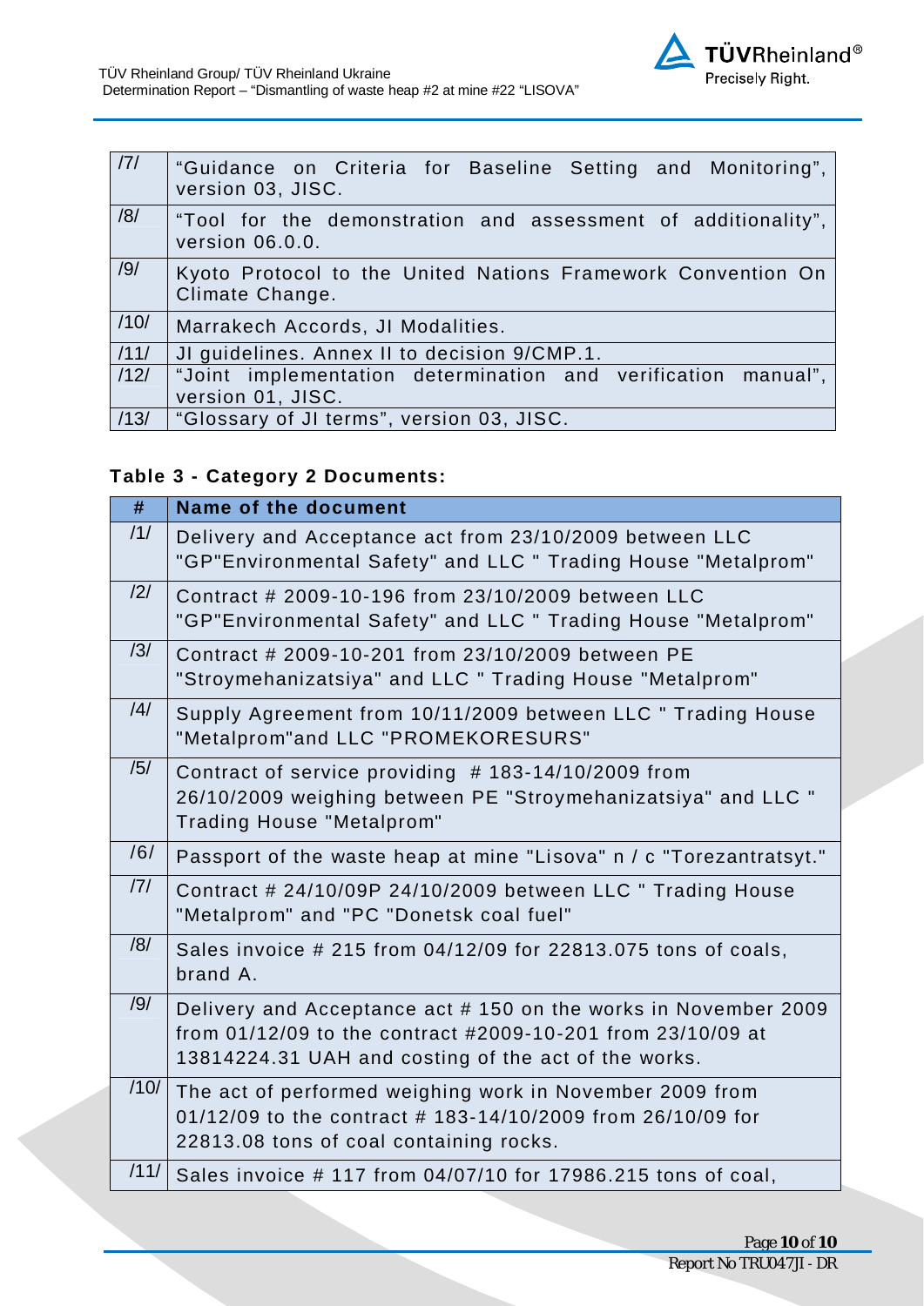| | |
|---|---|
| /7/ | "Guidance on Criteria for Baseline Setting and Monitoring", version 03, JISC. |
| /8/ | "Tool for the demonstration and assessment of additionality", version 06.0.0. |
| /9/ | Kyoto Protocol to the United Nations Framework Convention On Climate Change. |
| /10/ | Marrakech Accords, JI Modalities. |
| /11/ | JI guidelines. Annex II to decision 9/CMP.1. |
| /12/ | "Joint implementation determination and verification manual", version 01, JISC. |
| /13/ | "Glossary of JI terms", version 03, JISC. |

**Table 3 - Category 2 Documents:**

| # | Name of the document |
|---|---|
| /1/ | Delivery and Acceptance act from 23/10/2009 between LLC "GP"Environmental Safety" and LLC " Trading House "Metalprom" |
| /2/ | Contract # 2009-10-196 from 23/10/2009 between LLC "GP"Environmental Safety" and LLC " Trading House "Metalprom" |
| /3/ | Contract # 2009-10-201 from 23/10/2009 between PE "Stroymehanizatsiya" and LLC " Trading House "Metalprom" |
| /4/ | Supply Agreement from 10/11/2009 between LLC " Trading House "Metalprom"and LLC "PROMEKORESURS" |
| /5/ | Contract of service providing # 183-14/10/2009 from 26/10/2009 weighing between PE "Stroymehanizatsiya" and LLC " Trading House "Metalprom" |
| /6/ | Passport of the waste heap at mine "Lisova" n / c "Torezantratsyt." |
| /7/ | Contract # 24/10/09P 24/10/2009 between LLC " Trading House "Metalprom" and "PC "Donetsk coal fuel" |
| /8/ | Sales invoice # 215 from 04/12/09 for 22813.075 tons of coals, brand A. |
| /9/ | Delivery and Acceptance act # 150 on the works in November 2009 from 01/12/09 to the contract #2009-10-201 from 23/10/09 at 13814224.31 UAH and costing of the act of the works. |
| /10/ | The act of performed weighing work in November 2009 from 01/12/09 to the contract # 183-14/10/2009 from 26/10/09 for 22813.08 tons of coal containing rocks. |
| /11/ | Sales invoice # 117 from 04/07/10 for 17986.215 tons of coal, |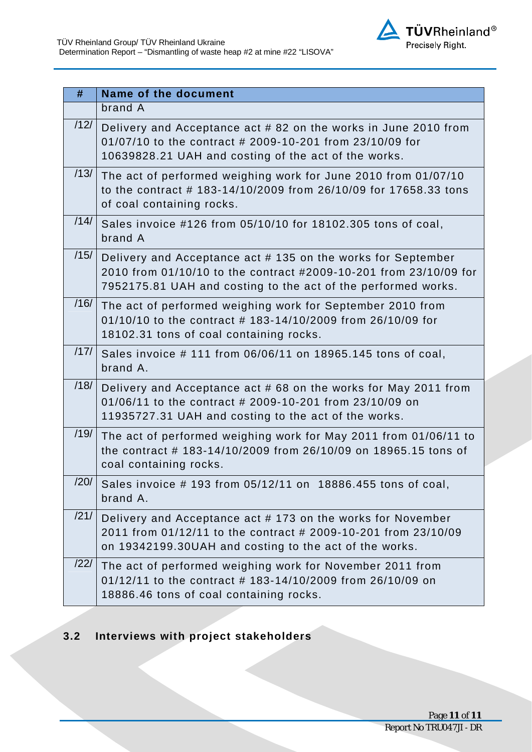| # | Name of the document |
|---|---|
| | brand A |
| /12/ | Delivery and Acceptance act # 82 on the works in June 2010 from 01/07/10 to the contract # 2009-10-201 from 23/10/09 for 10639828.21 UAH and costing of the act of the works. |
| /13/ | The act of performed weighing work for June 2010 from 01/07/10 to the contract # 183-14/10/2009 from 26/10/09 for 17658.33 tons of coal containing rocks. |
| /14/ | Sales invoice #126 from 05/10/10 for 18102.305 tons of coal, brand A |
| /15/ | Delivery and Acceptance act # 135 on the works for September 2010 from 01/10/10 to the contract #2009-10-201 from 23/10/09 for 7952175.81 UAH and costing to the act of the performed works. |
| /16/ | The act of performed weighing work for September 2010 from 01/10/10 to the contract # 183-14/10/2009 from 26/10/09 for 18102.31 tons of coal containing rocks. |
| /17/ | Sales invoice # 111 from 06/06/11 on 18965.145 tons of coal, brand A. |
| /18/ | Delivery and Acceptance act # 68 on the works for May 2011 from 01/06/11 to the contract # 2009-10-201 from 23/10/09 on 11935727.31 UAH and costing to the act of the works. |
| /19/ | The act of performed weighing work for May 2011 from 01/06/11 to the contract # 183-14/10/2009 from 26/10/09 on 18965.15 tons of coal containing rocks. |
| /20/ | Sales invoice # 193 from 05/12/11 on 18886.455 tons of coal, brand A. |
| /21/ | Delivery and Acceptance act # 173 on the works for November 2011 from 01/12/11 to the contract # 2009-10-201 from 23/10/09 on 19342199.30UAH and costing to the act of the works. |
| /22/ | The act of performed weighing work for November 2011 from 01/12/11 to the contract # 183-14/10/2009 from 26/10/09 on 18886.46 tons of coal containing rocks. |

## 3.2 Interviews with project stakeholders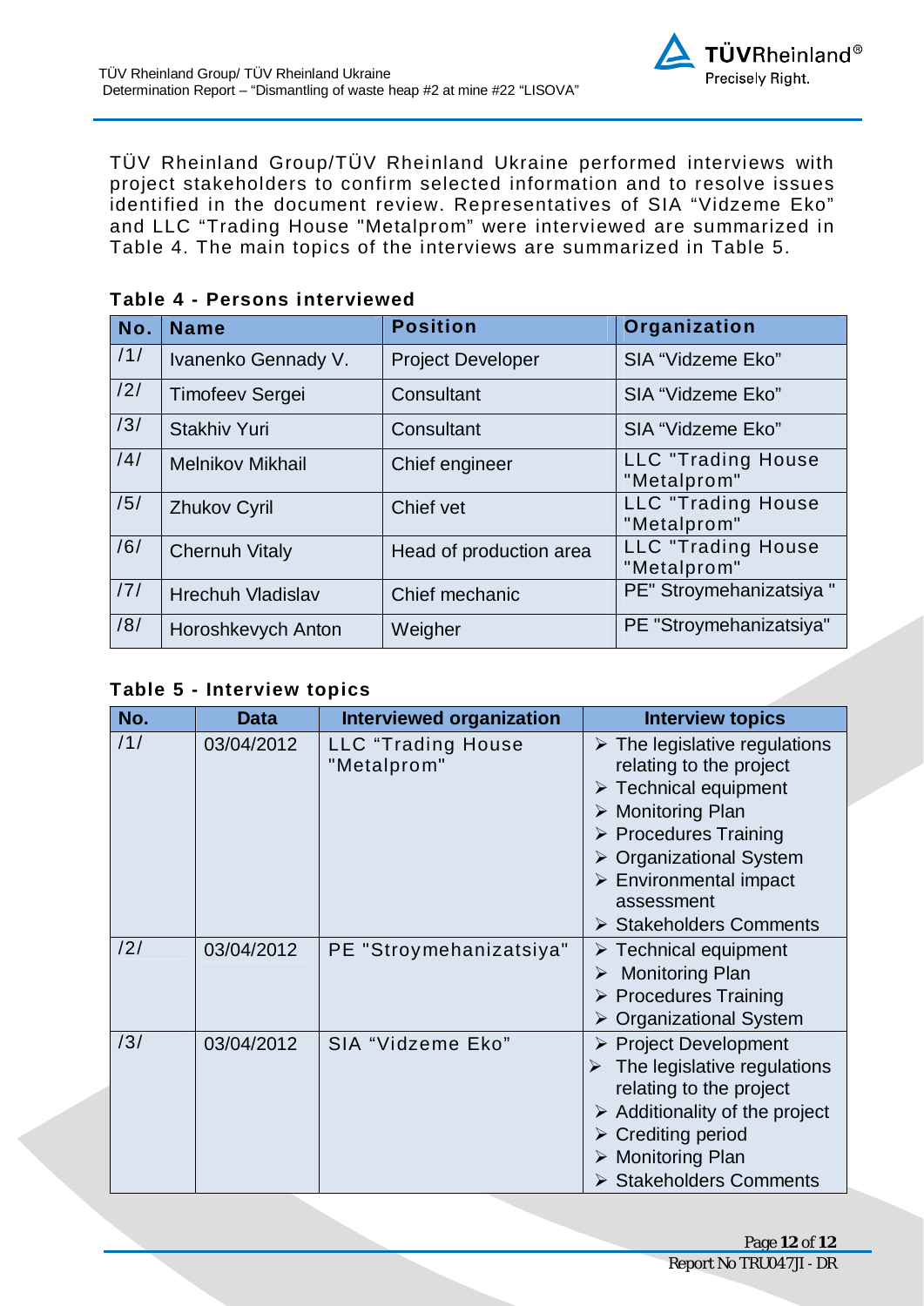TÜV Rheinland Group/TÜV Rheinland Ukraine performed interviews with project stakeholders to confirm selected information and to resolve issues identified in the document review. Representatives of SIA "Vidzeme Eko" and LLC "Trading House "Metalprom" were interviewed are summarized in Table 4. The main topics of the interviews are summarized in Table 5.

**Table 4 - Persons interviewed**

| No. | Name | Position | Organization |
|---|---|---|---|
| /1/ | Ivanenko Gennady V. | Project Developer | SIA "Vidzeme Eko" |
| /2/ | Timofeev Sergei | Consultant | SIA "Vidzeme Eko" |
| /3/ | Stakhiv Yuri | Consultant | SIA "Vidzeme Eko" |
| /4/ | Melnikov Mikhail | Chief engineer | LLC "Trading House "Metalprom" |
| /5/ | Zhukov Cyril | Chief vet | LLC "Trading House "Metalprom" |
| /6/ | Chernuh Vitaly | Head of production area | LLC "Trading House "Metalprom" |
| /7/ | Hrechuh Vladislav | Chief mechanic | PE" Stroymehanizatsiya " |
| /8/ | Horoshkevych Anton | Weigher | PE "Stroymehanizatsiya" |

**Table 5 - Interview topics**

| No. | Data | Interviewed organization | Interview topics |
|---|---|---|---|
| /1/ | 03/04/2012 | LLC "Trading House "Metalprom" | ➢ The legislative regulations relating to the project<br>➢ Technical equipment<br>➢ Monitoring Plan<br>➢ Procedures Training<br>➢ Organizational System<br>➢ Environmental impact assessment<br>➢ Stakeholders Comments |
| /2/ | 03/04/2012 | PE "Stroymehanizatsiya" | ➢ Technical equipment<br>➢ Monitoring Plan<br>➢ Procedures Training<br>➢ Organizational System |
| /3/ | 03/04/2012 | SIA "Vidzeme Eko" | ➢ Project Development<br>➢ The legislative regulations relating to the project<br>➢ Additionality of the project<br>➢ Crediting period<br>➢ Monitoring Plan<br>➢ Stakeholders Comments |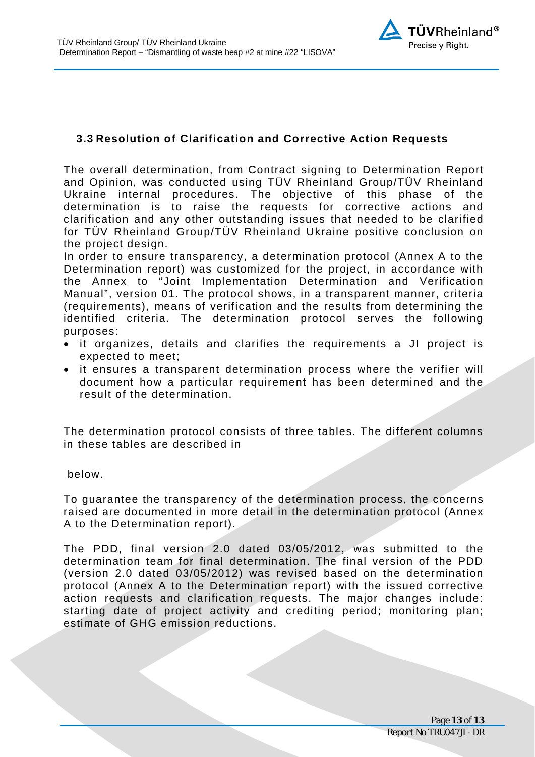### 3.3 Resolution of Clarification and Corrective Action Requests

The overall determination, from Contract signing to Determination Report and Opinion, was conducted using TÜV Rheinland Group/TÜV Rheinland Ukraine internal procedures. The objective of this phase of the determination is to raise the requests for corrective actions and clarification and any other outstanding issues that needed to be clarified for TÜV Rheinland Group/TÜV Rheinland Ukraine positive conclusion on the project design.

In order to ensure transparency, a determination protocol (Annex A to the Determination report) was customized for the project, in accordance with the Annex to "Joint Implementation Determination and Verification Manual", version 01. The protocol shows, in a transparent manner, criteria (requirements), means of verification and the results from determining the identified criteria. The determination protocol serves the following purposes:

- it organizes, details and clarifies the requirements a JI project is expected to meet;
- it ensures a transparent determination process where the verifier will document how a particular requirement has been determined and the result of the determination.

The determination protocol consists of three tables. The different columns in these tables are described in

below.

To guarantee the transparency of the determination process, the concerns raised are documented in more detail in the determination protocol (Annex A to the Determination report).

The PDD, final version 2.0 dated 03/05/2012, was submitted to the determination team for final determination. The final version of the PDD (version 2.0 dated 03/05/2012) was revised based on the determination protocol (Annex A to the Determination report) with the issued corrective action requests and clarification requests. The major changes include: starting date of project activity and crediting period; monitoring plan; estimate of GHG emission reductions.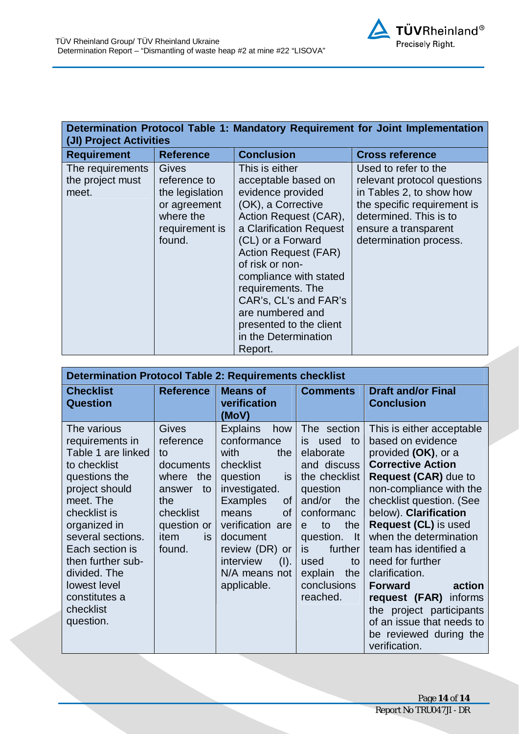| Determination Protocol Table 1: Mandatory Requirement for Joint Implementation (JI) Project Activities | | | |
|---|---|---|---|
| **Requirement** | **Reference** | **Conclusion** | **Cross reference** |
| The requirements the project must meet. | Gives reference to the legislation or agreement where the requirement is found. | This is either acceptable based on evidence provided (OK), a Corrective Action Request (CAR), a Clarification Request (CL) or a Forward Action Request (FAR) of risk or non-compliance with stated requirements. The CAR's, CL's and FAR's are numbered and presented to the client in the Determination Report. | Used to refer to the relevant protocol questions in Tables 2, to show how the specific requirement is determined. This is to ensure a transparent determination process. |

| Determination Protocol Table 2: Requirements checklist | | | | |
|---|---|---|---|---|
| **Checklist Question** | **Reference** | **Means of verification (MoV)** | **Comments** | **Draft and/or Final Conclusion** |
| The various requirements in Table 1 are linked to checklist questions the project should meet. The checklist is organized in several sections. Each section is then further sub-divided. The lowest level constitutes a checklist question. | Gives reference to documents where the answer to the checklist question or item is found. | Explains how conformance with the checklist question is investigated. Examples of means of verification are document review (DR) or interview (I). N/A means not applicable. | The section is used to elaborate and discuss the checklist question and/or the conformance to the question. It is further used to explain the conclusions reached. | This is either acceptable based on evidence provided **(OK)**, or a **Corrective Action Request (CAR)** due to non-compliance with the checklist question. (See below). **Clarification Request (CL)** is used when the determination team has identified a need for further clarification. **Forward action request (FAR)** informs the project participants of an issue that needs to be reviewed during the verification. |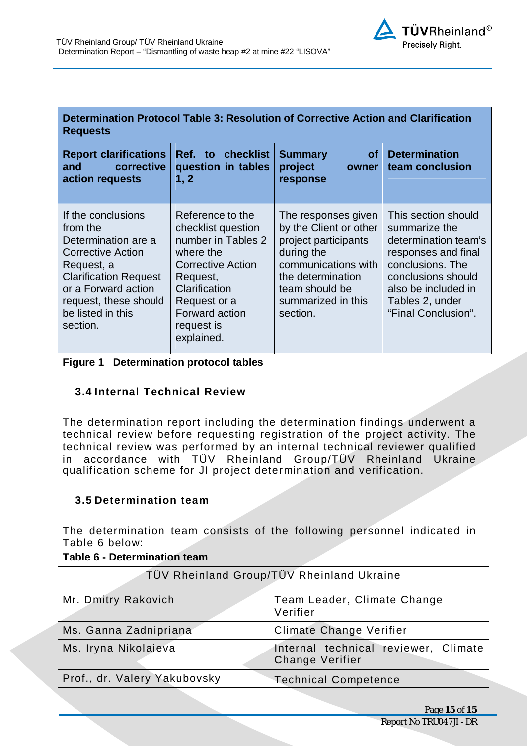| Determination Protocol Table 3: Resolution of Corrective Action and Clarification Requests | | | |
|---|---|---|---|
| **Report clarifications and corrective action requests** | **Ref. to checklist question in tables 1, 2** | **Summary of project owner response** | **Determination team conclusion** |
| If the conclusions from the Determination are a Corrective Action Request, a Clarification Request or a Forward action request, these should be listed in this section. | Reference to the checklist question number in Tables 2 where the Corrective Action Request, Clarification Request or a Forward action request is explained. | The responses given by the Client or other project participants during the communications with the determination team should be summarized in this section. | This section should summarize the determination team's responses and final conclusions. The conclusions should also be included in Tables 2, under "Final Conclusion". |

**Figure 1 Determination protocol tables**

### 3.4 Internal Technical Review

The determination report including the determination findings underwent a technical review before requesting registration of the project activity. The technical review was performed by an internal technical reviewer qualified in accordance with TÜV Rheinland Group/TÜV Rheinland Ukraine qualification scheme for JI project determination and verification.

### 3.5 Determination team

The determination team consists of the following personnel indicated in Table 6 below:

**Table 6 - Determination team**

| TÜV Rheinland Group/TÜV Rheinland Ukraine | |
|---|---|
| Mr. Dmitry Rakovich | Team Leader, Climate Change Verifier |
| Ms. Ganna Zadnipriana | Climate Change Verifier |
| Ms. Iryna Nikolaieva | Internal technical reviewer, Climate Change Verifier |
| Prof., dr. Valery Yakubovsky | Technical Competence |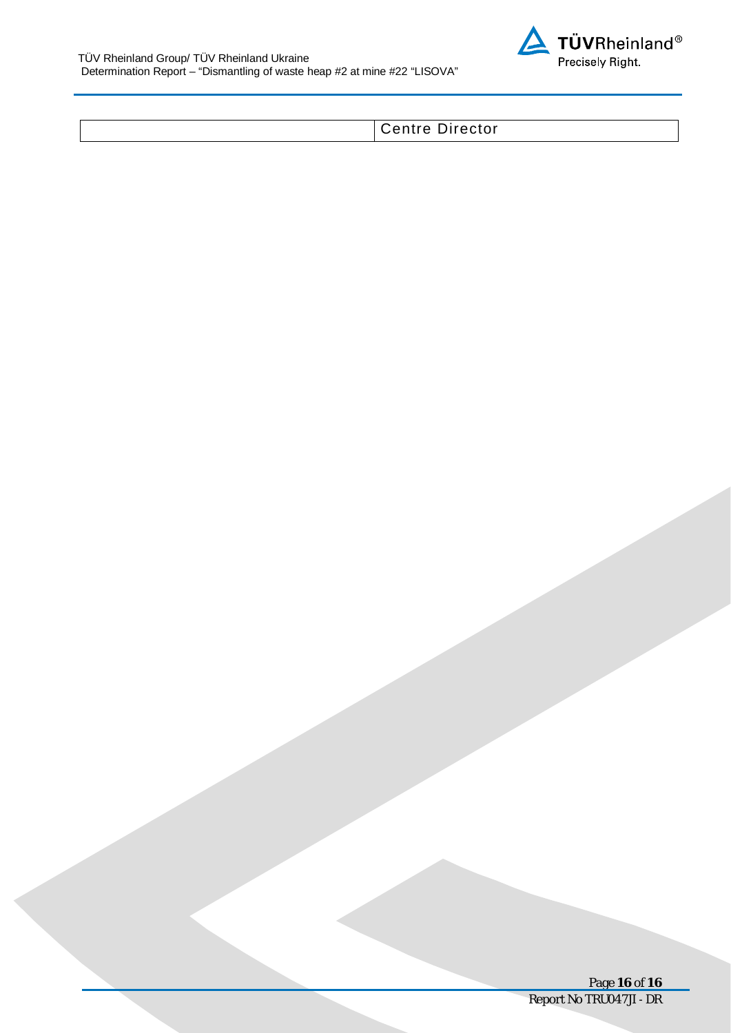| | Centre Director |
|---|---|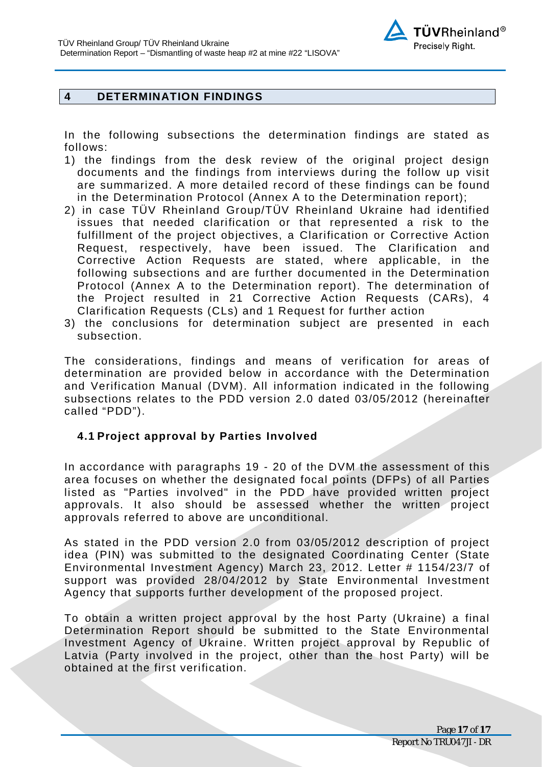## 4 DETERMINATION FINDINGS

In the following subsections the determination findings are stated as follows:

1) the findings from the desk review of the original project design documents and the findings from interviews during the follow up visit are summarized. A more detailed record of these findings can be found in the Determination Protocol (Annex A to the Determination report);
2) in case TÜV Rheinland Group/TÜV Rheinland Ukraine had identified issues that needed clarification or that represented a risk to the fulfillment of the project objectives, a Clarification or Corrective Action Request, respectively, have been issued. The Clarification and Corrective Action Requests are stated, where applicable, in the following subsections and are further documented in the Determination Protocol (Annex A to the Determination report). The determination of the Project resulted in 21 Corrective Action Requests (CARs), 4 Clarification Requests (CLs) and 1 Request for further action
3) the conclusions for determination subject are presented in each subsection.

The considerations, findings and means of verification for areas of determination are provided below in accordance with the Determination and Verification Manual (DVM). All information indicated in the following subsections relates to the PDD version 2.0 dated 03/05/2012 (hereinafter called "PDD").

### 4.1 Project approval by Parties Involved

In accordance with paragraphs 19 - 20 of the DVM the assessment of this area focuses on whether the designated focal points (DFPs) of all Parties listed as "Parties involved" in the PDD have provided written project approvals. It also should be assessed whether the written project approvals referred to above are unconditional.

As stated in the PDD version 2.0 from 03/05/2012 description of project idea (PIN) was submitted to the designated Coordinating Center (State Environmental Investment Agency) March 23, 2012. Letter # 1154/23/7 of support was provided 28/04/2012 by State Environmental Investment Agency that supports further development of the proposed project.

To obtain a written project approval by the host Party (Ukraine) a final Determination Report should be submitted to the State Environmental Investment Agency of Ukraine. Written project approval by Republic of Latvia (Party involved in the project, other than the host Party) will be obtained at the first verification.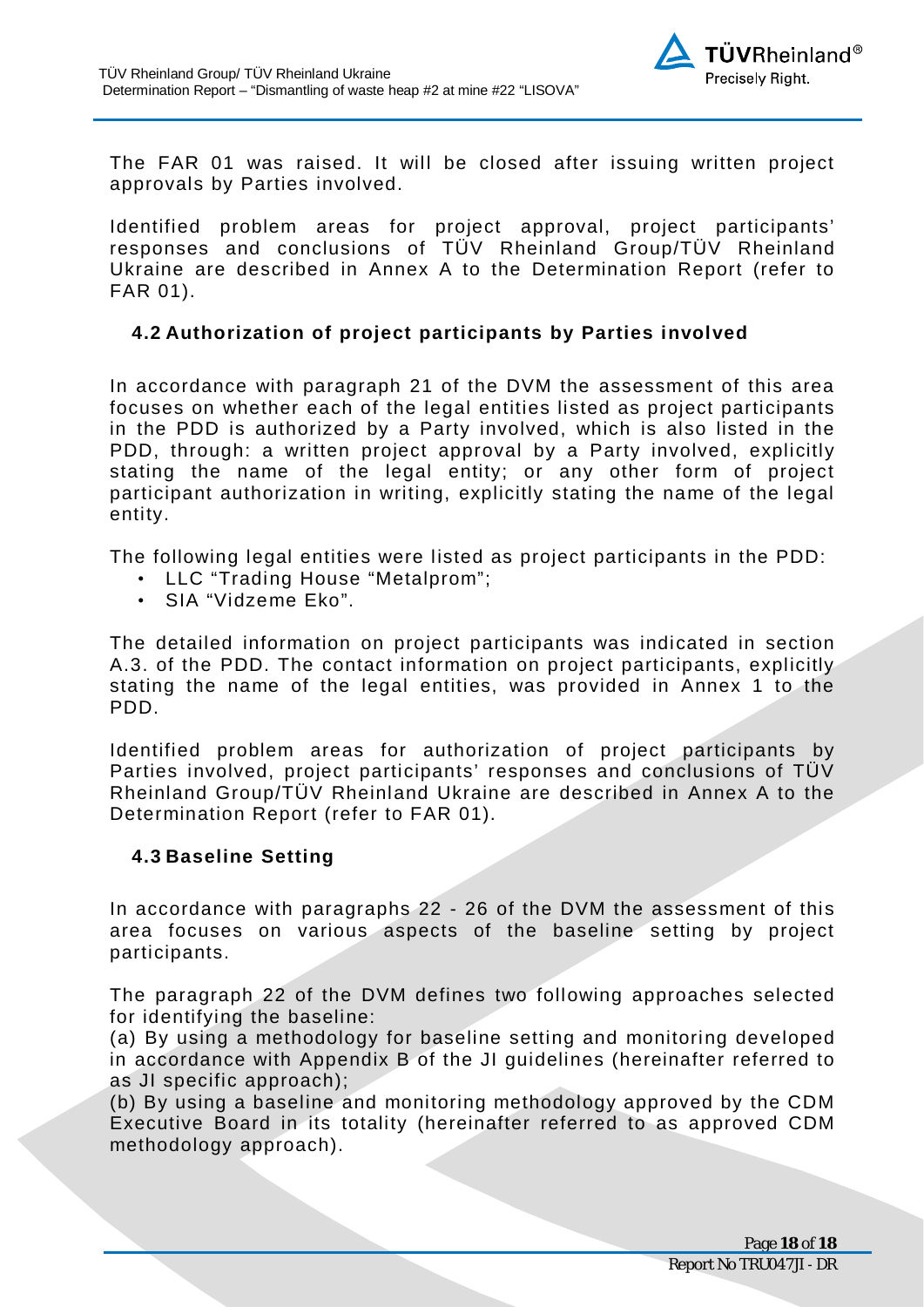The FAR 01 was raised. It will be closed after issuing written project approvals by Parties involved.

Identified problem areas for project approval, project participants' responses and conclusions of TÜV Rheinland Group/TÜV Rheinland Ukraine are described in Annex A to the Determination Report (refer to FAR 01).

### 4.2 Authorization of project participants by Parties involved

In accordance with paragraph 21 of the DVM the assessment of this area focuses on whether each of the legal entities listed as project participants in the PDD is authorized by a Party involved, which is also listed in the PDD, through: a written project approval by a Party involved, explicitly stating the name of the legal entity; or any other form of project participant authorization in writing, explicitly stating the name of the legal entity.

The following legal entities were listed as project participants in the PDD:

- LLC "Trading House "Metalprom";
- SIA "Vidzeme Eko".

The detailed information on project participants was indicated in section A.3. of the PDD. The contact information on project participants, explicitly stating the name of the legal entities, was provided in Annex 1 to the PDD.

Identified problem areas for authorization of project participants by Parties involved, project participants' responses and conclusions of TÜV Rheinland Group/TÜV Rheinland Ukraine are described in Annex A to the Determination Report (refer to FAR 01).

### 4.3 Baseline Setting

In accordance with paragraphs 22 - 26 of the DVM the assessment of this area focuses on various aspects of the baseline setting by project participants.

The paragraph 22 of the DVM defines two following approaches selected for identifying the baseline:
(a) By using a methodology for baseline setting and monitoring developed in accordance with Appendix B of the JI guidelines (hereinafter referred to as JI specific approach);
(b) By using a baseline and monitoring methodology approved by the CDM Executive Board in its totality (hereinafter referred to as approved CDM methodology approach).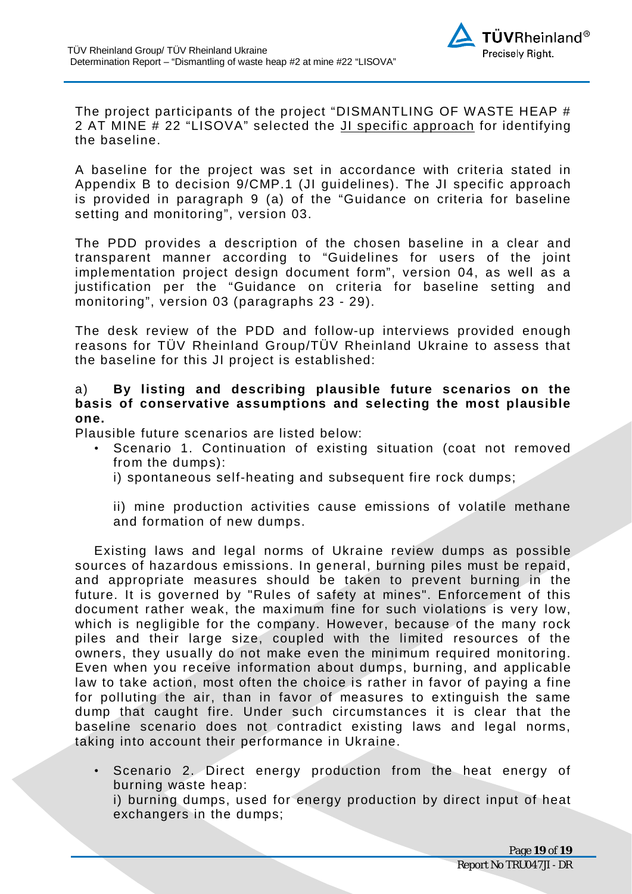The project participants of the project "DISMANTLING OF WASTE HEAP # 2 AT MINE # 22 "LISOVA" selected the JI specific approach for identifying the baseline.

A baseline for the project was set in accordance with criteria stated in Appendix B to decision 9/CMP.1 (JI guidelines). The JI specific approach is provided in paragraph 9 (a) of the "Guidance on criteria for baseline setting and monitoring", version 03.

The PDD provides a description of the chosen baseline in a clear and transparent manner according to "Guidelines for users of the joint implementation project design document form", version 04, as well as a justification per the "Guidance on criteria for baseline setting and monitoring", version 03 (paragraphs 23 - 29).

The desk review of the PDD and follow-up interviews provided enough reasons for TÜV Rheinland Group/TÜV Rheinland Ukraine to assess that the baseline for this JI project is established:

a) **By listing and describing plausible future scenarios on the basis of conservative assumptions and selecting the most plausible one.**

Plausible future scenarios are listed below:

- Scenario 1. Continuation of existing situation (coat not removed from the dumps):

  i) spontaneous self-heating and subsequent fire rock dumps;

  ii) mine production activities cause emissions of volatile methane and formation of new dumps.

Existing laws and legal norms of Ukraine review dumps as possible sources of hazardous emissions. In general, burning piles must be repaid, and appropriate measures should be taken to prevent burning in the future. It is governed by "Rules of safety at mines". Enforcement of this document rather weak, the maximum fine for such violations is very low, which is negligible for the company. However, because of the many rock piles and their large size, coupled with the limited resources of the owners, they usually do not make even the minimum required monitoring. Even when you receive information about dumps, burning, and applicable law to take action, most often the choice is rather in favor of paying a fine for polluting the air, than in favor of measures to extinguish the same dump that caught fire. Under such circumstances it is clear that the baseline scenario does not contradict existing laws and legal norms, taking into account their performance in Ukraine.

- Scenario 2. Direct energy production from the heat energy of burning waste heap:

  i) burning dumps, used for energy production by direct input of heat exchangers in the dumps;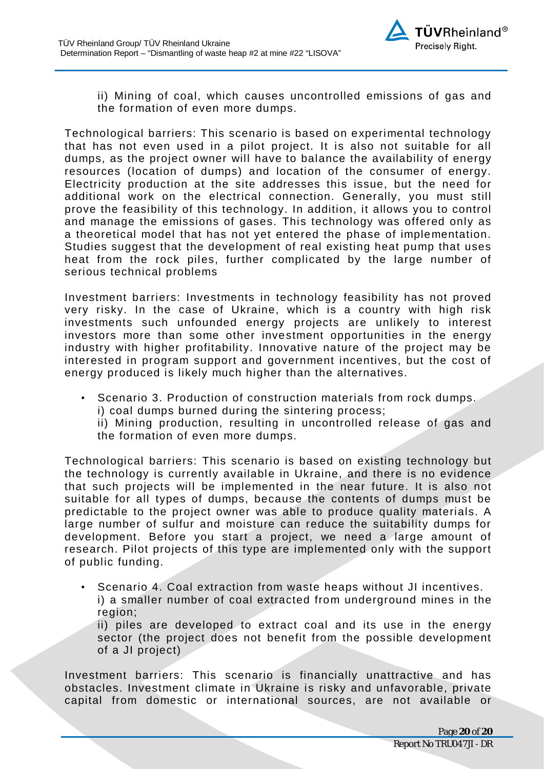ii) Mining of coal, which causes uncontrolled emissions of gas and the formation of even more dumps.

Technological barriers: This scenario is based on experimental technology that has not even used in a pilot project. It is also not suitable for all dumps, as the project owner will have to balance the availability of energy resources (location of dumps) and location of the consumer of energy. Electricity production at the site addresses this issue, but the need for additional work on the electrical connection. Generally, you must still prove the feasibility of this technology. In addition, it allows you to control and manage the emissions of gases. This technology was offered only as a theoretical model that has not yet entered the phase of implementation. Studies suggest that the development of real existing heat pump that uses heat from the rock piles, further complicated by the large number of serious technical problems

Investment barriers: Investments in technology feasibility has not proved very risky. In the case of Ukraine, which is a country with high risk investments such unfounded energy projects are unlikely to interest investors more than some other investment opportunities in the energy industry with higher profitability. Innovative nature of the project may be interested in program support and government incentives, but the cost of energy produced is likely much higher than the alternatives.

- Scenario 3. Production of construction materials from rock dumps.
  i) coal dumps burned during the sintering process;
  ii) Mining production, resulting in uncontrolled release of gas and the formation of even more dumps.

Technological barriers: This scenario is based on existing technology but the technology is currently available in Ukraine, and there is no evidence that such projects will be implemented in the near future. It is also not suitable for all types of dumps, because the contents of dumps must be predictable to the project owner was able to produce quality materials. A large number of sulfur and moisture can reduce the suitability dumps for development. Before you start a project, we need a large amount of research. Pilot projects of this type are implemented only with the support of public funding.

- Scenario 4. Coal extraction from waste heaps without JI incentives.
  i) a smaller number of coal extracted from underground mines in the region;
  ii) piles are developed to extract coal and its use in the energy sector (the project does not benefit from the possible development of a JI project)

Investment barriers: This scenario is financially unattractive and has obstacles. Investment climate in Ukraine is risky and unfavorable, private capital from domestic or international sources, are not available or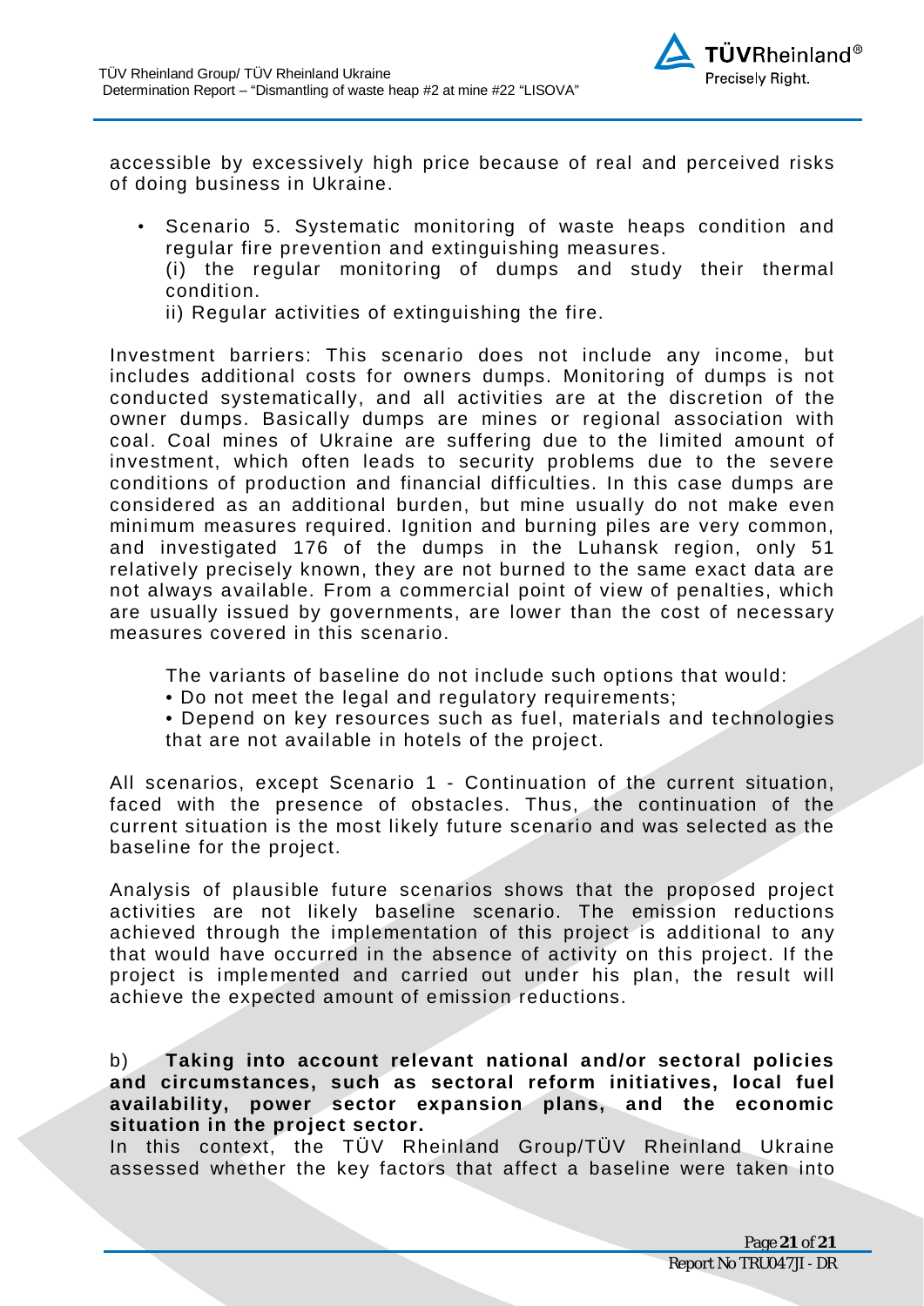accessible by excessively high price because of real and perceived risks of doing business in Ukraine.

- Scenario 5. Systematic monitoring of waste heaps condition and regular fire prevention and extinguishing measures.
  (i) the regular monitoring of dumps and study their thermal condition.
  ii) Regular activities of extinguishing the fire.

Investment barriers: This scenario does not include any income, but includes additional costs for owners dumps. Monitoring of dumps is not conducted systematically, and all activities are at the discretion of the owner dumps. Basically dumps are mines or regional association with coal. Coal mines of Ukraine are suffering due to the limited amount of investment, which often leads to security problems due to the severe conditions of production and financial difficulties. In this case dumps are considered as an additional burden, but mine usually do not make even minimum measures required. Ignition and burning piles are very common, and investigated 176 of the dumps in the Luhansk region, only 51 relatively precisely known, they are not burned to the same exact data are not always available. From a commercial point of view of penalties, which are usually issued by governments, are lower than the cost of necessary measures covered in this scenario.

The variants of baseline do not include such options that would:
- Do not meet the legal and regulatory requirements;
- Depend on key resources such as fuel, materials and technologies that are not available in hotels of the project.

All scenarios, except Scenario 1 - Continuation of the current situation, faced with the presence of obstacles. Thus, the continuation of the current situation is the most likely future scenario and was selected as the baseline for the project.

Analysis of plausible future scenarios shows that the proposed project activities are not likely baseline scenario. The emission reductions achieved through the implementation of this project is additional to any that would have occurred in the absence of activity on this project. If the project is implemented and carried out under his plan, the result will achieve the expected amount of emission reductions.

b) **Taking into account relevant national and/or sectoral policies and circumstances, such as sectoral reform initiatives, local fuel availability, power sector expansion plans, and the economic situation in the project sector.**
In this context, the TÜV Rheinland Group/TÜV Rheinland Ukraine assessed whether the key factors that affect a baseline were taken into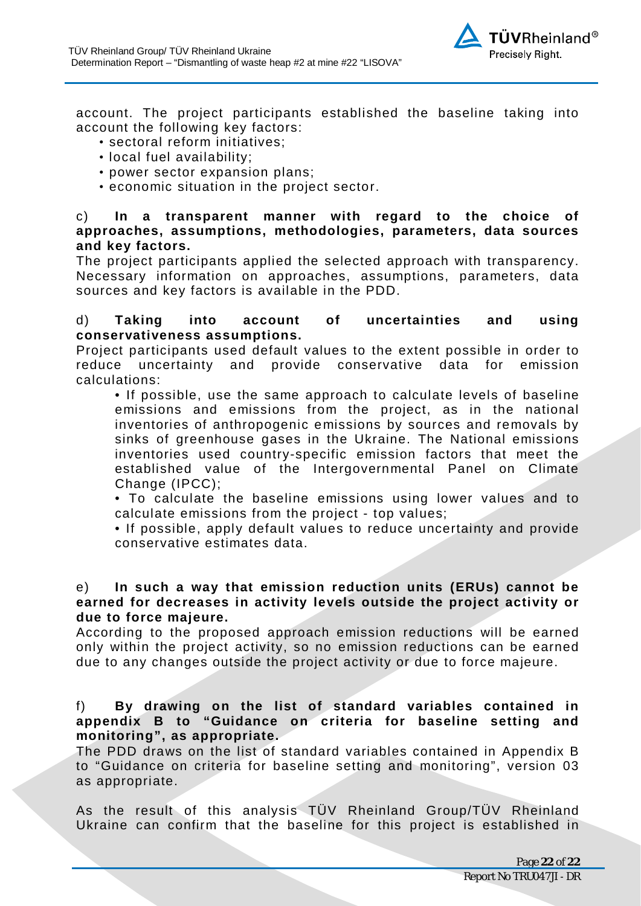account. The project participants established the baseline taking into account the following key factors:

- sectoral reform initiatives;
- local fuel availability;
- power sector expansion plans;
- economic situation in the project sector.

c) **In a transparent manner with regard to the choice of approaches, assumptions, methodologies, parameters, data sources and key factors.**
The project participants applied the selected approach with transparency. Necessary information on approaches, assumptions, parameters, data sources and key factors is available in the PDD.

d) **Taking into account of uncertainties and using conservativeness assumptions.**
Project participants used default values to the extent possible in order to reduce uncertainty and provide conservative data for emission calculations:

- If possible, use the same approach to calculate levels of baseline emissions and emissions from the project, as in the national inventories of anthropogenic emissions by sources and removals by sinks of greenhouse gases in the Ukraine. The National emissions inventories used country-specific emission factors that meet the established value of the Intergovernmental Panel on Climate Change (IPCC);
- To calculate the baseline emissions using lower values and to calculate emissions from the project - top values;
- If possible, apply default values to reduce uncertainty and provide conservative estimates data.

e) **In such a way that emission reduction units (ERUs) cannot be earned for decreases in activity levels outside the project activity or due to force majeure.**
According to the proposed approach emission reductions will be earned only within the project activity, so no emission reductions can be earned due to any changes outside the project activity or due to force majeure.

f) **By drawing on the list of standard variables contained in appendix B to "Guidance on criteria for baseline setting and monitoring", as appropriate.**
The PDD draws on the list of standard variables contained in Appendix B to "Guidance on criteria for baseline setting and monitoring", version 03 as appropriate.

As the result of this analysis TÜV Rheinland Group/TÜV Rheinland Ukraine can confirm that the baseline for this project is established in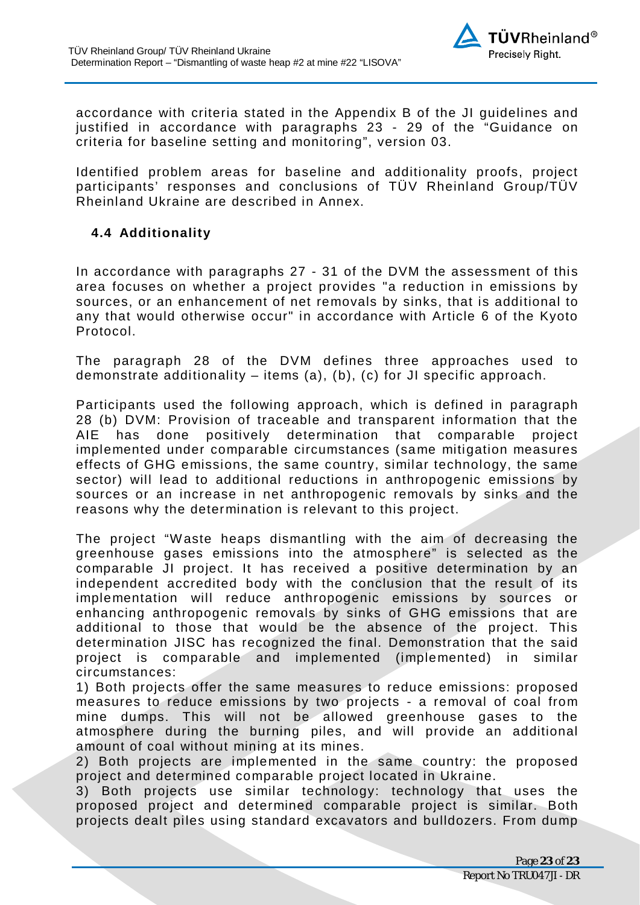accordance with criteria stated in the Appendix B of the JI guidelines and justified in accordance with paragraphs 23 - 29 of the "Guidance on criteria for baseline setting and monitoring", version 03.

Identified problem areas for baseline and additionality proofs, project participants' responses and conclusions of TÜV Rheinland Group/TÜV Rheinland Ukraine are described in Annex.

### 4.4 Additionality

In accordance with paragraphs 27 - 31 of the DVM the assessment of this area focuses on whether a project provides "a reduction in emissions by sources, or an enhancement of net removals by sinks, that is additional to any that would otherwise occur" in accordance with Article 6 of the Kyoto Protocol.

The paragraph 28 of the DVM defines three approaches used to demonstrate additionality – items (a), (b), (c) for JI specific approach.

Participants used the following approach, which is defined in paragraph 28 (b) DVM: Provision of traceable and transparent information that the AIE has done positively determination that comparable project implemented under comparable circumstances (same mitigation measures effects of GHG emissions, the same country, similar technology, the same sector) will lead to additional reductions in anthropogenic emissions by sources or an increase in net anthropogenic removals by sinks and the reasons why the determination is relevant to this project.

The project "Waste heaps dismantling with the aim of decreasing the greenhouse gases emissions into the atmosphere" is selected as the comparable JI project. It has received a positive determination by an independent accredited body with the conclusion that the result of its implementation will reduce anthropogenic emissions by sources or enhancing anthropogenic removals by sinks of GHG emissions that are additional to those that would be the absence of the project. This determination JISC has recognized the final. Demonstration that the said project is comparable and implemented (implemented) in similar circumstances:

1) Both projects offer the same measures to reduce emissions: proposed measures to reduce emissions by two projects - a removal of coal from mine dumps. This will not be allowed greenhouse gases to the atmosphere during the burning piles, and will provide an additional amount of coal without mining at its mines.
2) Both projects are implemented in the same country: the proposed project and determined comparable project located in Ukraine.
3) Both projects use similar technology: technology that uses the proposed project and determined comparable project is similar. Both projects dealt piles using standard excavators and bulldozers. From dump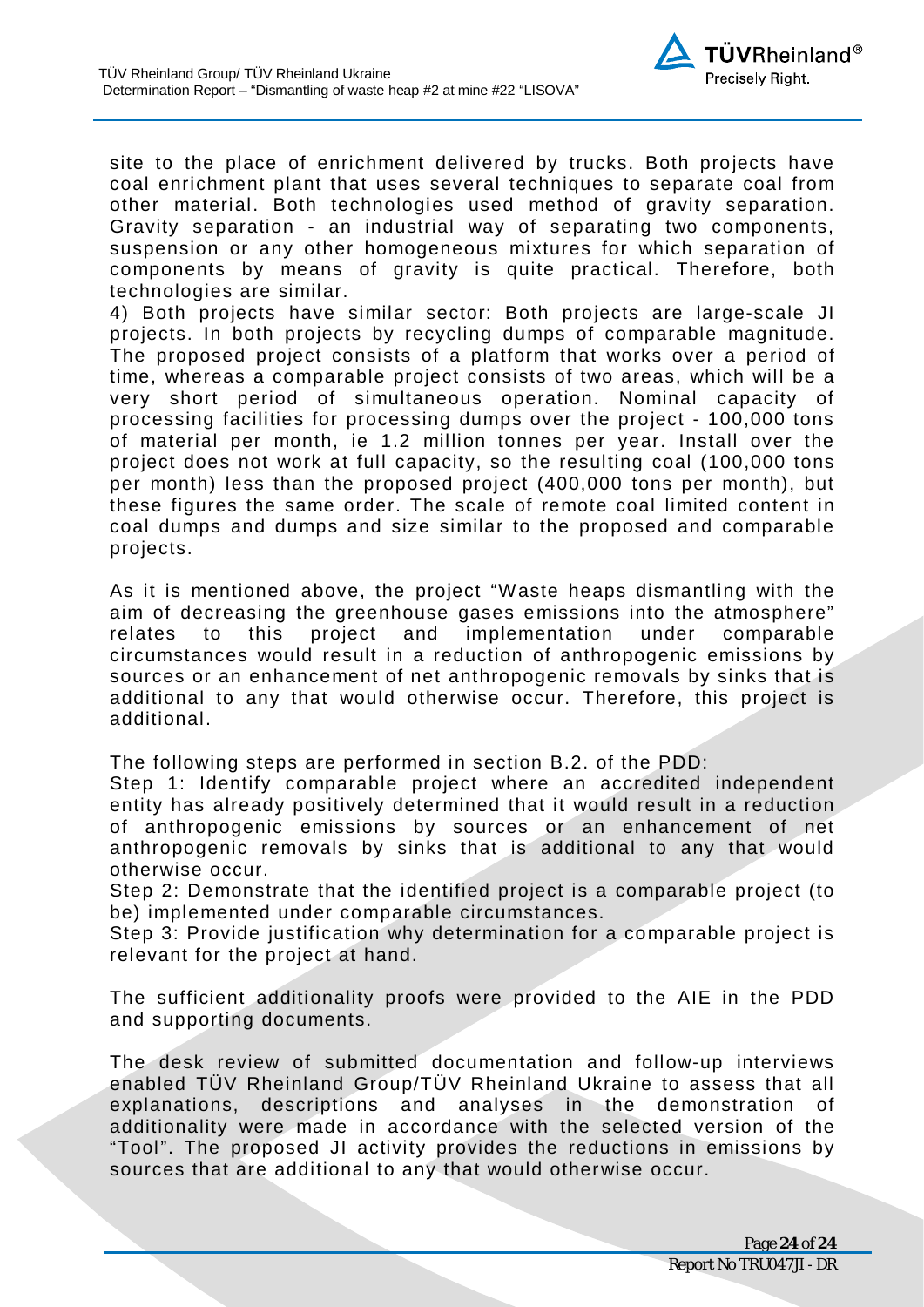site to the place of enrichment delivered by trucks. Both projects have coal enrichment plant that uses several techniques to separate coal from other material. Both technologies used method of gravity separation. Gravity separation - an industrial way of separating two components, suspension or any other homogeneous mixtures for which separation of components by means of gravity is quite practical. Therefore, both technologies are similar.

4) Both projects have similar sector: Both projects are large-scale JI projects. In both projects by recycling dumps of comparable magnitude. The proposed project consists of a platform that works over a period of time, whereas a comparable project consists of two areas, which will be a very short period of simultaneous operation. Nominal capacity of processing facilities for processing dumps over the project - 100,000 tons of material per month, ie 1.2 million tonnes per year. Install over the project does not work at full capacity, so the resulting coal (100,000 tons per month) less than the proposed project (400,000 tons per month), but these figures the same order. The scale of remote coal limited content in coal dumps and dumps and size similar to the proposed and comparable projects.

As it is mentioned above, the project "Waste heaps dismantling with the aim of decreasing the greenhouse gases emissions into the atmosphere" relates to this project and implementation under comparable circumstances would result in a reduction of anthropogenic emissions by sources or an enhancement of net anthropogenic removals by sinks that is additional to any that would otherwise occur. Therefore, this project is additional.

The following steps are performed in section B.2. of the PDD:

Step 1: Identify comparable project where an accredited independent entity has already positively determined that it would result in a reduction of anthropogenic emissions by sources or an enhancement of net anthropogenic removals by sinks that is additional to any that would otherwise occur.

Step 2: Demonstrate that the identified project is a comparable project (to be) implemented under comparable circumstances.

Step 3: Provide justification why determination for a comparable project is relevant for the project at hand.

The sufficient additionality proofs were provided to the AIE in the PDD and supporting documents.

The desk review of submitted documentation and follow-up interviews enabled TÜV Rheinland Group/TÜV Rheinland Ukraine to assess that all explanations, descriptions and analyses in the demonstration of additionality were made in accordance with the selected version of the "Tool". The proposed JI activity provides the reductions in emissions by sources that are additional to any that would otherwise occur.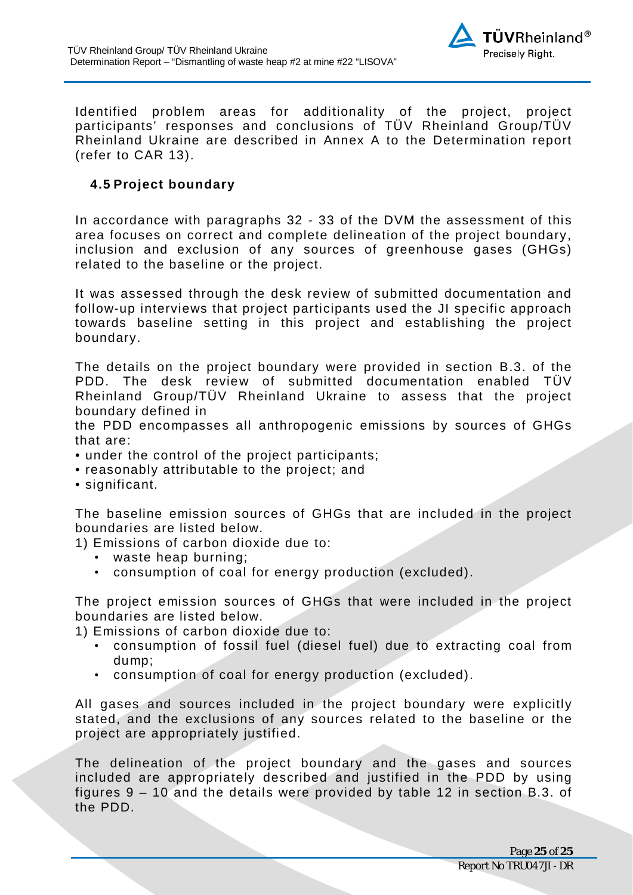Identified problem areas for additionality of the project, project participants' responses and conclusions of TÜV Rheinland Group/TÜV Rheinland Ukraine are described in Annex A to the Determination report (refer to CAR 13).

### 4.5 Project boundary

In accordance with paragraphs 32 - 33 of the DVM the assessment of this area focuses on correct and complete delineation of the project boundary, inclusion and exclusion of any sources of greenhouse gases (GHGs) related to the baseline or the project.

It was assessed through the desk review of submitted documentation and follow-up interviews that project participants used the JI specific approach towards baseline setting in this project and establishing the project boundary.

The details on the project boundary were provided in section B.3. of the PDD. The desk review of submitted documentation enabled TÜV Rheinland Group/TÜV Rheinland Ukraine to assess that the project boundary defined in the PDD encompasses all anthropogenic emissions by sources of GHGs that are:

- under the control of the project participants;
- reasonably attributable to the project; and
- significant.

The baseline emission sources of GHGs that are included in the project boundaries are listed below.

1) Emissions of carbon dioxide due to:
   - waste heap burning;
   - consumption of coal for energy production (excluded).

The project emission sources of GHGs that were included in the project boundaries are listed below.

1) Emissions of carbon dioxide due to:
   - consumption of fossil fuel (diesel fuel) due to extracting coal from dump;
   - consumption of coal for energy production (excluded).

All gases and sources included in the project boundary were explicitly stated, and the exclusions of any sources related to the baseline or the project are appropriately justified.

The delineation of the project boundary and the gases and sources included are appropriately described and justified in the PDD by using figures 9 – 10 and the details were provided by table 12 in section B.3. of the PDD.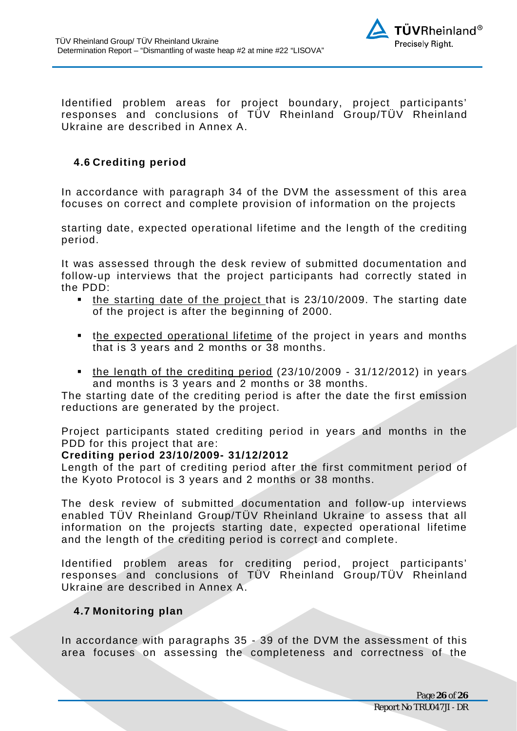Identified problem areas for project boundary, project participants' responses and conclusions of TÜV Rheinland Group/TÜV Rheinland Ukraine are described in Annex A.

### 4.6 Crediting period

In accordance with paragraph 34 of the DVM the assessment of this area focuses on correct and complete provision of information on the projects

starting date, expected operational lifetime and the length of the crediting period.

It was assessed through the desk review of submitted documentation and follow-up interviews that the project participants had correctly stated in the PDD:

- the starting date of the project that is 23/10/2009. The starting date of the project is after the beginning of 2000.
- the expected operational lifetime of the project in years and months that is 3 years and 2 months or 38 months.
- the length of the crediting period (23/10/2009 - 31/12/2012) in years and months is 3 years and 2 months or 38 months.

The starting date of the crediting period is after the date the first emission reductions are generated by the project.

Project participants stated crediting period in years and months in the PDD for this project that are:

**Crediting period 23/10/2009- 31/12/2012**

Length of the part of crediting period after the first commitment period of the Kyoto Protocol is 3 years and 2 months or 38 months.

The desk review of submitted documentation and follow-up interviews enabled TÜV Rheinland Group/TÜV Rheinland Ukraine to assess that all information on the projects starting date, expected operational lifetime and the length of the crediting period is correct and complete.

Identified problem areas for crediting period, project participants' responses and conclusions of TÜV Rheinland Group/TÜV Rheinland Ukraine are described in Annex A.

### 4.7 Monitoring plan

In accordance with paragraphs 35 - 39 of the DVM the assessment of this area focuses on assessing the completeness and correctness of the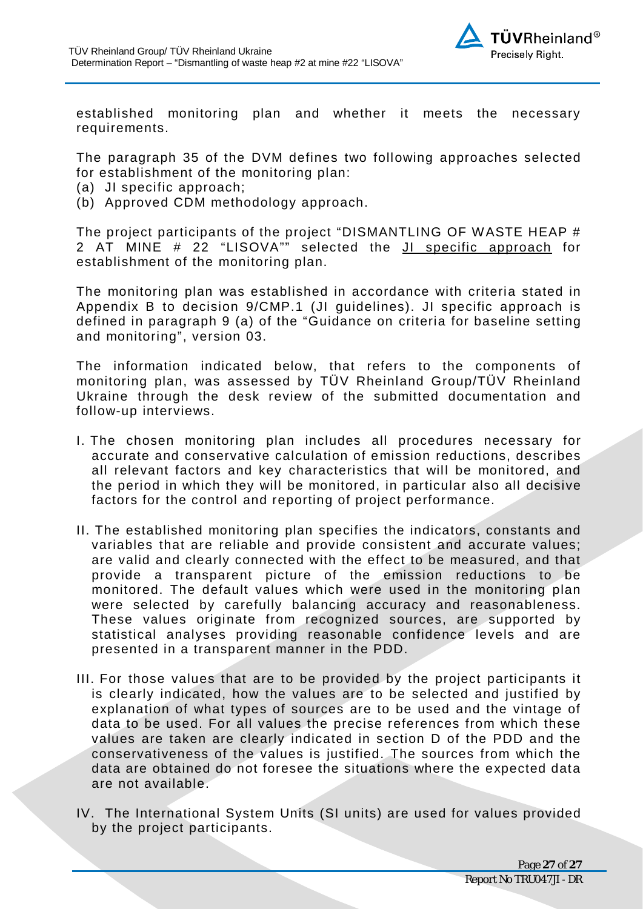established monitoring plan and whether it meets the necessary requirements.

The paragraph 35 of the DVM defines two following approaches selected for establishment of the monitoring plan:

(a) JI specific approach;

(b) Approved CDM methodology approach.

The project participants of the project "DISMANTLING OF WASTE HEAP # 2 AT MINE # 22 "LISOVA"" selected the <u>JI specific approach</u> for establishment of the monitoring plan.

The monitoring plan was established in accordance with criteria stated in Appendix B to decision 9/CMP.1 (JI guidelines). JI specific approach is defined in paragraph 9 (a) of the "Guidance on criteria for baseline setting and monitoring", version 03.

The information indicated below, that refers to the components of monitoring plan, was assessed by TÜV Rheinland Group/TÜV Rheinland Ukraine through the desk review of the submitted documentation and follow-up interviews.

I. The chosen monitoring plan includes all procedures necessary for accurate and conservative calculation of emission reductions, describes all relevant factors and key characteristics that will be monitored, and the period in which they will be monitored, in particular also all decisive factors for the control and reporting of project performance.

II. The established monitoring plan specifies the indicators, constants and variables that are reliable and provide consistent and accurate values; are valid and clearly connected with the effect to be measured, and that provide a transparent picture of the emission reductions to be monitored. The default values which were used in the monitoring plan were selected by carefully balancing accuracy and reasonableness. These values originate from recognized sources, are supported by statistical analyses providing reasonable confidence levels and are presented in a transparent manner in the PDD.

III. For those values that are to be provided by the project participants it is clearly indicated, how the values are to be selected and justified by explanation of what types of sources are to be used and the vintage of data to be used. For all values the precise references from which these values are taken are clearly indicated in section D of the PDD and the conservativeness of the values is justified. The sources from which the data are obtained do not foresee the situations where the expected data are not available.

IV. The International System Units (SI units) are used for values provided by the project participants.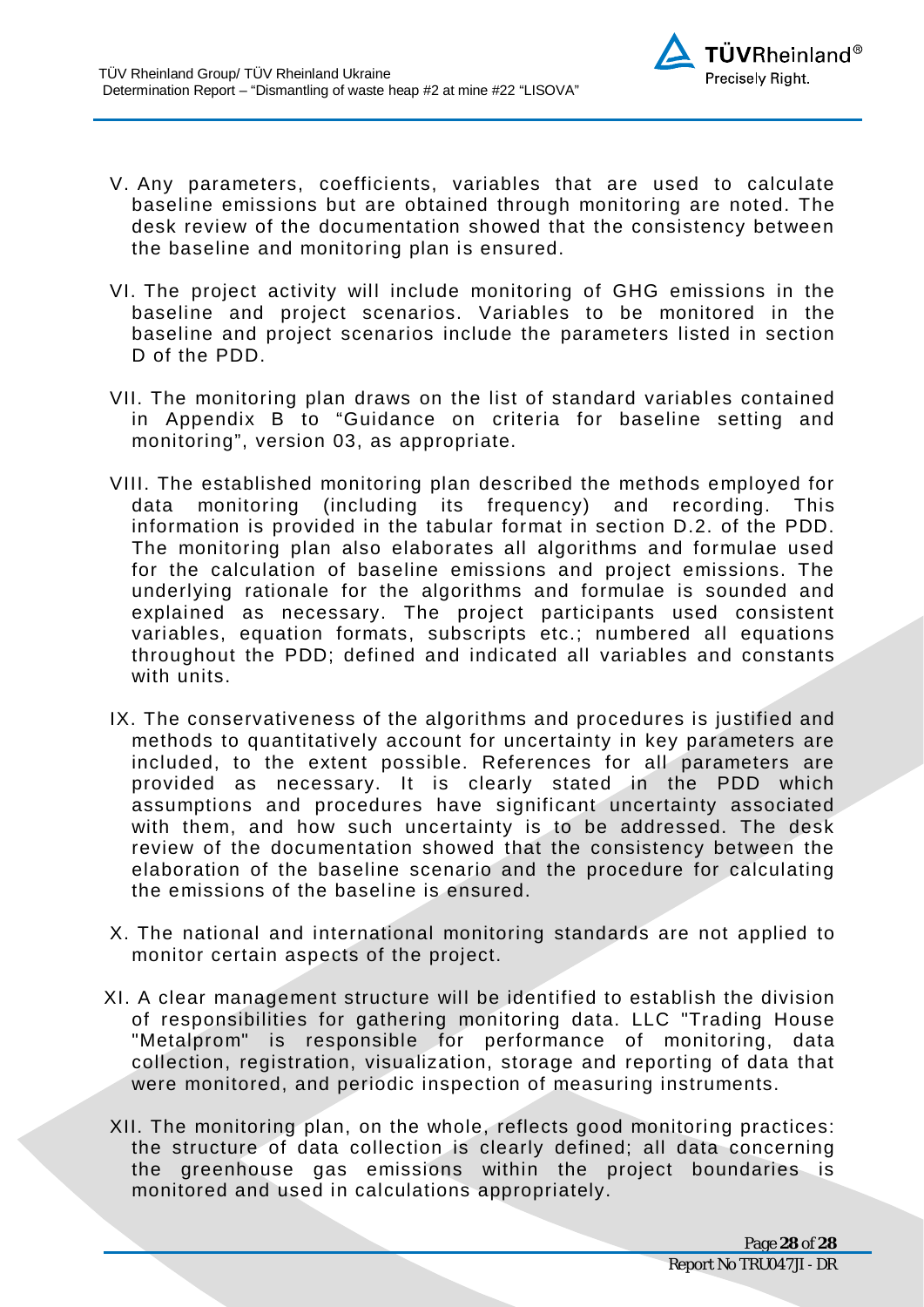V. Any parameters, coefficients, variables that are used to calculate baseline emissions but are obtained through monitoring are noted. The desk review of the documentation showed that the consistency between the baseline and monitoring plan is ensured.

VI. The project activity will include monitoring of GHG emissions in the baseline and project scenarios. Variables to be monitored in the baseline and project scenarios include the parameters listed in section D of the PDD.

VII. The monitoring plan draws on the list of standard variables contained in Appendix B to "Guidance on criteria for baseline setting and monitoring", version 03, as appropriate.

VIII. The established monitoring plan described the methods employed for data monitoring (including its frequency) and recording. This information is provided in the tabular format in section D.2. of the PDD. The monitoring plan also elaborates all algorithms and formulae used for the calculation of baseline emissions and project emissions. The underlying rationale for the algorithms and formulae is sounded and explained as necessary. The project participants used consistent variables, equation formats, subscripts etc.; numbered all equations throughout the PDD; defined and indicated all variables and constants with units.

IX. The conservativeness of the algorithms and procedures is justified and methods to quantitatively account for uncertainty in key parameters are included, to the extent possible. References for all parameters are provided as necessary. It is clearly stated in the PDD which assumptions and procedures have significant uncertainty associated with them, and how such uncertainty is to be addressed. The desk review of the documentation showed that the consistency between the elaboration of the baseline scenario and the procedure for calculating the emissions of the baseline is ensured.

X. The national and international monitoring standards are not applied to monitor certain aspects of the project.

XI. A clear management structure will be identified to establish the division of responsibilities for gathering monitoring data. LLC "Trading House "Metalprom" is responsible for performance of monitoring, data collection, registration, visualization, storage and reporting of data that were monitored, and periodic inspection of measuring instruments.

XII. The monitoring plan, on the whole, reflects good monitoring practices: the structure of data collection is clearly defined; all data concerning the greenhouse gas emissions within the project boundaries is monitored and used in calculations appropriately.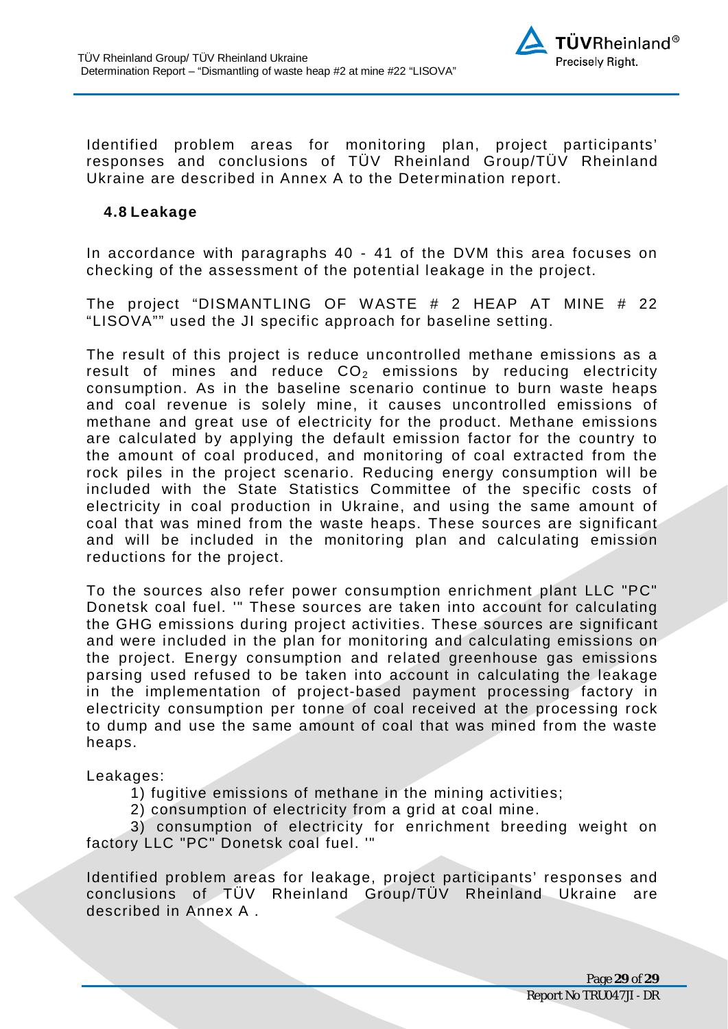Identified problem areas for monitoring plan, project participants' responses and conclusions of TÜV Rheinland Group/TÜV Rheinland Ukraine are described in Annex A to the Determination report.

### 4.8 Leakage

In accordance with paragraphs 40 - 41 of the DVM this area focuses on checking of the assessment of the potential leakage in the project.

The project "DISMANTLING OF WASTE # 2 HEAP AT MINE # 22 "LISOVA"" used the JI specific approach for baseline setting.

The result of this project is reduce uncontrolled methane emissions as a result of mines and reduce $CO_2$ emissions by reducing electricity consumption. As in the baseline scenario continue to burn waste heaps and coal revenue is solely mine, it causes uncontrolled emissions of methane and great use of electricity for the product. Methane emissions are calculated by applying the default emission factor for the country to the amount of coal produced, and monitoring of coal extracted from the rock piles in the project scenario. Reducing energy consumption will be included with the State Statistics Committee of the specific costs of electricity in coal production in Ukraine, and using the same amount of coal that was mined from the waste heaps. These sources are significant and will be included in the monitoring plan and calculating emission reductions for the project.

To the sources also refer power consumption enrichment plant LLC "PC" Donetsk coal fuel. '" These sources are taken into account for calculating the GHG emissions during project activities. These sources are significant and were included in the plan for monitoring and calculating emissions on the project. Energy consumption and related greenhouse gas emissions parsing used refused to be taken into account in calculating the leakage in the implementation of project-based payment processing factory in electricity consumption per tonne of coal received at the processing rock to dump and use the same amount of coal that was mined from the waste heaps.

Leakages:

1) fugitive emissions of methane in the mining activities;
2) consumption of electricity from a grid at coal mine.
3) consumption of electricity for enrichment breeding weight on factory LLC "PC" Donetsk coal fuel. '"

Identified problem areas for leakage, project participants' responses and conclusions of TÜV Rheinland Group/TÜV Rheinland Ukraine are described in Annex A .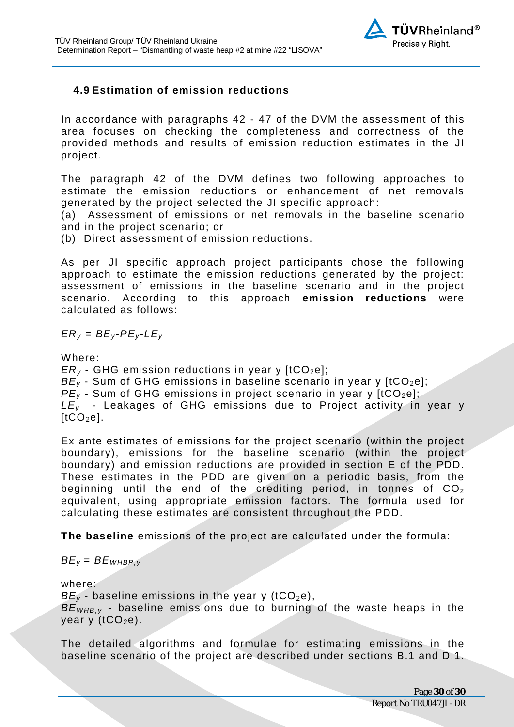### 4.9 Estimation of emission reductions

In accordance with paragraphs 42 - 47 of the DVM the assessment of this area focuses on checking the completeness and correctness of the provided methods and results of emission reduction estimates in the JI project.

The paragraph 42 of the DVM defines two following approaches to estimate the emission reductions or enhancement of net removals generated by the project selected the JI specific approach:

(a) Assessment of emissions or net removals in the baseline scenario and in the project scenario; or

(b) Direct assessment of emission reductions.

As per JI specific approach project participants chose the following approach to estimate the emission reductions generated by the project: assessment of emissions in the baseline scenario and in the project scenario. According to this approach **emission reductions** were calculated as follows:

$ER_y = BE_y - PE_y - LE_y$

Where:

$ER_y$ - GHG emission reductions in year y [$tCO_2e$];

$BE_y$ - Sum of GHG emissions in baseline scenario in year y [$tCO_2e$];

$PE_y$ - Sum of GHG emissions in project scenario in year y [$tCO_2e$];

$LE_y$ - Leakages of GHG emissions due to Project activity in year y [$tCO_2e$].

Ex ante estimates of emissions for the project scenario (within the project boundary), emissions for the baseline scenario (within the project boundary) and emission reductions are provided in section E of the PDD. These estimates in the PDD are given on a periodic basis, from the beginning until the end of the crediting period, in tonnes of $CO_2$ equivalent, using appropriate emission factors. The formula used for calculating these estimates are consistent throughout the PDD.

**The baseline** emissions of the project are calculated under the formula:

$BE_y = BE_{WHBP,y}$

where:

$BE_y$ - baseline emissions in the year y ($tCO_2e$),

$BE_{WHB,y}$ - baseline emissions due to burning of the waste heaps in the year y ($tCO_2e$).

The detailed algorithms and formulae for estimating emissions in the baseline scenario of the project are described under sections B.1 and D.1.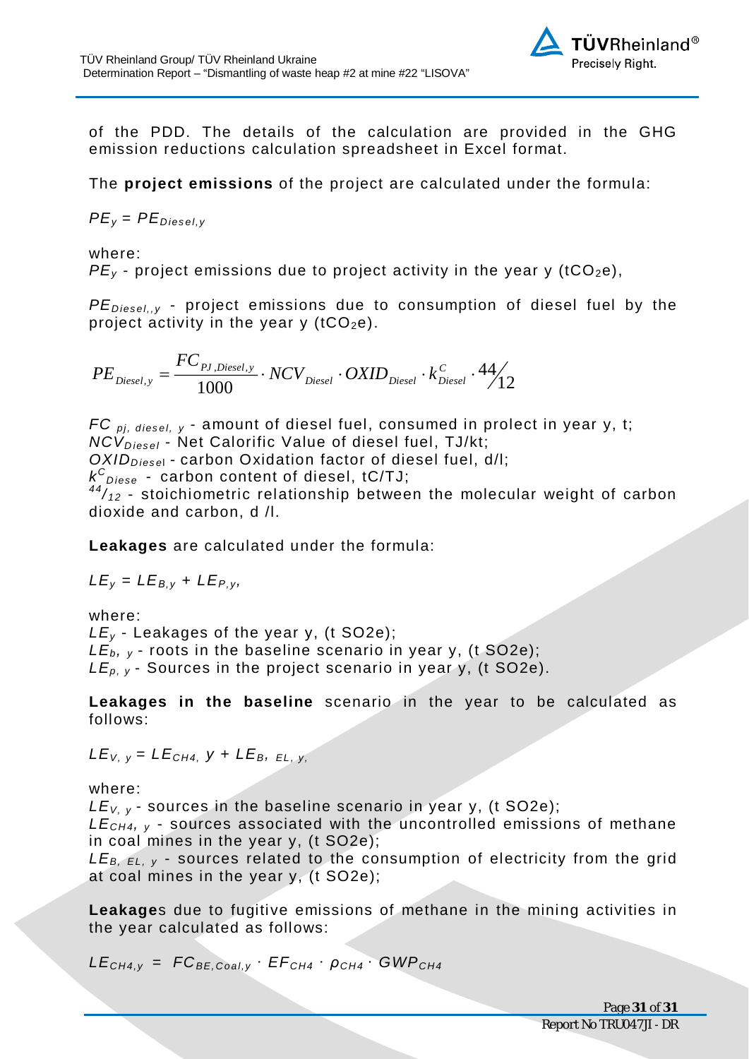of the PDD. The details of the calculation are provided in the GHG emission reductions calculation spreadsheet in Excel format.

The **project emissions** of the project are calculated under the formula:

$PE_y = PE_{Diesel,y}$

where:

$PE_y$ - project emissions due to project activity in the year y ($tCO_2e$),

$PE_{Diesel,,y}$ - project emissions due to consumption of diesel fuel by the project activity in the year y ($tCO_2e$).

$$PE_{Diesel,y} = \frac{FC_{PJ,Diesel,y}}{1000} \cdot NCV_{Diesel} \cdot OXID_{Diesel} \cdot k^{C}_{Diesel} \cdot 44/12$$

$FC_{pj,\ diesel,\ y}$ - amount of diesel fuel, consumed in prolect in year y, t;
$NCV_{Diesel}$ - Net Calorific Value of diesel fuel, TJ/kt;
$OXID_{Diesel}$ - carbon Oxidation factor of diesel fuel, d/l;
$k^{C}_{Diese}$ - carbon content of diesel, tC/TJ;
$^{44}/_{12}$ - stoichiometric relationship between the molecular weight of carbon dioxide and carbon, d /l.

**Leakages** are calculated under the formula:

$LE_y = LE_{B,y} + LE_{P,y}$,

where:
$LE_y$ - Leakages of the year y, (t SO2e);
$LE_{b,\ y}$ - roots in the baseline scenario in year y, (t SO2e);
$LE_{p,\ y}$ - Sources in the project scenario in year y, (t SO2e).

**Leakages in the baseline** scenario in the year to be calculated as follows:

$LE_{V,\ y} = LE_{CH4,\ y} + LE_{B,\ EL,\ y,}$

where:
$LE_{V,\ y}$ - sources in the baseline scenario in year y, (t SO2e);
$LE_{CH4,\ y}$ - sources associated with the uncontrolled emissions of methane in coal mines in the year y, (t SO2e);
$LE_{B,\ EL,\ y}$ - sources related to the consumption of electricity from the grid at coal mines in the year y, (t SO2e);

**Leakage**s due to fugitive emissions of methane in the mining activities in the year calculated as follows:

$LE_{CH4,y} = FC_{BE,Coal,y} \cdot EF_{CH4} \cdot \rho_{CH4} \cdot GWP_{CH4}$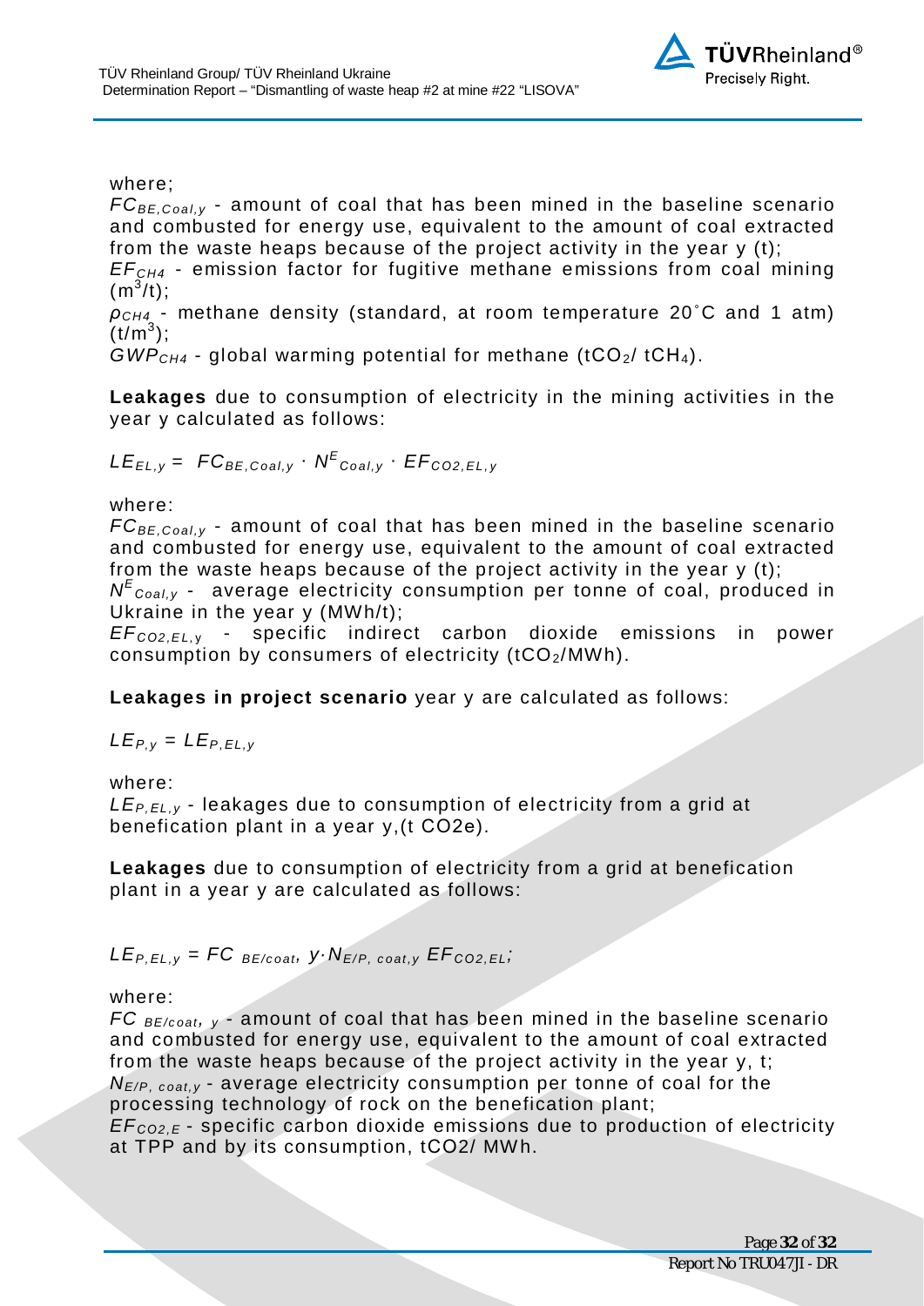where;

$FC_{BE,Coal,y}$ - amount of coal that has been mined in the baseline scenario and combusted for energy use, equivalent to the amount of coal extracted from the waste heaps because of the project activity in the year y (t);

$EF_{CH4}$ - emission factor for fugitive methane emissions from coal mining ($m^3$/t);

$\rho_{CH4}$ - methane density (standard, at room temperature 20˚C and 1 atm) ($t/m^3$);

$GWP_{CH4}$ - global warming potential for methane ($tCO_2$/ $tCH_4$).

**Leakages** due to consumption of electricity in the mining activities in the year y calculated as follows:

$$LE_{EL,y} = FC_{BE,Coal,y} \cdot N^{E}_{Coal,y} \cdot EF_{CO2,EL,y}$$

where:

$FC_{BE,Coal,y}$ - amount of coal that has been mined in the baseline scenario and combusted for energy use, equivalent to the amount of coal extracted from the waste heaps because of the project activity in the year y (t);

$N^{E}_{Coal,y}$ - average electricity consumption per tonne of coal, produced in Ukraine in the year y (MWh/t);

$EF_{CO2,EL,y}$ - specific indirect carbon dioxide emissions in power consumption by consumers of electricity ($tCO_2$/MWh).

**Leakages in project scenario** year y are calculated as follows:

$$LE_{P,y} = LE_{P,EL,y}$$

where:

$LE_{P,EL,y}$ - leakages due to consumption of electricity from a grid at benefication plant in a year y,(t CO2e).

**Leakages** due to consumption of electricity from a grid at benefication plant in a year y are calculated as follows:

$$LE_{P,EL,y} = FC_{BE/coat,}\ y \cdot N_{E/P,\ coat,y}\ EF_{CO2,EL};$$

where:

$FC_{BE/coat,\ y}$ - amount of coal that has been mined in the baseline scenario and combusted for energy use, equivalent to the amount of coal extracted from the waste heaps because of the project activity in the year y, t;

$N_{E/P,\ coat,y}$ - average electricity consumption per tonne of coal for the processing technology of rock on the benefication plant;

$EF_{CO2,E}$ - specific carbon dioxide emissions due to production of electricity at TPP and by its consumption, tCO2/ MWh.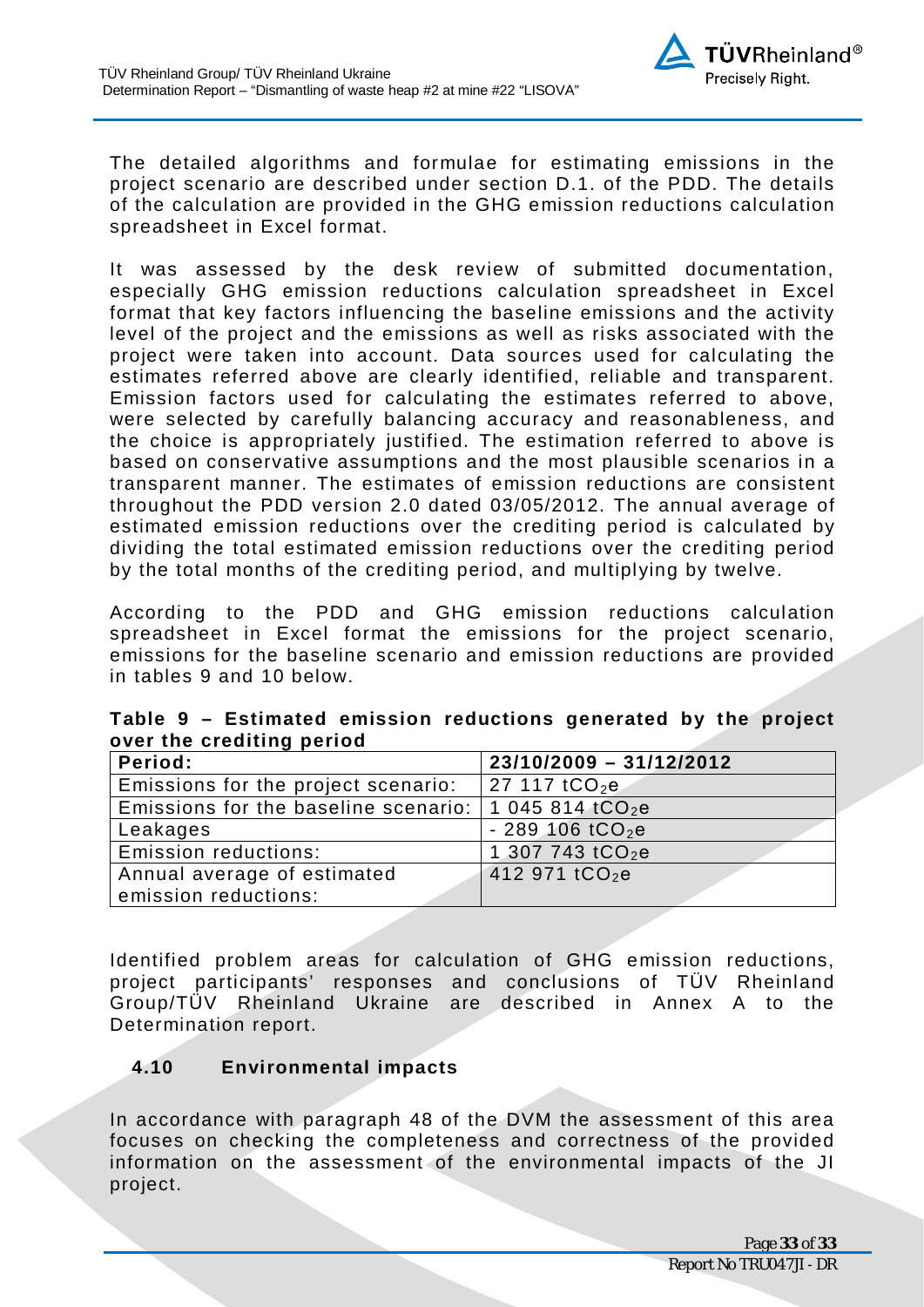The detailed algorithms and formulae for estimating emissions in the project scenario are described under section D.1. of the PDD. The details of the calculation are provided in the GHG emission reductions calculation spreadsheet in Excel format.

It was assessed by the desk review of submitted documentation, especially GHG emission reductions calculation spreadsheet in Excel format that key factors influencing the baseline emissions and the activity level of the project and the emissions as well as risks associated with the project were taken into account. Data sources used for calculating the estimates referred above are clearly identified, reliable and transparent. Emission factors used for calculating the estimates referred to above, were selected by carefully balancing accuracy and reasonableness, and the choice is appropriately justified. The estimation referred to above is based on conservative assumptions and the most plausible scenarios in a transparent manner. The estimates of emission reductions are consistent throughout the PDD version 2.0 dated 03/05/2012. The annual average of estimated emission reductions over the crediting period is calculated by dividing the total estimated emission reductions over the crediting period by the total months of the crediting period, and multiplying by twelve.

According to the PDD and GHG emission reductions calculation spreadsheet in Excel format the emissions for the project scenario, emissions for the baseline scenario and emission reductions are provided in tables 9 and 10 below.

**Table 9 – Estimated emission reductions generated by the project over the crediting period**

| **Period:** | **23/10/2009 – 31/12/2012** |
|---|---|
| Emissions for the project scenario: | 27 117 $tCO_2e$ |
| Emissions for the baseline scenario: | 1 045 814 $tCO_2e$ |
| Leakages | - 289 106 $tCO_2e$ |
| Emission reductions: | 1 307 743 $tCO_2e$ |
| Annual average of estimated emission reductions: | 412 971 $tCO_2e$ |

Identified problem areas for calculation of GHG emission reductions, project participants' responses and conclusions of TÜV Rheinland Group/TÜV Rheinland Ukraine are described in Annex A to the Determination report.

## 4.10 Environmental impacts

In accordance with paragraph 48 of the DVM the assessment of this area focuses on checking the completeness and correctness of the provided information on the assessment of the environmental impacts of the JI project.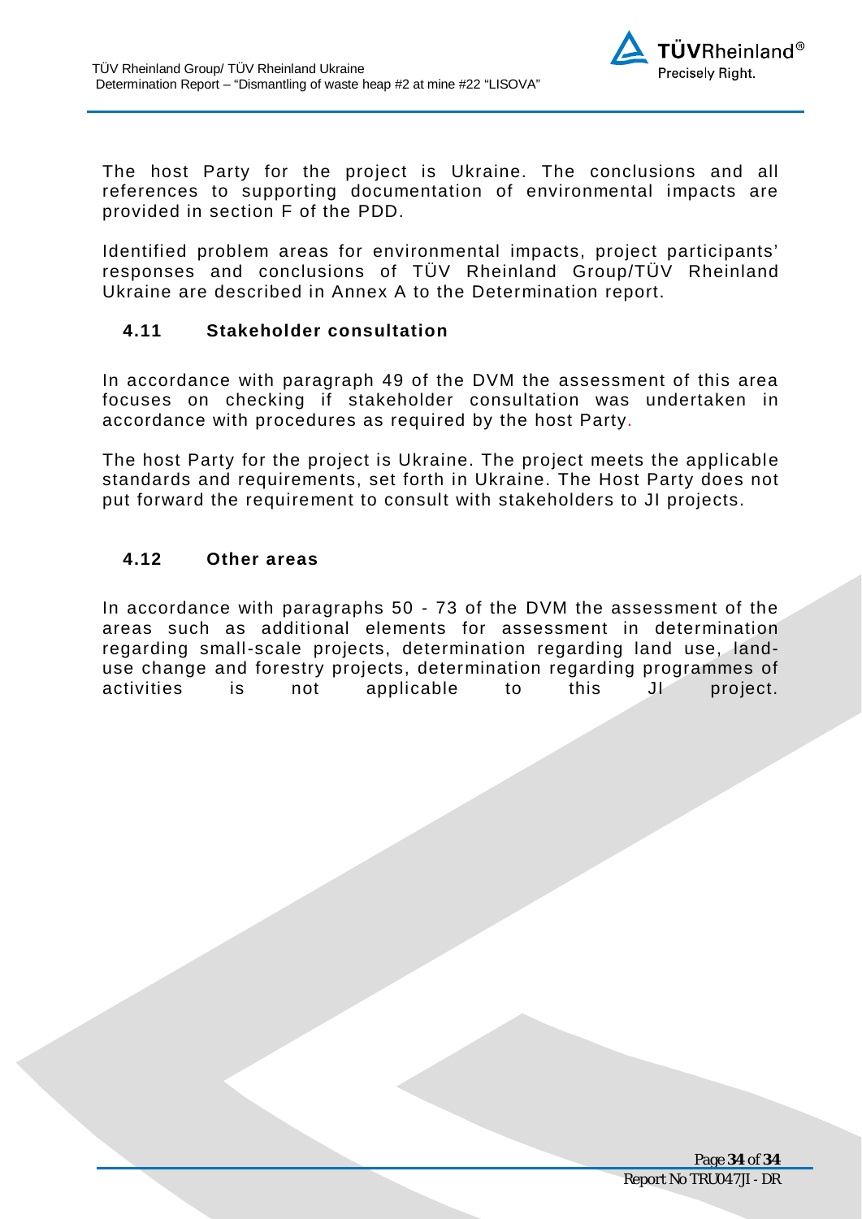The host Party for the project is Ukraine. The conclusions and all references to supporting documentation of environmental impacts are provided in section F of the PDD.

Identified problem areas for environmental impacts, project participants' responses and conclusions of TÜV Rheinland Group/TÜV Rheinland Ukraine are described in Annex A to the Determination report.

### 4.11 Stakeholder consultation

In accordance with paragraph 49 of the DVM the assessment of this area focuses on checking if stakeholder consultation was undertaken in accordance with procedures as required by the host Party.

The host Party for the project is Ukraine. The project meets the applicable standards and requirements, set forth in Ukraine. The Host Party does not put forward the requirement to consult with stakeholders to JI projects.

### 4.12 Other areas

In accordance with paragraphs 50 - 73 of the DVM the assessment of the areas such as additional elements for assessment in determination regarding small-scale projects, determination regarding land use, land-use change and forestry projects, determination regarding programmes of activities is not applicable to this JI project.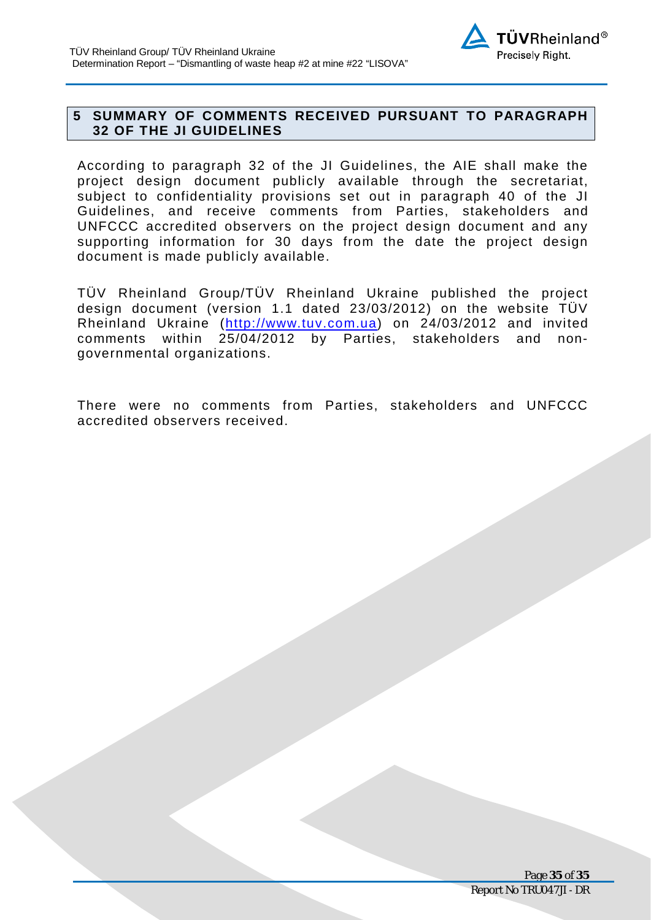## 5 SUMMARY OF COMMENTS RECEIVED PURSUANT TO PARAGRAPH 32 OF THE JI GUIDELINES

According to paragraph 32 of the JI Guidelines, the AIE shall make the project design document publicly available through the secretariat, subject to confidentiality provisions set out in paragraph 40 of the JI Guidelines, and receive comments from Parties, stakeholders and UNFCCC accredited observers on the project design document and any supporting information for 30 days from the date the project design document is made publicly available.

TÜV Rheinland Group/TÜV Rheinland Ukraine published the project design document (version 1.1 dated 23/03/2012) on the website TÜV Rheinland Ukraine (http://www.tuv.com.ua) on 24/03/2012 and invited comments within 25/04/2012 by Parties, stakeholders and non-governmental organizations.

There were no comments from Parties, stakeholders and UNFCCC accredited observers received.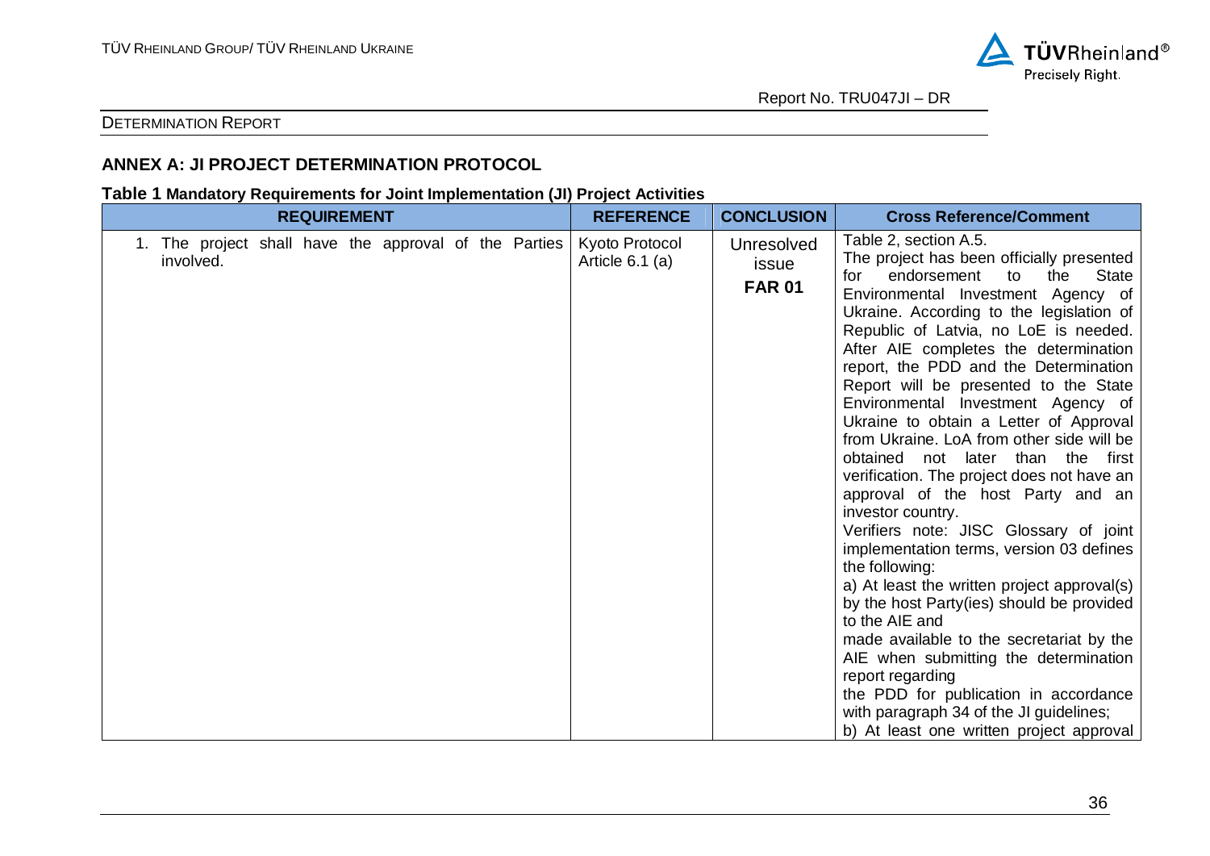## ANNEX A: JI PROJECT DETERMINATION PROTOCOL

**Table 1 Mandatory Requirements for Joint Implementation (JI) Project Activities**

| REQUIREMENT | REFERENCE | CONCLUSION | Cross Reference/Comment |
|---|---|---|---|
| 1. The project shall have the approval of the Parties involved. | Kyoto Protocol Article 6.1 (a) | Unresolved issue **FAR 01** | Table 2, section A.5. The project has been officially presented for endorsement to the State Environmental Investment Agency of Ukraine. According to the legislation of Republic of Latvia, no LoE is needed. After AIE completes the determination report, the PDD and the Determination Report will be presented to the State Environmental Investment Agency of Ukraine to obtain a Letter of Approval from Ukraine. LoA from other side will be obtained not later than the first verification. The project does not have an approval of the host Party and an investor country. Verifiers note: JISC Glossary of joint implementation terms, version 03 defines the following: a) At least the written project approval(s) by the host Party(ies) should be provided to the AIE and made available to the secretariat by the AIE when submitting the determination report regarding the PDD for publication in accordance with paragraph 34 of the JI guidelines; b) At least one written project approval |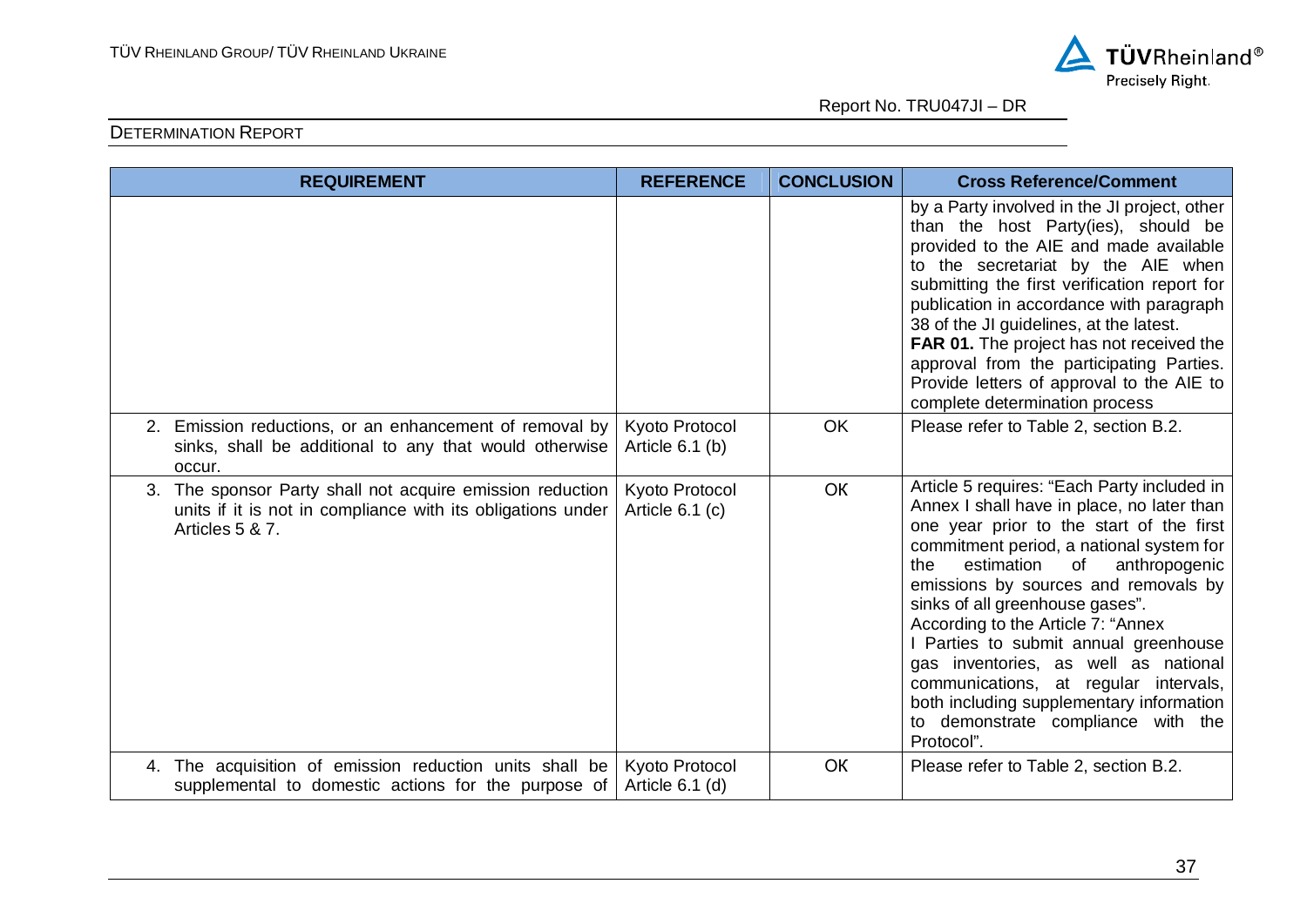| REQUIREMENT | REFERENCE | CONCLUSION | Cross Reference/Comment |
|---|---|---|---|
| | | | by a Party involved in the JI project, other than the host Party(ies), should be provided to the AIE and made available to the secretariat by the AIE when submitting the first verification report for publication in accordance with paragraph 38 of the JI guidelines, at the latest. **FAR 01.** The project has not received the approval from the participating Parties. Provide letters of approval to the AIE to complete determination process |
| 2. Emission reductions, or an enhancement of removal by sinks, shall be additional to any that would otherwise occur. | Kyoto Protocol Article 6.1 (b) | OK | Please refer to Table 2, section B.2. |
| 3. The sponsor Party shall not acquire emission reduction units if it is not in compliance with its obligations under Articles 5 & 7. | Kyoto Protocol Article 6.1 (c) | OK | Article 5 requires: "Each Party included in Annex I shall have in place, no later than one year prior to the start of the first commitment period, a national system for the estimation of anthropogenic emissions by sources and removals by sinks of all greenhouse gases". According to the Article 7: "Annex I Parties to submit annual greenhouse gas inventories, as well as national communications, at regular intervals, both including supplementary information to demonstrate compliance with the Protocol". |
| 4. The acquisition of emission reduction units shall be supplemental to domestic actions for the purpose of | Kyoto Protocol Article 6.1 (d) | OK | Please refer to Table 2, section B.2. |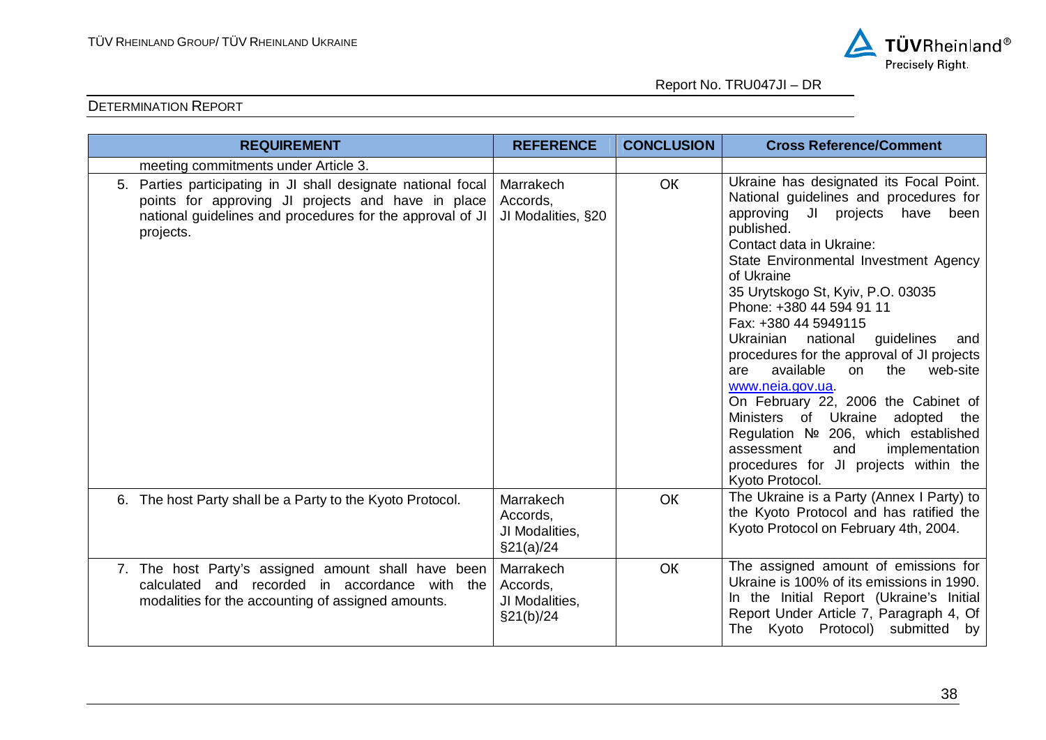| REQUIREMENT | REFERENCE | CONCLUSION | Cross Reference/Comment |
|---|---|---|---|
| meeting commitments under Article 3. | | | |
| 5. Parties participating in JI shall designate national focal points for approving JI projects and have in place national guidelines and procedures for the approval of JI projects. | Marrakech Accords, JI Modalities, §20 | OK | Ukraine has designated its Focal Point. National guidelines and procedures for approving JI projects have been published.<br>Contact data in Ukraine:<br>State Environmental Investment Agency of Ukraine<br>35 Urytskogo St, Kyiv, P.O. 03035<br>Phone: +380 44 594 91 11<br>Fax: +380 44 5949115<br>Ukrainian national guidelines and procedures for the approval of JI projects are available on the web-site www.neia.gov.ua.<br>On February 22, 2006 the Cabinet of Ministers of Ukraine adopted the Regulation № 206, which established assessment and implementation procedures for JI projects within the Kyoto Protocol. |
| 6. The host Party shall be a Party to the Kyoto Protocol. | Marrakech Accords, JI Modalities, §21(a)/24 | OK | The Ukraine is a Party (Annex I Party) to the Kyoto Protocol and has ratified the Kyoto Protocol on February 4th, 2004. |
| 7. The host Party's assigned amount shall have been calculated and recorded in accordance with the modalities for the accounting of assigned amounts. | Marrakech Accords, JI Modalities, §21(b)/24 | OK | The assigned amount of emissions for Ukraine is 100% of its emissions in 1990. In the Initial Report (Ukraine's Initial Report Under Article 7, Paragraph 4, Of The Kyoto Protocol) submitted by |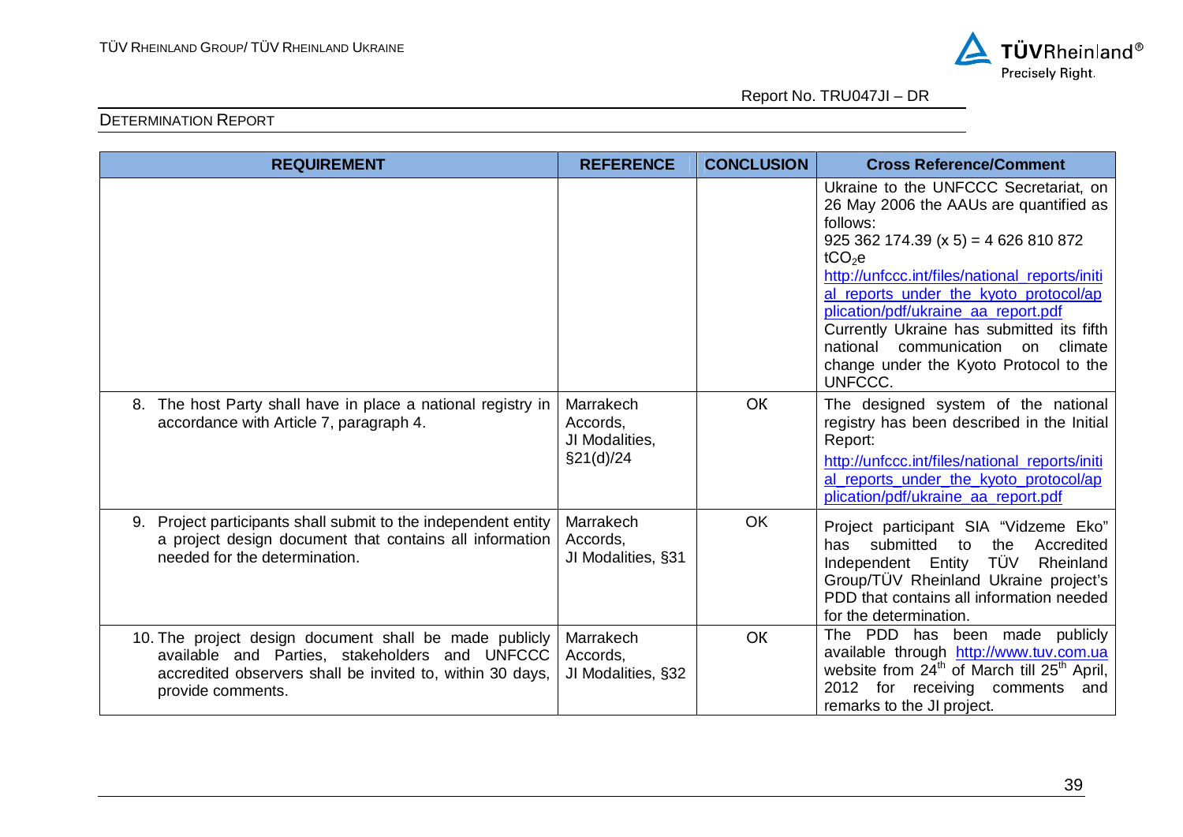| REQUIREMENT | REFERENCE | CONCLUSION | Cross Reference/Comment |
|---|---|---|---|
| | | | Ukraine to the UNFCCC Secretariat, on 26 May 2006 the AAUs are quantified as follows: 925 362 174.39 (x 5) = 4 626 810 872 $tCO_2e$ http://unfccc.int/files/national_reports/initial_reports_under_the_kyoto_protocol/application/pdf/ukraine_aa_report.pdf Currently Ukraine has submitted its fifth national communication on climate change under the Kyoto Protocol to the UNFCCC. |
| 8. The host Party shall have in place a national registry in accordance with Article 7, paragraph 4. | Marrakech Accords, JI Modalities, §21(d)/24 | OK | The designed system of the national registry has been described in the Initial Report: http://unfccc.int/files/national_reports/initial_reports_under_the_kyoto_protocol/application/pdf/ukraine_aa_report.pdf |
| 9. Project participants shall submit to the independent entity a project design document that contains all information needed for the determination. | Marrakech Accords, JI Modalities, §31 | OK | Project participant SIA "Vidzeme Eko" has submitted to the Accredited Independent Entity TÜV Rheinland Group/TÜV Rheinland Ukraine project's PDD that contains all information needed for the determination. |
| 10. The project design document shall be made publicly available and Parties, stakeholders and UNFCCC accredited observers shall be invited to, within 30 days, provide comments. | Marrakech Accords, JI Modalities, §32 | OK | The PDD has been made publicly available through http://www.tuv.com.ua website from 24th of March till 25th April, 2012 for receiving comments and remarks to the JI project. |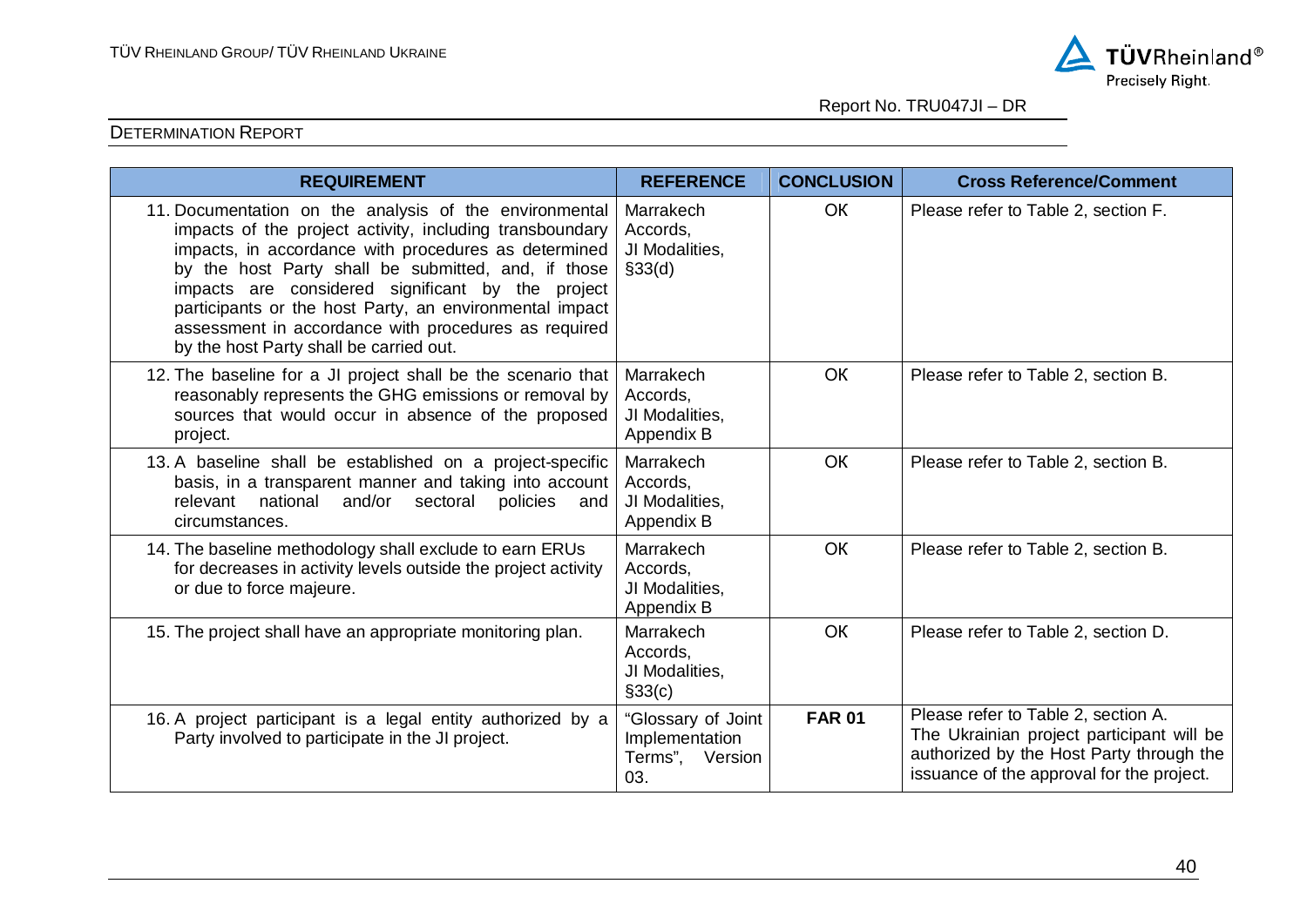| REQUIREMENT | REFERENCE | CONCLUSION | Cross Reference/Comment |
|---|---|---|---|
| 11. Documentation on the analysis of the environmental impacts of the project activity, including transboundary impacts, in accordance with procedures as determined by the host Party shall be submitted, and, if those impacts are considered significant by the project participants or the host Party, an environmental impact assessment in accordance with procedures as required by the host Party shall be carried out. | Marrakech Accords, JI Modalities, §33(d) | OK | Please refer to Table 2, section F. |
| 12. The baseline for a JI project shall be the scenario that reasonably represents the GHG emissions or removal by sources that would occur in absence of the proposed project. | Marrakech Accords, JI Modalities, Appendix B | OK | Please refer to Table 2, section B. |
| 13. A baseline shall be established on a project-specific basis, in a transparent manner and taking into account relevant national and/or sectoral policies and circumstances. | Marrakech Accords, JI Modalities, Appendix B | OK | Please refer to Table 2, section B. |
| 14. The baseline methodology shall exclude to earn ERUs for decreases in activity levels outside the project activity or due to force majeure. | Marrakech Accords, JI Modalities, Appendix B | OK | Please refer to Table 2, section B. |
| 15. The project shall have an appropriate monitoring plan. | Marrakech Accords, JI Modalities, §33(c) | OK | Please refer to Table 2, section D. |
| 16. A project participant is a legal entity authorized by a Party involved to participate in the JI project. | "Glossary of Joint Implementation Terms", Version 03. | **FAR 01** | Please refer to Table 2, section A. The Ukrainian project participant will be authorized by the Host Party through the issuance of the approval for the project. |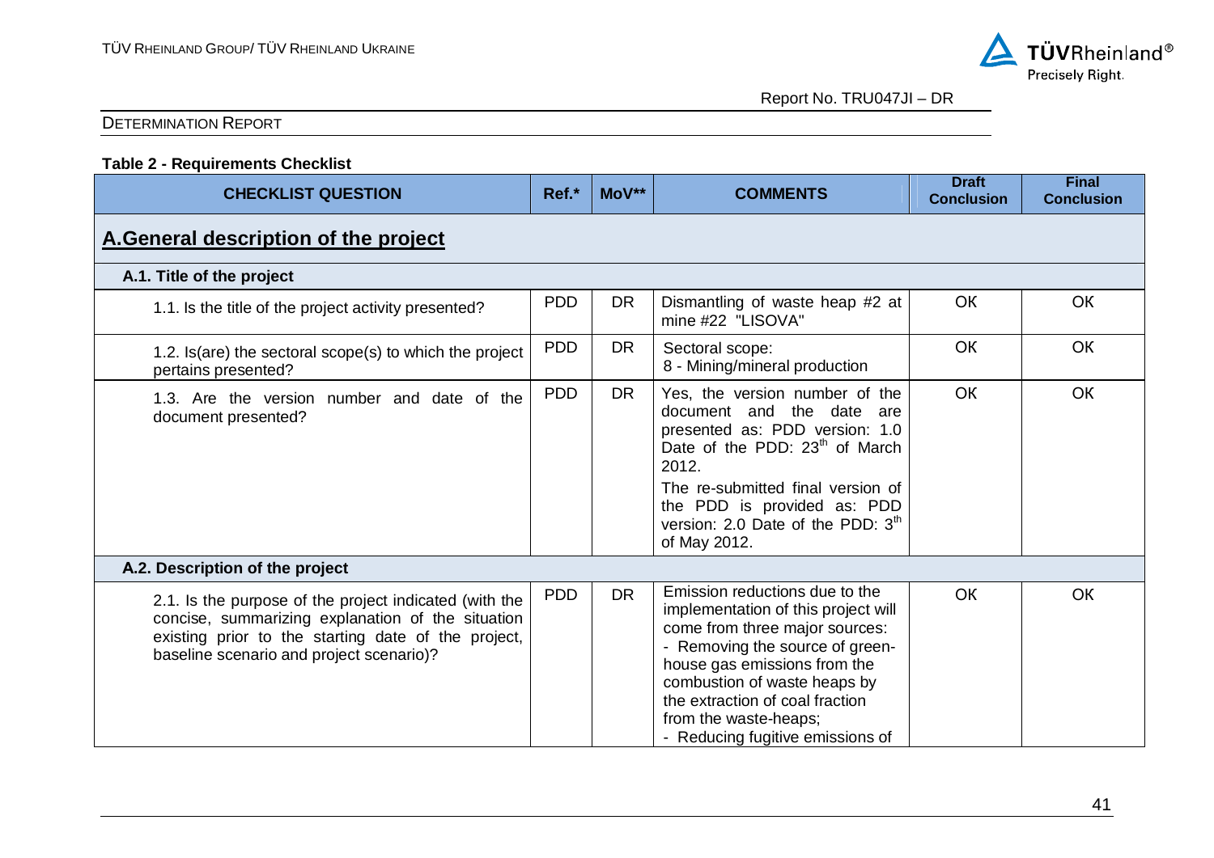DETERMINATION REPORT

**Table 2 - Requirements Checklist**

| CHECKLIST QUESTION | Ref.* | MoV** | COMMENTS | Draft Conclusion | Final Conclusion |
|---|---|---|---|---|---|
| **A.General description of the project** | | | | | |
| **A.1. Title of the project** | | | | | |
| 1.1. Is the title of the project activity presented? | PDD | DR | Dismantling of waste heap #2 at mine #22 "LISOVA" | OK | OK |
| 1.2. Is(are) the sectoral scope(s) to which the project pertains presented? | PDD | DR | Sectoral scope:<br>8 - Mining/mineral production | OK | OK |
| 1.3. Are the version number and date of the document presented? | PDD | DR | Yes, the version number of the document and the date are presented as: PDD version: 1.0 Date of the PDD: 23th of March 2012.<br>The re-submitted final version of the PDD is provided as: PDD version: 2.0 Date of the PDD: 3th of May 2012. | OK | OK |
| **A.2. Description of the project** | | | | | |
| 2.1. Is the purpose of the project indicated (with the concise, summarizing explanation of the situation existing prior to the starting date of the project, baseline scenario and project scenario)? | PDD | DR | Emission reductions due to the implementation of this project will come from three major sources:<br>- Removing the source of green-house gas emissions from the combustion of waste heaps by the extraction of coal fraction from the waste-heaps;<br>- Reducing fugitive emissions of | OK | OK |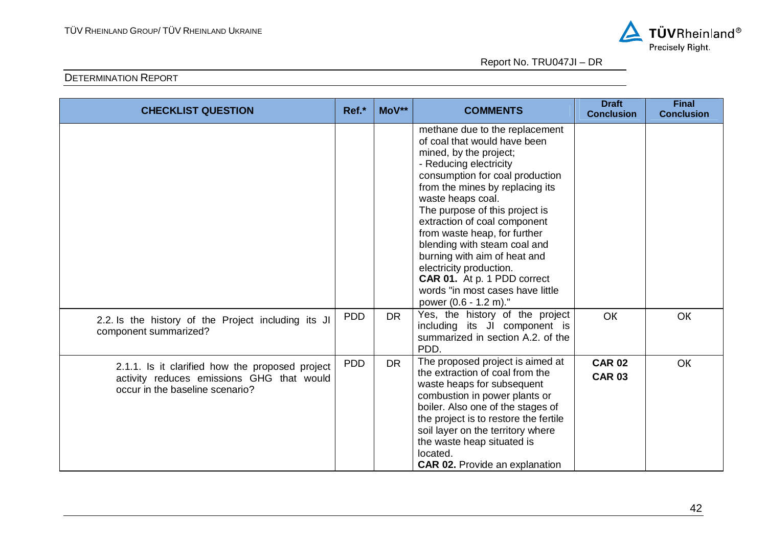| CHECKLIST QUESTION | Ref.* | MoV** | COMMENTS | Draft Conclusion | Final Conclusion |
|---|---|---|---|---|---|
| | | | methane due to the replacement of coal that would have been mined, by the project;<br>- Reducing electricity consumption for coal production from the mines by replacing its waste heaps coal.<br>The purpose of this project is extraction of coal component from waste heap, for further blending with steam coal and burning with aim of heat and electricity production.<br>**CAR 01.** At p. 1 PDD correct words "in most cases have little power (0.6 - 1.2 m)." | | |
| 2.2. Is the history of the Project including its JI component summarized? | PDD | DR | Yes, the history of the project including its JI component is summarized in section A.2. of the PDD. | OK | OK |
| 2.1.1. Is it clarified how the proposed project activity reduces emissions GHG that would occur in the baseline scenario? | PDD | DR | The proposed project is aimed at the extraction of coal from the waste heaps for subsequent combustion in power plants or boiler. Also one of the stages of the project is to restore the fertile soil layer on the territory where the waste heap situated is located.<br>**CAR 02.** Provide an explanation | **CAR 02**<br>**CAR 03** | OK |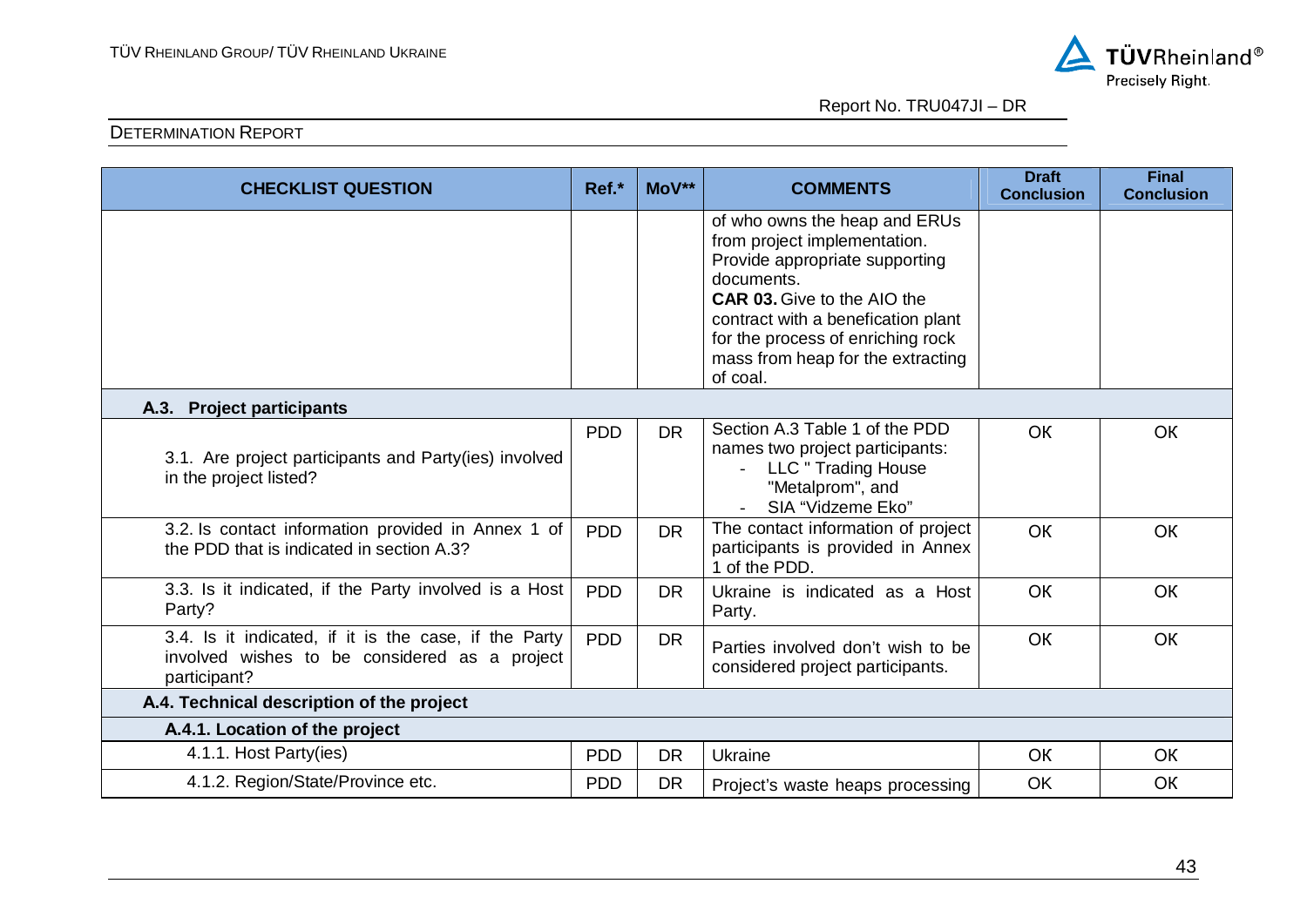| CHECKLIST QUESTION | Ref.* | MoV** | COMMENTS | Draft Conclusion | Final Conclusion |
|---|---|---|---|---|---|
| | | | of who owns the heap and ERUs from project implementation. Provide appropriate supporting documents.<br>**CAR 03.** Give to the AIO the contract with a benefication plant for the process of enriching rock mass from heap for the extracting of coal. | | |
| **A.3. Project participants** | | | | | |
| 3.1. Are project participants and Party(ies) involved in the project listed? | PDD | DR | Section A.3 Table 1 of the PDD names two project participants:<br>- LLC " Trading House "Metalprom", and<br>- SIA "Vidzeme Eko" | OK | OK |
| 3.2. Is contact information provided in Annex 1 of the PDD that is indicated in section A.3? | PDD | DR | The contact information of project participants is provided in Annex 1 of the PDD. | OK | OK |
| 3.3. Is it indicated, if the Party involved is a Host Party? | PDD | DR | Ukraine is indicated as a Host Party. | OK | OK |
| 3.4. Is it indicated, if it is the case, if the Party involved wishes to be considered as a project participant? | PDD | DR | Parties involved don't wish to be considered project participants. | OK | OK |
| **A.4. Technical description of the project** | | | | | |
| **A.4.1. Location of the project** | | | | | |
| 4.1.1. Host Party(ies) | PDD | DR | Ukraine | OK | OK |
| 4.1.2. Region/State/Province etc. | PDD | DR | Project's waste heaps processing | OK | OK |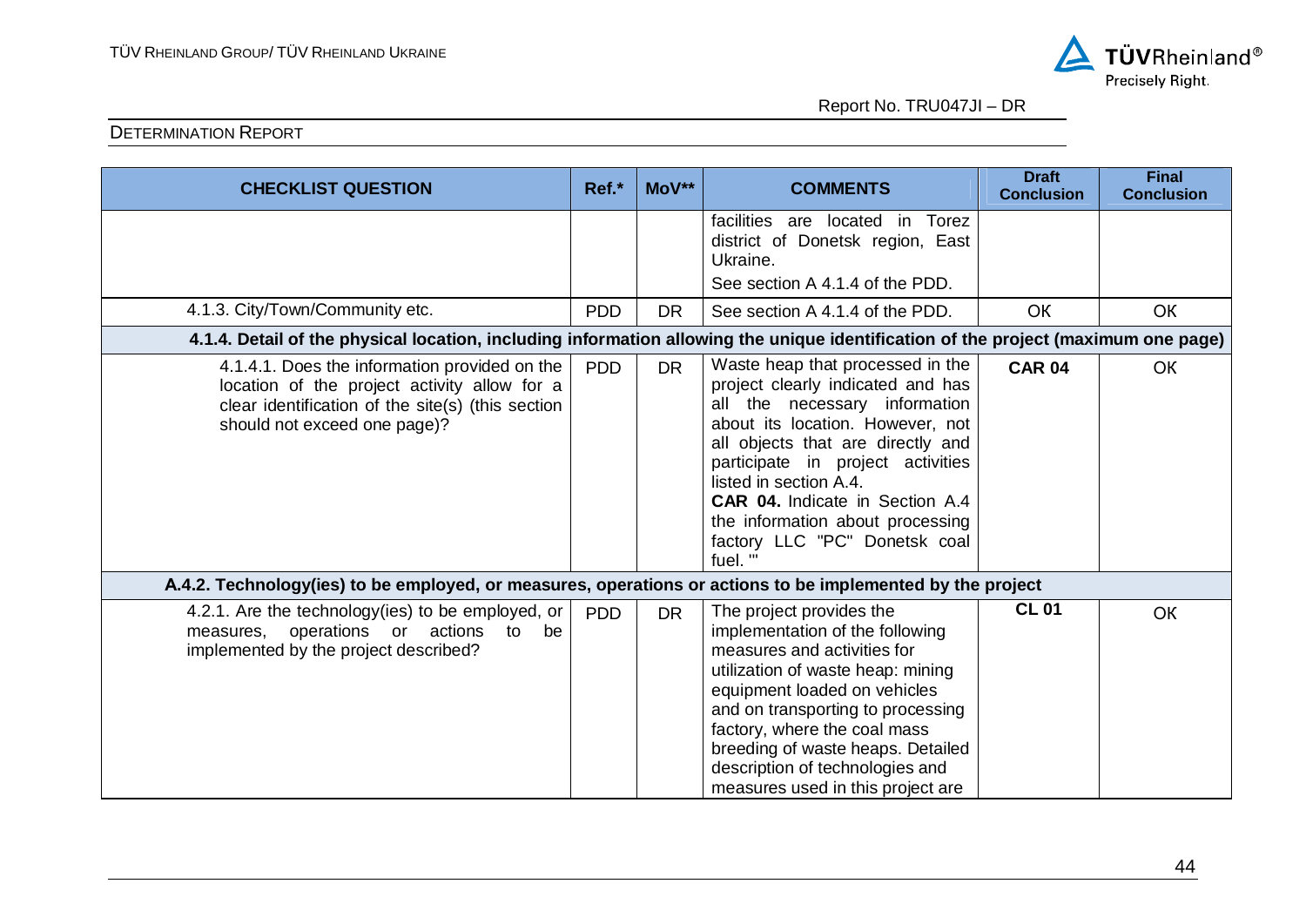| CHECKLIST QUESTION | Ref.* | MoV** | COMMENTS | Draft Conclusion | Final Conclusion |
|---|---|---|---|---|---|
| | | | facilities are located in Torez district of Donetsk region, East Ukraine.<br>See section A 4.1.4 of the PDD. | | |
| 4.1.3. City/Town/Community etc. | PDD | DR | See section A 4.1.4 of the PDD. | OK | OK |
| **4.1.4. Detail of the physical location, including information allowing the unique identification of the project (maximum one page)** | | | | | |
| 4.1.4.1. Does the information provided on the location of the project activity allow for a clear identification of the site(s) (this section should not exceed one page)? | PDD | DR | Waste heap that processed in the project clearly indicated and has all the necessary information about its location. However, not all objects that are directly and participate in project activities listed in section A.4.<br>**CAR 04.** Indicate in Section A.4 the information about processing factory LLC "PC" Donetsk coal fuel. "' | **CAR 04** | OK |
| **A.4.2. Technology(ies) to be employed, or measures, operations or actions to be implemented by the project** | | | | | |
| 4.2.1. Are the technology(ies) to be employed, or measures, operations or actions to be implemented by the project described? | PDD | DR | The project provides the implementation of the following measures and activities for utilization of waste heap: mining equipment loaded on vehicles and on transporting to processing factory, where the coal mass breeding of waste heaps. Detailed description of technologies and measures used in this project are | **CL 01** | OK |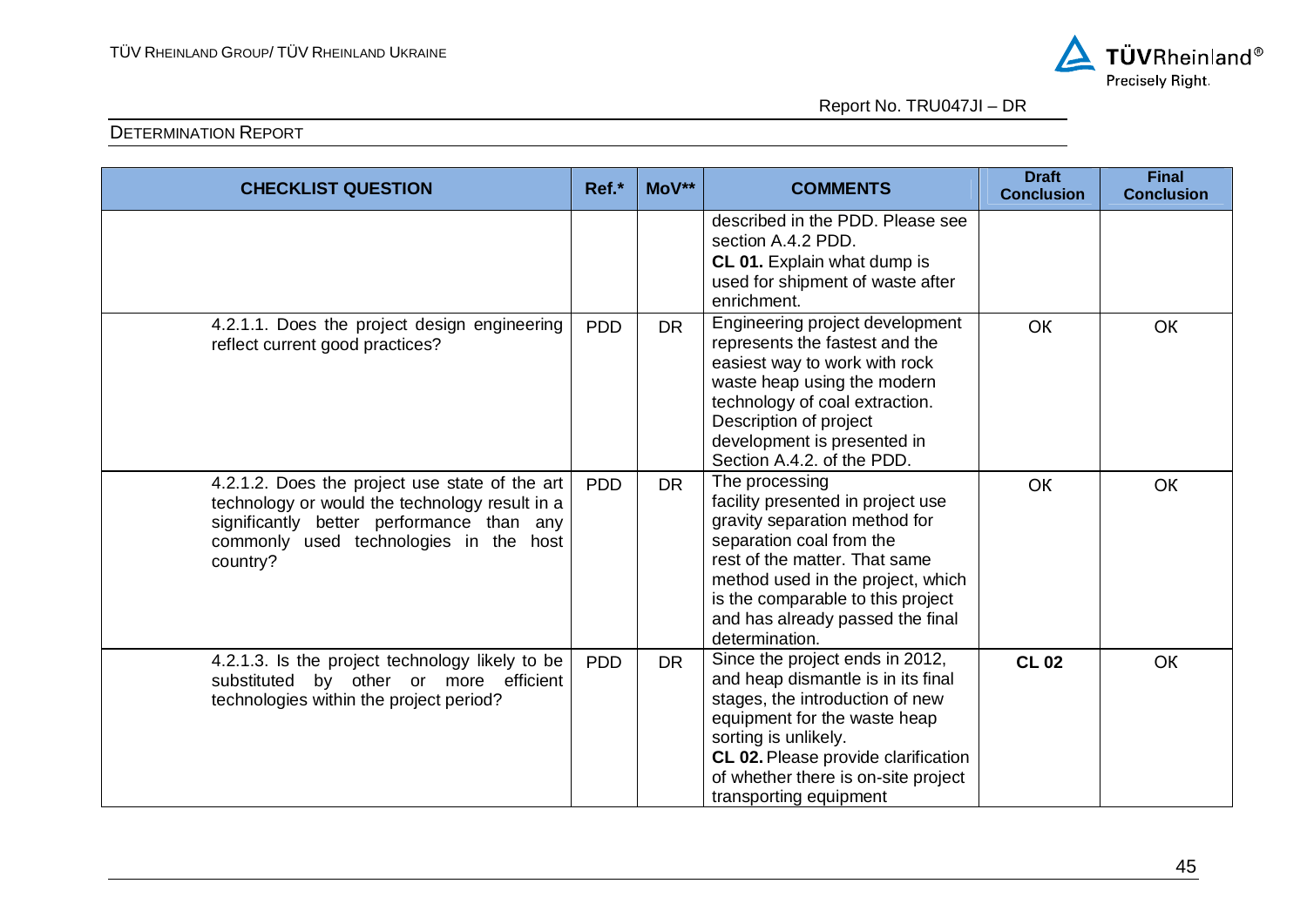| CHECKLIST QUESTION | Ref.* | MoV** | COMMENTS | Draft Conclusion | Final Conclusion |
|---|---|---|---|---|---|
| | | | described in the PDD. Please see section A.4.2 PDD. **CL 01.** Explain what dump is used for shipment of waste after enrichment. | | |
| 4.2.1.1. Does the project design engineering reflect current good practices? | PDD | DR | Engineering project development represents the fastest and the easiest way to work with rock waste heap using the modern technology of coal extraction. Description of project development is presented in Section A.4.2. of the PDD. | OK | OK |
| 4.2.1.2. Does the project use state of the art technology or would the technology result in a significantly better performance than any commonly used technologies in the host country? | PDD | DR | The processing facility presented in project use gravity separation method for separation coal from the rest of the matter. That same method used in the project, which is the comparable to this project and has already passed the final determination. | OK | OK |
| 4.2.1.3. Is the project technology likely to be substituted by other or more efficient technologies within the project period? | PDD | DR | Since the project ends in 2012, and heap dismantle is in its final stages, the introduction of new equipment for the waste heap sorting is unlikely. **CL 02.** Please provide clarification of whether there is on-site project transporting equipment | **CL 02** | OK |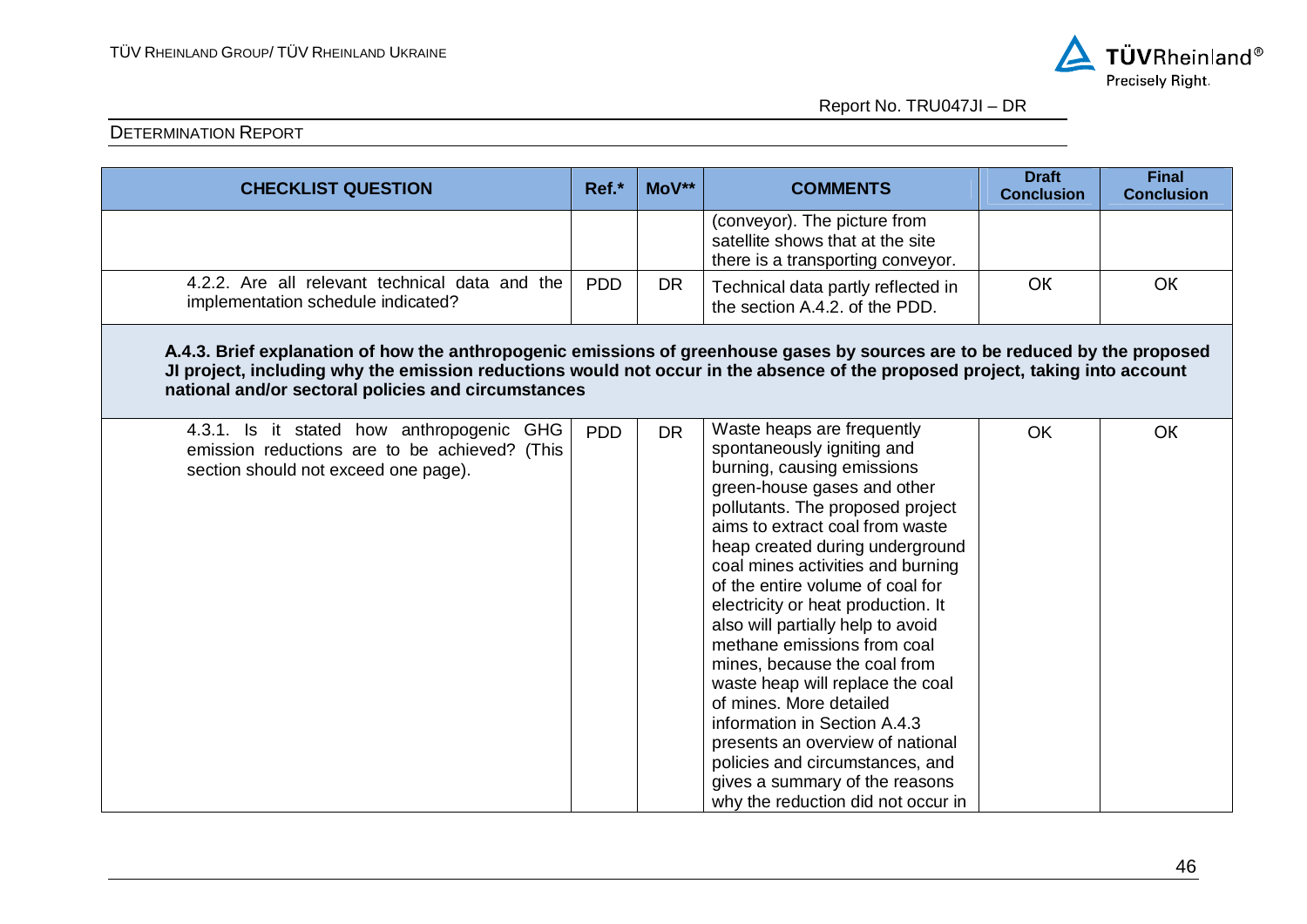| CHECKLIST QUESTION | Ref.* | MoV** | COMMENTS | Draft Conclusion | Final Conclusion |
|---|---|---|---|---|---|
| | | | (conveyor). The picture from satellite shows that at the site there is a transporting conveyor. | | |
| 4.2.2. Are all relevant technical data and the implementation schedule indicated? | PDD | DR | Technical data partly reflected in the section A.4.2. of the PDD. | OK | OK |
| **A.4.3. Brief explanation of how the anthropogenic emissions of greenhouse gases by sources are to be reduced by the proposed JI project, including why the emission reductions would not occur in the absence of the proposed project, taking into account national and/or sectoral policies and circumstances** | | | | | |
| 4.3.1. Is it stated how anthropogenic GHG emission reductions are to be achieved? (This section should not exceed one page). | PDD | DR | Waste heaps are frequently spontaneously igniting and burning, causing emissions green-house gases and other pollutants. The proposed project aims to extract coal from waste heap created during underground coal mines activities and burning of the entire volume of coal for electricity or heat production. It also will partially help to avoid methane emissions from coal mines, because the coal from waste heap will replace the coal of mines. More detailed information in Section A.4.3 presents an overview of national policies and circumstances, and gives a summary of the reasons why the reduction did not occur in | OK | OK |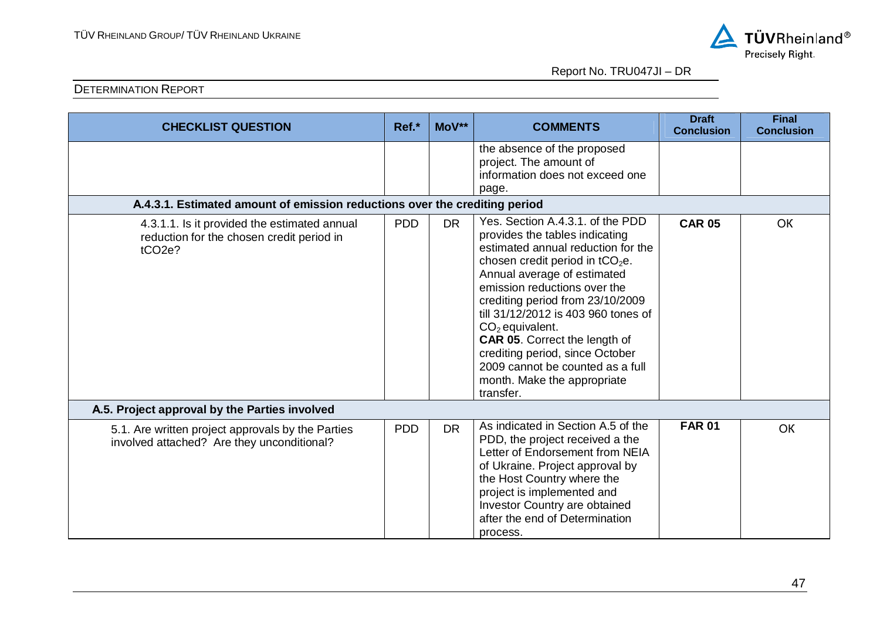| CHECKLIST QUESTION | Ref.* | MoV** | COMMENTS | Draft Conclusion | Final Conclusion |
|---|---|---|---|---|---|
| | | | the absence of the proposed project. The amount of information does not exceed one page. | | |
| **A.4.3.1. Estimated amount of emission reductions over the crediting period** | | | | | |
| 4.3.1.1. Is it provided the estimated annual reduction for the chosen credit period in tCO2e? | PDD | DR | Yes. Section A.4.3.1. of the PDD provides the tables indicating estimated annual reduction for the chosen credit period in $tCO_2e$. Annual average of estimated emission reductions over the crediting period from 23/10/2009 till 31/12/2012 is 403 960 tones of $CO_2$ equivalent. **CAR 05**. Correct the length of crediting period, since October 2009 cannot be counted as a full month. Make the appropriate transfer. | **CAR 05** | OK |
| **A.5. Project approval by the Parties involved** | | | | | |
| 5.1. Are written project approvals by the Parties involved attached? Are they unconditional? | PDD | DR | As indicated in Section A.5 of the PDD, the project received a the Letter of Endorsement from NEIA of Ukraine. Project approval by the Host Country where the project is implemented and Investor Country are obtained after the end of Determination process. | **FAR 01** | OK |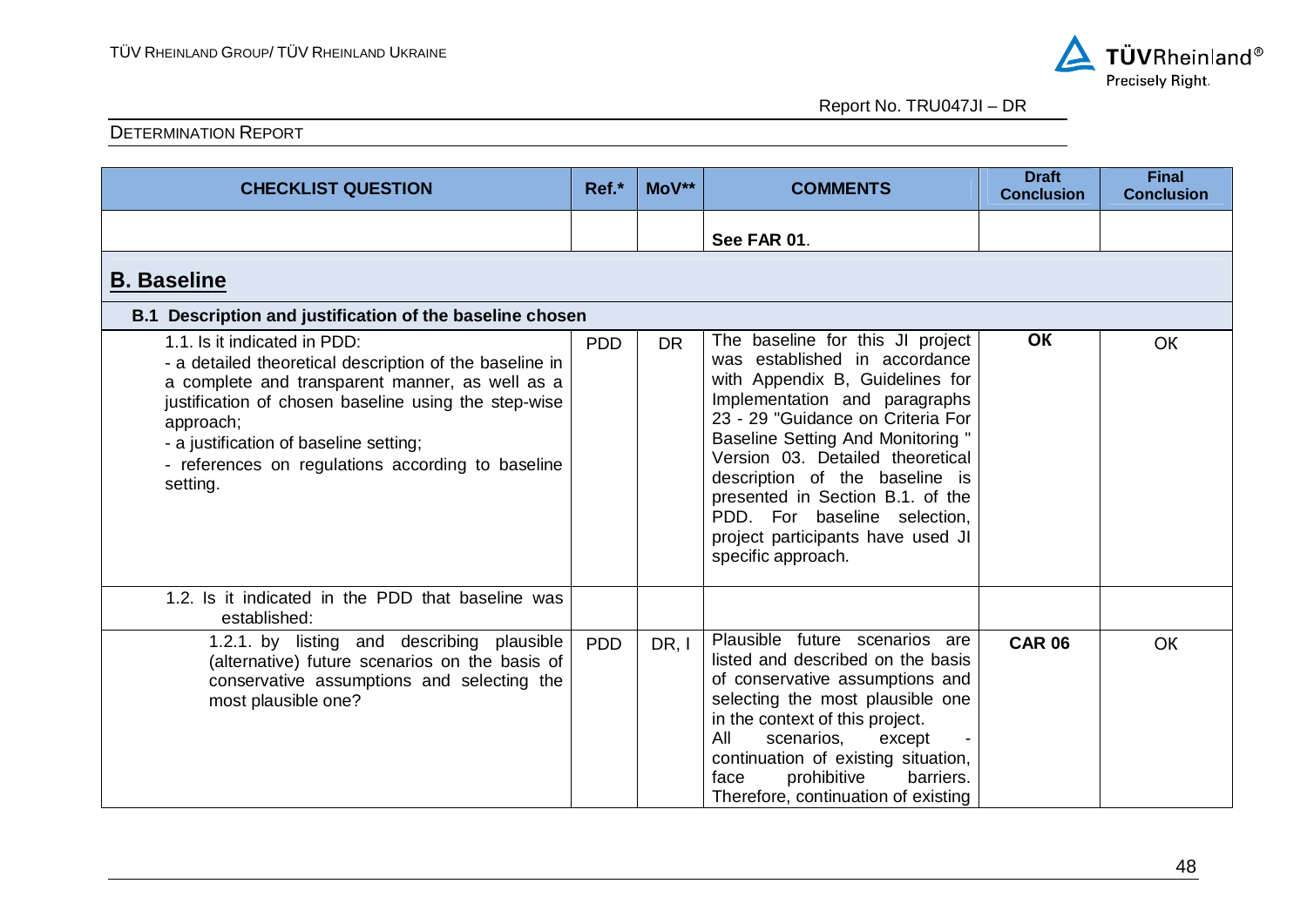| CHECKLIST QUESTION | Ref.* | MoV** | COMMENTS | Draft Conclusion | Final Conclusion |
|---|---|---|---|---|---|
| | | | **See FAR 01**. | | |
| **B. Baseline** | | | | | |
| **B.1 Description and justification of the baseline chosen** | | | | | |
| 1.1. Is it indicated in PDD:<br>- a detailed theoretical description of the baseline in a complete and transparent manner, as well as a justification of chosen baseline using the step-wise approach;<br>- a justification of baseline setting;<br>- references on regulations according to baseline setting. | PDD | DR | The baseline for this JI project was established in accordance with Appendix B, Guidelines for Implementation and paragraphs 23 - 29 "Guidance on Criteria For Baseline Setting And Monitoring " Version 03. Detailed theoretical description of the baseline is presented in Section B.1. of the PDD. For baseline selection, project participants have used JI specific approach. | **OK** | OK |
| 1.2. Is it indicated in the PDD that baseline was established: | | | | | |
| 1.2.1. by listing and describing plausible (alternative) future scenarios on the basis of conservative assumptions and selecting the most plausible one? | PDD | DR, I | Plausible future scenarios are listed and described on the basis of conservative assumptions and selecting the most plausible one in the context of this project.<br>All scenarios, except - continuation of existing situation, face prohibitive barriers. Therefore, continuation of existing | **CAR 06** | OK |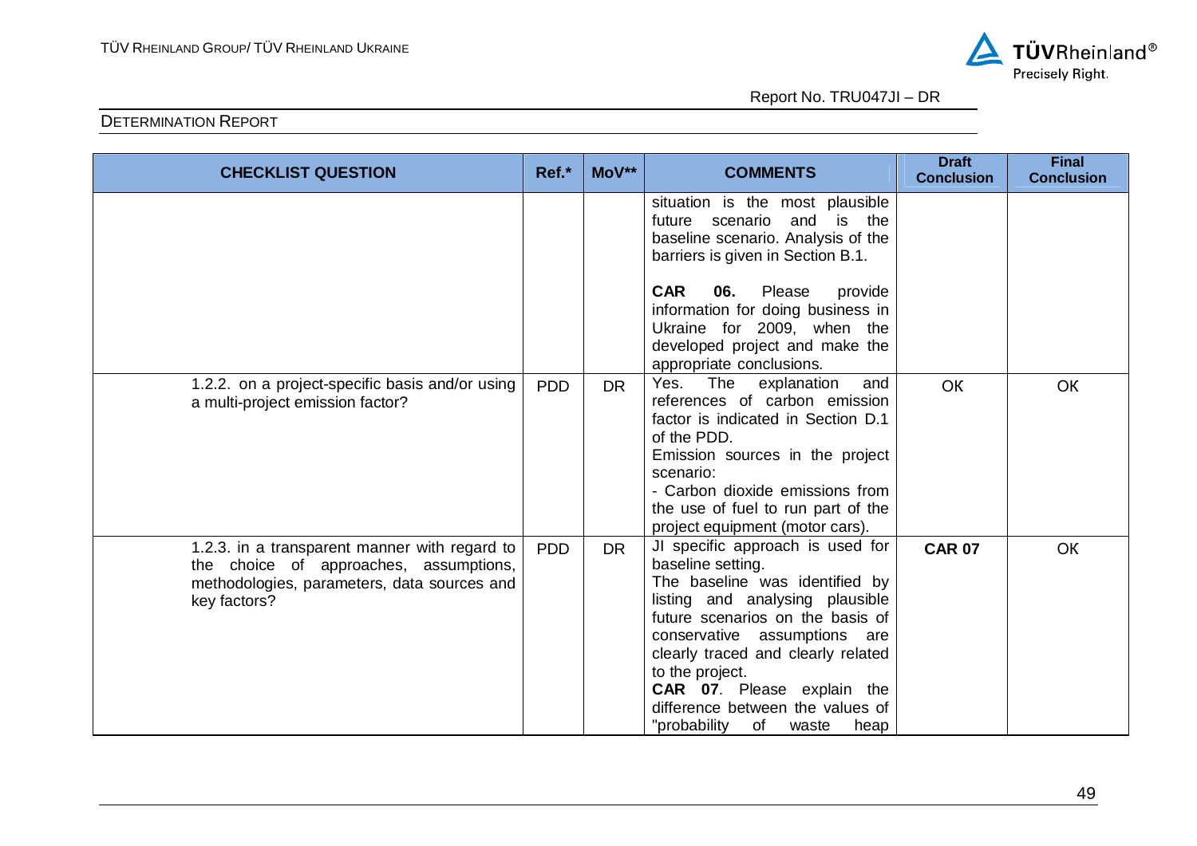DETERMINATION REPORT

| CHECKLIST QUESTION | Ref.* | MoV** | COMMENTS | Draft Conclusion | Final Conclusion |
|---|---|---|---|---|---|
| | | | situation is the most plausible future scenario and is the baseline scenario. Analysis of the barriers is given in Section B.1.<br><br>**CAR 06.** Please provide information for doing business in Ukraine for 2009, when the developed project and make the appropriate conclusions. | | |
| 1.2.2. on a project-specific basis and/or using a multi-project emission factor? | PDD | DR | Yes. The explanation and references of carbon emission factor is indicated in Section D.1 of the PDD.<br>Emission sources in the project scenario:<br>- Carbon dioxide emissions from the use of fuel to run part of the project equipment (motor cars). | OK | OK |
| 1.2.3. in a transparent manner with regard to the choice of approaches, assumptions, methodologies, parameters, data sources and key factors? | PDD | DR | JI specific approach is used for baseline setting.<br>The baseline was identified by listing and analysing plausible future scenarios on the basis of conservative assumptions are clearly traced and clearly related to the project.<br>**CAR 07**. Please explain the difference between the values of "probability of waste heap | **CAR 07** | OK |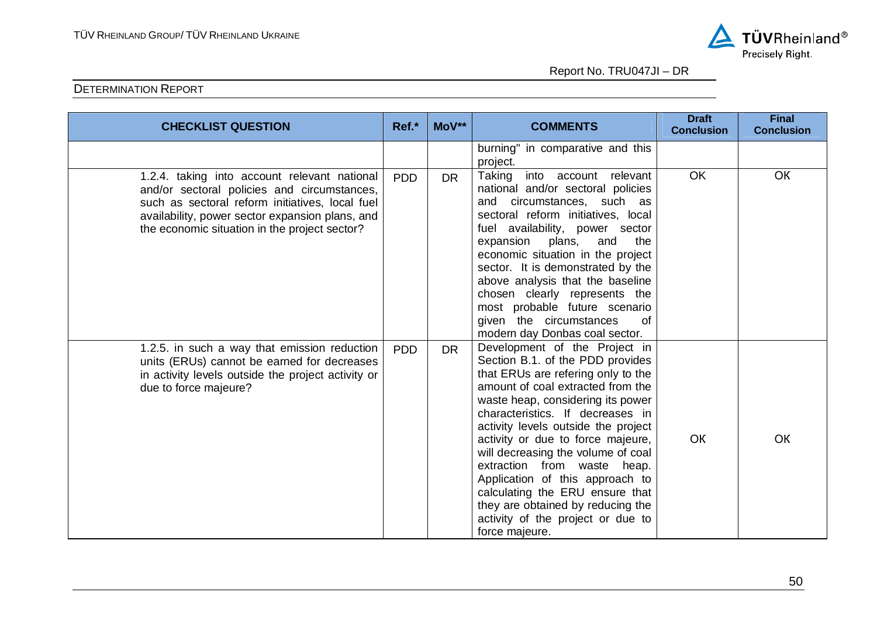| CHECKLIST QUESTION | Ref.* | MoV** | COMMENTS | Draft Conclusion | Final Conclusion |
|---|---|---|---|---|---|
| | | | burning" in comparative and this project. | | |
| 1.2.4. taking into account relevant national and/or sectoral policies and circumstances, such as sectoral reform initiatives, local fuel availability, power sector expansion plans, and the economic situation in the project sector? | PDD | DR | Taking into account relevant national and/or sectoral policies and circumstances, such as sectoral reform initiatives, local fuel availability, power sector expansion plans, and the economic situation in the project sector. It is demonstrated by the above analysis that the baseline chosen clearly represents the most probable future scenario given the circumstances of modern day Donbas coal sector. | OK | OK |
| 1.2.5. in such a way that emission reduction units (ERUs) cannot be earned for decreases in activity levels outside the project activity or due to force majeure? | PDD | DR | Development of the Project in Section B.1. of the PDD provides that ERUs are refering only to the amount of coal extracted from the waste heap, considering its power characteristics. If decreases in activity levels outside the project activity or due to force majeure, will decreasing the volume of coal extraction from waste heap. Application of this approach to calculating the ERU ensure that they are obtained by reducing the activity of the project or due to force majeure. | OK | OK |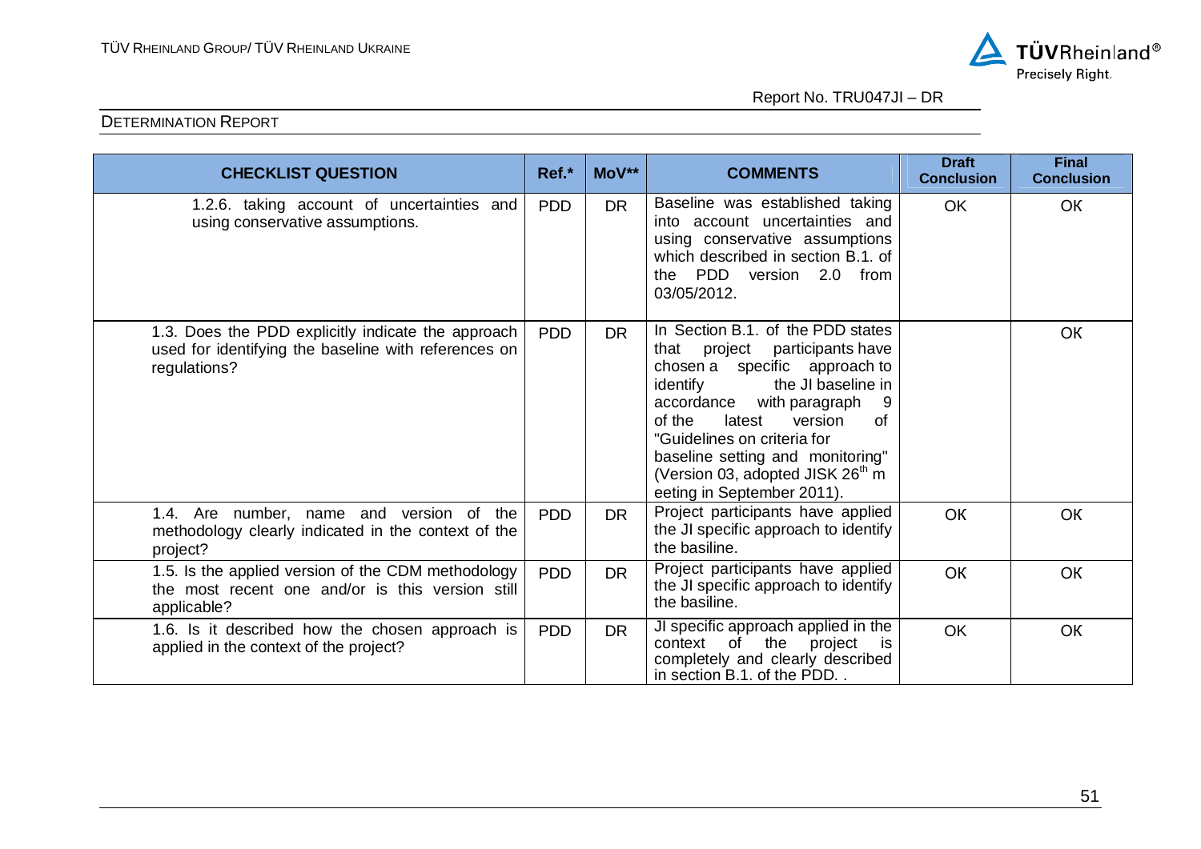| CHECKLIST QUESTION | Ref.* | MoV** | COMMENTS | Draft Conclusion | Final Conclusion |
|---|---|---|---|---|---|
| 1.2.6. taking account of uncertainties and using conservative assumptions. | PDD | DR | Baseline was established taking into account uncertainties and using conservative assumptions which described in section B.1. of the PDD version 2.0 from 03/05/2012. | OK | OK |
| 1.3. Does the PDD explicitly indicate the approach used for identifying the baseline with references on regulations? | PDD | DR | In Section B.1. of the PDD states that project participants have chosen a specific approach to identify the JI baseline in accordance with paragraph 9 of the latest version of "Guidelines on criteria for baseline setting and monitoring" (Version 03, adopted JISK 26th m eeting in September 2011). | | OK |
| 1.4. Are number, name and version of the methodology clearly indicated in the context of the project? | PDD | DR | Project participants have applied the JI specific approach to identify the basiline. | OK | OK |
| 1.5. Is the applied version of the CDM methodology the most recent one and/or is this version still applicable? | PDD | DR | Project participants have applied the JI specific approach to identify the basiline. | OK | OK |
| 1.6. Is it described how the chosen approach is applied in the context of the project? | PDD | DR | JI specific approach applied in the context of the project is completely and clearly described in section B.1. of the PDD. . | OK | OK |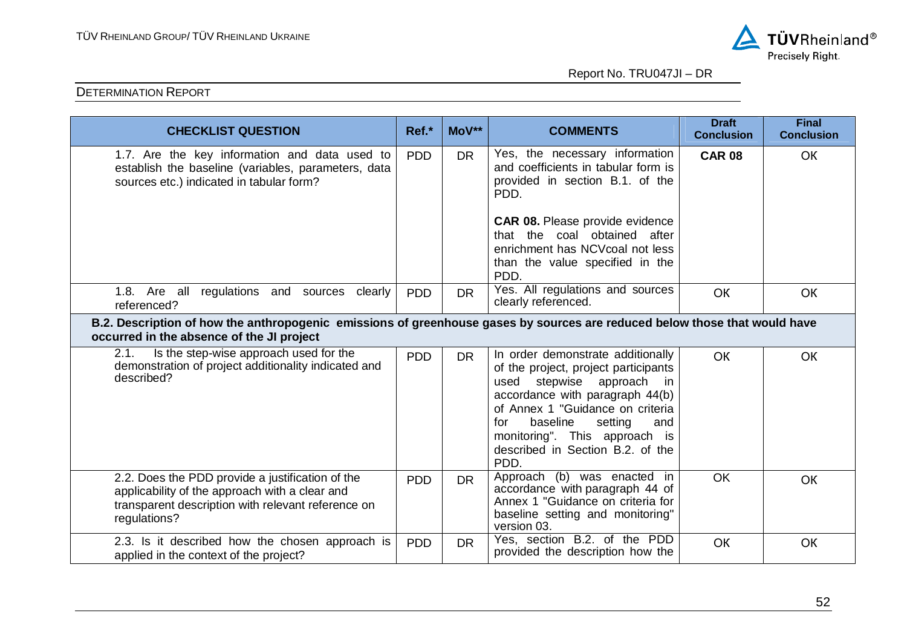| CHECKLIST QUESTION | Ref.* | MoV** | COMMENTS | Draft Conclusion | Final Conclusion |
|---|---|---|---|---|---|
| 1.7. Are the key information and data used to establish the baseline (variables, parameters, data sources etc.) indicated in tabular form? | PDD | DR | Yes, the necessary information and coefficients in tabular form is provided in section B.1. of the PDD.<br><br>**CAR 08.** Please provide evidence that the coal obtained after enrichment has NCVcoal not less than the value specified in the PDD. | **CAR 08** | OK |
| 1.8. Are all regulations and sources clearly referenced? | PDD | DR | Yes. All regulations and sources clearly referenced. | OK | OK |
| **B.2. Description of how the anthropogenic emissions of greenhouse gases by sources are reduced below those that would have occurred in the absence of the JI project** | | | | | |
| 2.1. Is the step-wise approach used for the demonstration of project additionality indicated and described? | PDD | DR | In order demonstrate additionally of the project, project participants used stepwise approach in accordance with paragraph 44(b) of Annex 1 "Guidance on criteria for baseline setting and monitoring". This approach is described in Section B.2. of the PDD. | OK | OK |
| 2.2. Does the PDD provide a justification of the applicability of the approach with a clear and transparent description with relevant reference on regulations? | PDD | DR | Approach (b) was enacted in accordance with paragraph 44 of Annex 1 "Guidance on criteria for baseline setting and monitoring" version 03. | OK | OK |
| 2.3. Is it described how the chosen approach is applied in the context of the project? | PDD | DR | Yes, section B.2. of the PDD provided the description how the | OK | OK |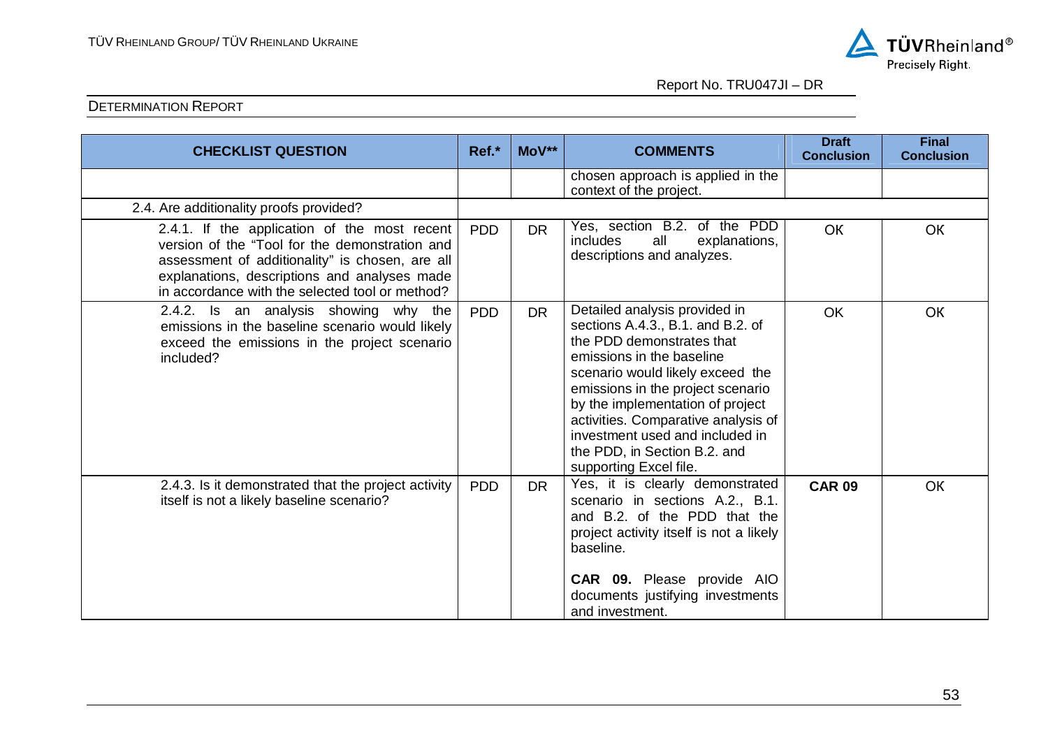| CHECKLIST QUESTION | Ref.* | MoV** | COMMENTS | Draft Conclusion | Final Conclusion |
|---|---|---|---|---|---|
| | | | chosen approach is applied in the context of the project. | | |
| 2.4. Are additionality proofs provided? | | | | | |
| 2.4.1. If the application of the most recent version of the "Tool for the demonstration and assessment of additionality" is chosen, are all explanations, descriptions and analyses made in accordance with the selected tool or method? | PDD | DR | Yes, section B.2. of the PDD includes all explanations, descriptions and analyzes. | OK | OK |
| 2.4.2. Is an analysis showing why the emissions in the baseline scenario would likely exceed the emissions in the project scenario included? | PDD | DR | Detailed analysis provided in sections A.4.3., B.1. and B.2. of the PDD demonstrates that emissions in the baseline scenario would likely exceed the emissions in the project scenario by the implementation of project activities. Comparative analysis of investment used and included in the PDD, in Section B.2. and supporting Excel file. | OK | OK |
| 2.4.3. Is it demonstrated that the project activity itself is not a likely baseline scenario? | PDD | DR | Yes, it is clearly demonstrated scenario in sections A.2., B.1. and B.2. of the PDD that the project activity itself is not a likely baseline.<br><br>**CAR 09.** Please provide AIO documents justifying investments and investment. | **CAR 09** | OK |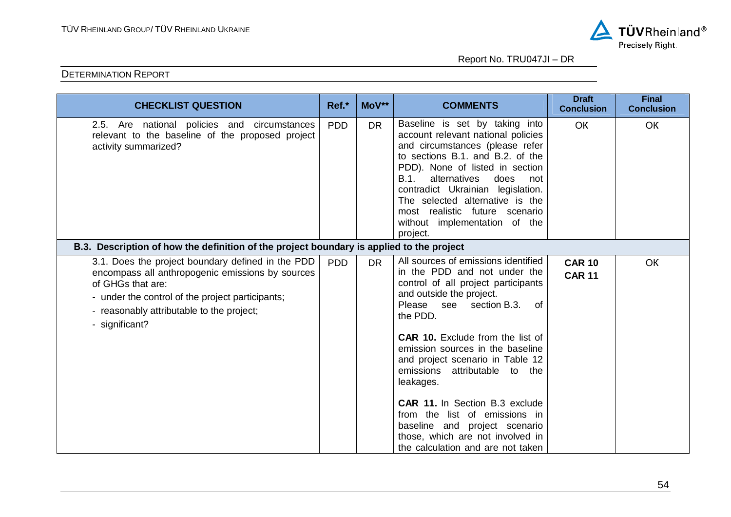| CHECKLIST QUESTION | Ref.* | MoV** | COMMENTS | Draft Conclusion | Final Conclusion |
|---|---|---|---|---|---|
| 2.5. Are national policies and circumstances relevant to the baseline of the proposed project activity summarized? | PDD | DR | Baseline is set by taking into account relevant national policies and circumstances (please refer to sections B.1. and B.2. of the PDD). None of listed in section B.1. alternatives does not contradict Ukrainian legislation. The selected alternative is the most realistic future scenario without implementation of the project. | OK | OK |
| **B.3. Description of how the definition of the project boundary is applied to the project** | | | | | |
| 3.1. Does the project boundary defined in the PDD encompass all anthropogenic emissions by sources of GHGs that are:<br>- under the control of the project participants;<br>- reasonably attributable to the project;<br>- significant? | PDD | DR | All sources of emissions identified in the PDD and not under the control of all project participants and outside the project.<br>Please see section B.3. of the PDD.<br><br>**CAR 10.** Exclude from the list of emission sources in the baseline and project scenario in Table 12 emissions attributable to the leakages.<br><br>**CAR 11.** In Section B.3 exclude from the list of emissions in baseline and project scenario those, which are not involved in the calculation and are not taken | **CAR 10**<br>**CAR 11** | OK |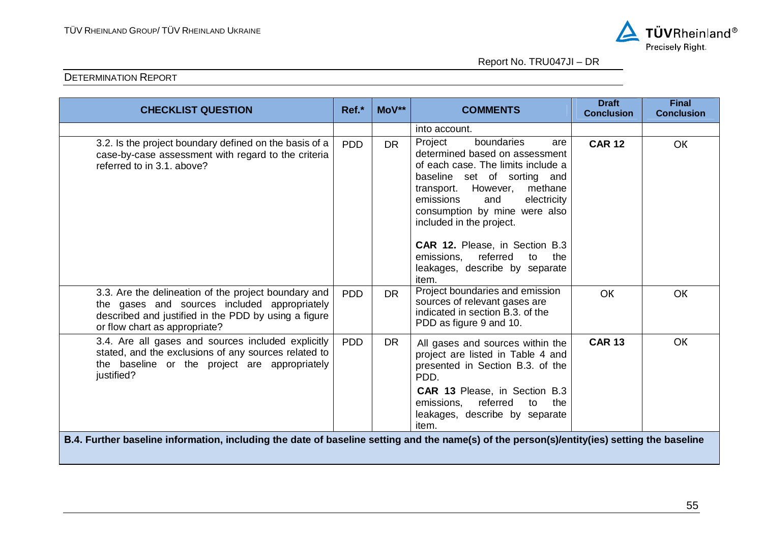DETERMINATION REPORT

| CHECKLIST QUESTION | Ref.* | MoV** | COMMENTS | Draft Conclusion | Final Conclusion |
|---|---|---|---|---|---|
| | | | into account. | | |
| 3.2. Is the project boundary defined on the basis of a case-by-case assessment with regard to the criteria referred to in 3.1. above? | PDD | DR | Project boundaries are determined based on assessment of each case. The limits include a baseline set of sorting and transport. However, methane emissions and electricity consumption by mine were also included in the project.<br><br>**CAR 12.** Please, in Section B.3 emissions, referred to the leakages, describe by separate item. | **CAR 12** | OK |
| 3.3. Are the delineation of the project boundary and the gases and sources included appropriately described and justified in the PDD by using a figure or flow chart as appropriate? | PDD | DR | Project boundaries and emission sources of relevant gases are indicated in section B.3. of the PDD as figure 9 and 10. | OK | OK |
| 3.4. Are all gases and sources included explicitly stated, and the exclusions of any sources related to the baseline or the project are appropriately justified? | PDD | DR | All gases and sources within the project are listed in Table 4 and presented in Section B.3. of the PDD.<br>**CAR 13** Please, in Section B.3 emissions, referred to the leakages, describe by separate item. | **CAR 13** | OK |
| **B.4. Further baseline information, including the date of baseline setting and the name(s) of the person(s)/entity(ies) setting the baseline** | | | | | |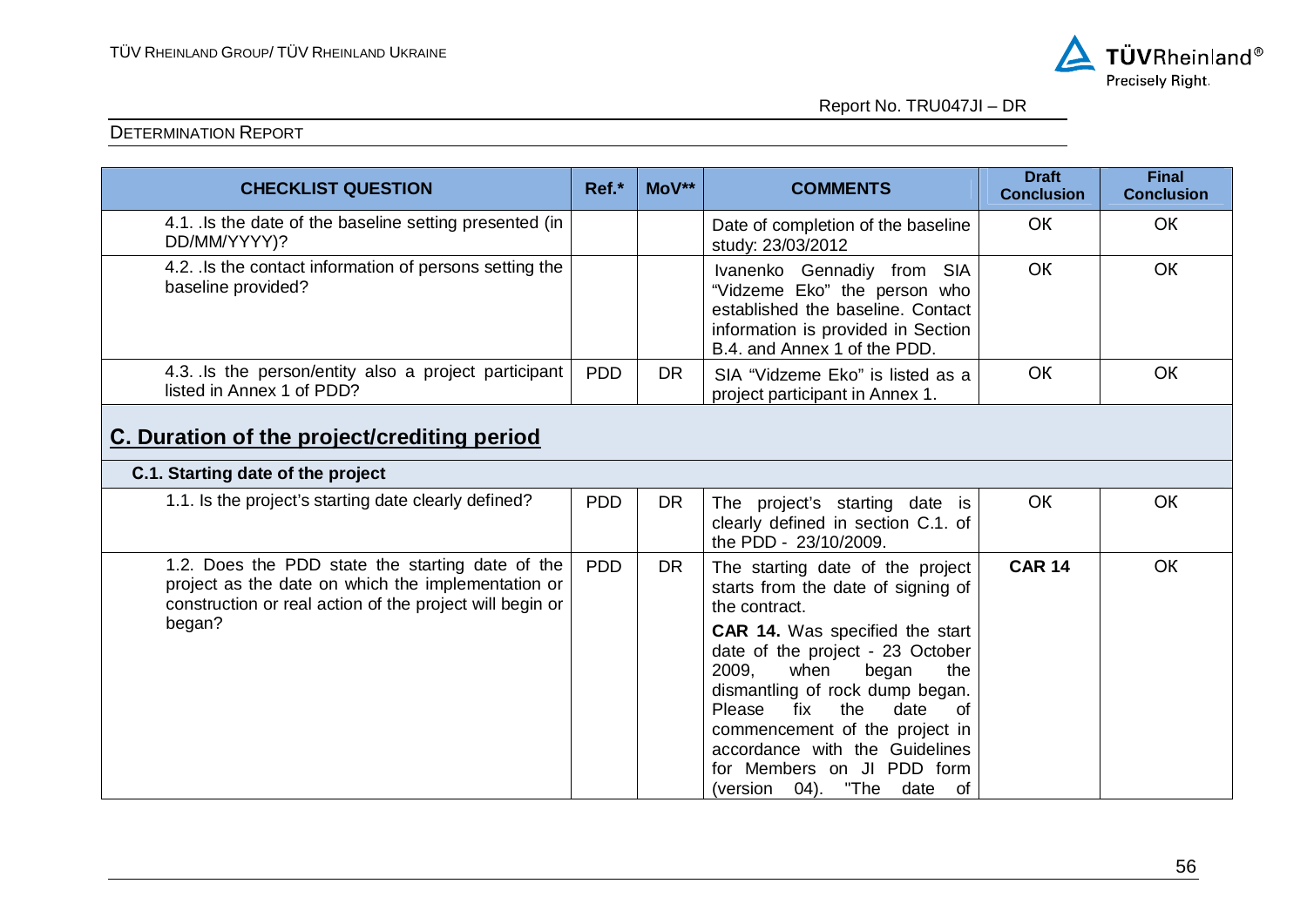| CHECKLIST QUESTION | Ref.* | MoV** | COMMENTS | Draft Conclusion | Final Conclusion |
|---|---|---|---|---|---|
| 4.1. .Is the date of the baseline setting presented (in DD/MM/YYYY)? | | | Date of completion of the baseline study: 23/03/2012 | OK | OK |
| 4.2. .Is the contact information of persons setting the baseline provided? | | | Ivanenko Gennadiy from SIA "Vidzeme Eko" the person who established the baseline. Contact information is provided in Section B.4. and Annex 1 of the PDD. | OK | OK |
| 4.3. .Is the person/entity also a project participant listed in Annex 1 of PDD? | PDD | DR | SIA "Vidzeme Eko" is listed as a project participant in Annex 1. | OK | OK |
| **C. Duration of the project/crediting period** | | | | | |
| **C.1. Starting date of the project** | | | | | |
| 1.1. Is the project's starting date clearly defined? | PDD | DR | The project's starting date is clearly defined in section C.1. of the PDD - 23/10/2009. | OK | OK |
| 1.2. Does the PDD state the starting date of the project as the date on which the implementation or construction or real action of the project will begin or began? | PDD | DR | The starting date of the project starts from the date of signing of the contract.<br>**CAR 14.** Was specified the start date of the project - 23 October 2009, when began the dismantling of rock dump began. Please fix the date of commencement of the project in accordance with the Guidelines for Members on JI PDD form (version 04). "The date of | **CAR 14** | OK |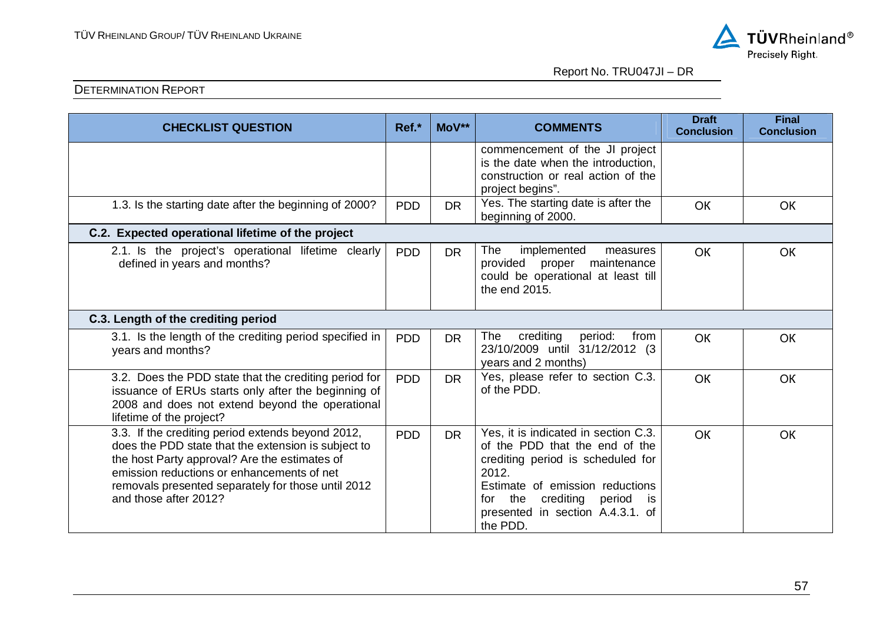DETERMINATION REPORT

| CHECKLIST QUESTION | Ref.* | MoV** | COMMENTS | Draft Conclusion | Final Conclusion |
|---|---|---|---|---|---|
| | | | commencement of the JI project is the date when the introduction, construction or real action of the project begins". | | |
| 1.3. Is the starting date after the beginning of 2000? | PDD | DR | Yes. The starting date is after the beginning of 2000. | OK | OK |
| **C.2. Expected operational lifetime of the project** | | | | | |
| 2.1. Is the project's operational lifetime clearly defined in years and months? | PDD | DR | The implemented measures provided proper maintenance could be operational at least till the end 2015. | OK | OK |
| **C.3. Length of the crediting period** | | | | | |
| 3.1. Is the length of the crediting period specified in years and months? | PDD | DR | The crediting period: from 23/10/2009 until 31/12/2012 (3 years and 2 months) | OK | OK |
| 3.2. Does the PDD state that the crediting period for issuance of ERUs starts only after the beginning of 2008 and does not extend beyond the operational lifetime of the project? | PDD | DR | Yes, please refer to section C.3. of the PDD. | OK | OK |
| 3.3. If the crediting period extends beyond 2012, does the PDD state that the extension is subject to the host Party approval? Are the estimates of emission reductions or enhancements of net removals presented separately for those until 2012 and those after 2012? | PDD | DR | Yes, it is indicated in section C.3. of the PDD that the end of the crediting period is scheduled for 2012. Estimate of emission reductions for the crediting period is presented in section A.4.3.1. of the PDD. | OK | OK |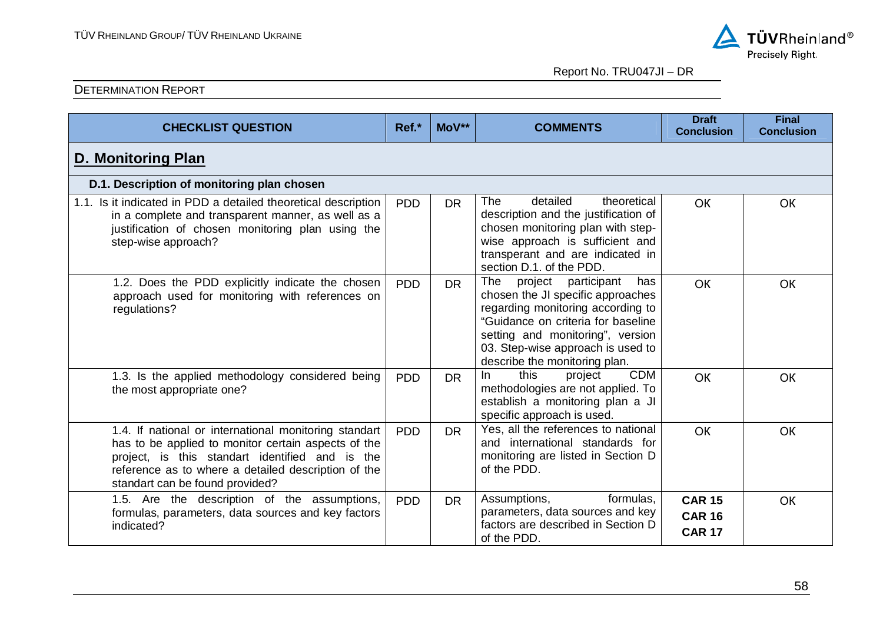DETERMINATION REPORT

| CHECKLIST QUESTION | Ref.* | MoV** | COMMENTS | Draft Conclusion | Final Conclusion |
|---|---|---|---|---|---|
| **D. Monitoring Plan** | | | | | |
| **D.1. Description of monitoring plan chosen** | | | | | |
| 1.1. Is it indicated in PDD a detailed theoretical description in a complete and transparent manner, as well as a justification of chosen monitoring plan using the step-wise approach? | PDD | DR | The detailed theoretical description and the justification of chosen monitoring plan with step-wise approach is sufficient and transperant and are indicated in section D.1. of the PDD. | OK | OK |
| 1.2. Does the PDD explicitly indicate the chosen approach used for monitoring with references on regulations? | PDD | DR | The project participant has chosen the JI specific approaches regarding monitoring according to "Guidance on criteria for baseline setting and monitoring", version 03. Step-wise approach is used to describe the monitoring plan. | OK | OK |
| 1.3. Is the applied methodology considered being the most appropriate one? | PDD | DR | In this project CDM methodologies are not applied. To establish a monitoring plan a JI specific approach is used. | OK | OK |
| 1.4. If national or international monitoring standart has to be applied to monitor certain aspects of the project, is this standart identified and is the reference as to where a detailed description of the standart can be found provided? | PDD | DR | Yes, all the references to national and international standards for monitoring are listed in Section D of the PDD. | OK | OK |
| 1.5. Are the description of the assumptions, formulas, parameters, data sources and key factors indicated? | PDD | DR | Assumptions, formulas, parameters, data sources and key factors are described in Section D of the PDD. | **CAR 15** **CAR 16** **CAR 17** | OK |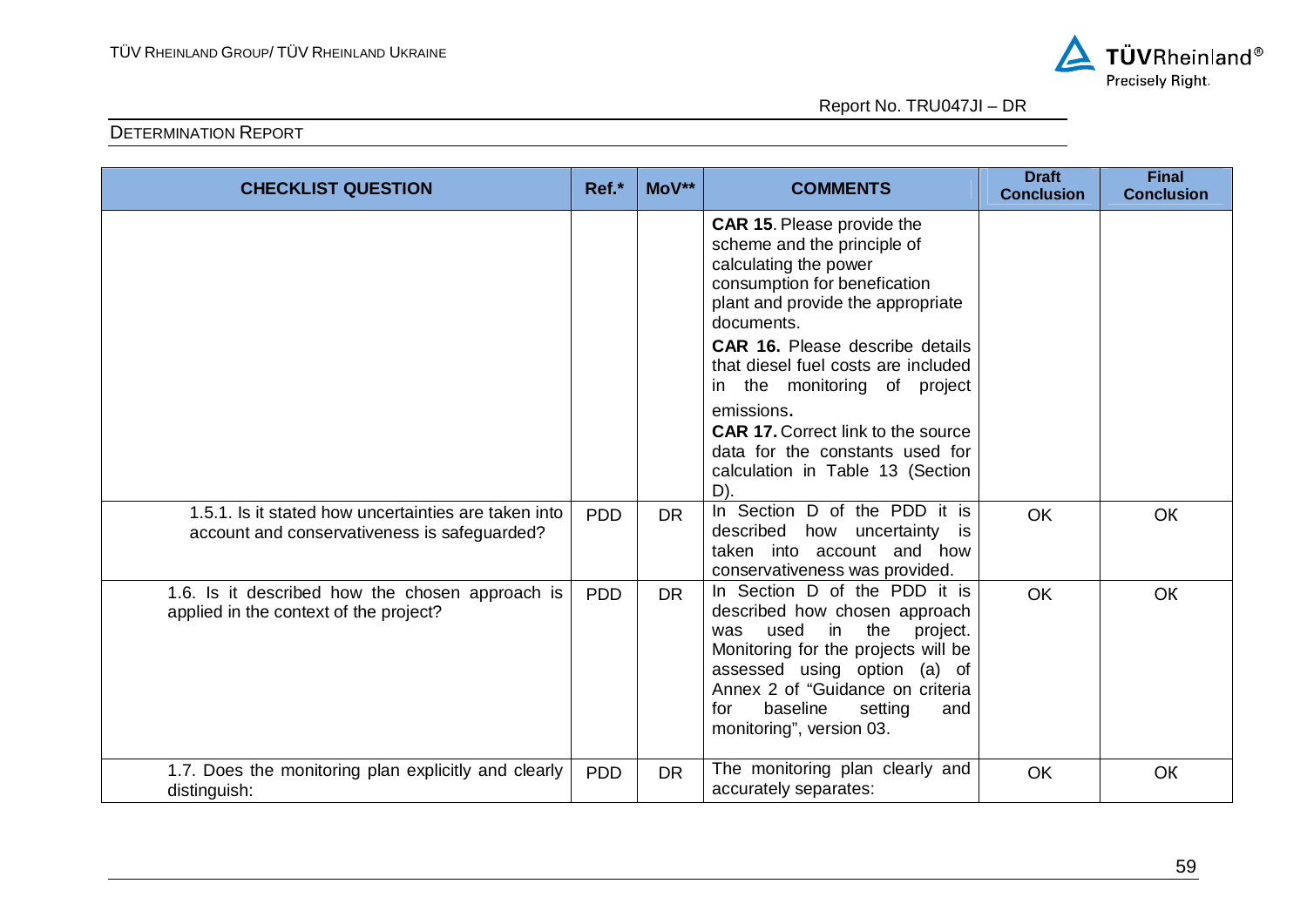| CHECKLIST QUESTION | Ref.* | MoV** | COMMENTS | Draft Conclusion | Final Conclusion |
|---|---|---|---|---|---|
| | | | **CAR 15**. Please provide the scheme and the principle of calculating the power consumption for benefication plant and provide the appropriate documents.<br>**CAR 16.** Please describe details that diesel fuel costs are included in the monitoring of project emissions.<br>**CAR 17.** Correct link to the source data for the constants used for calculation in Table 13 (Section D). | | |
| 1.5.1. Is it stated how uncertainties are taken into account and conservativeness is safeguarded? | PDD | DR | In Section D of the PDD it is described how uncertainty is taken into account and how conservativeness was provided. | OK | OK |
| 1.6. Is it described how the chosen approach is applied in the context of the project? | PDD | DR | In Section D of the PDD it is described how chosen approach was used in the project. Monitoring for the projects will be assessed using option (a) of Annex 2 of "Guidance on criteria for baseline setting and monitoring", version 03. | OK | OK |
| 1.7. Does the monitoring plan explicitly and clearly distinguish: | PDD | DR | The monitoring plan clearly and accurately separates: | OK | OK |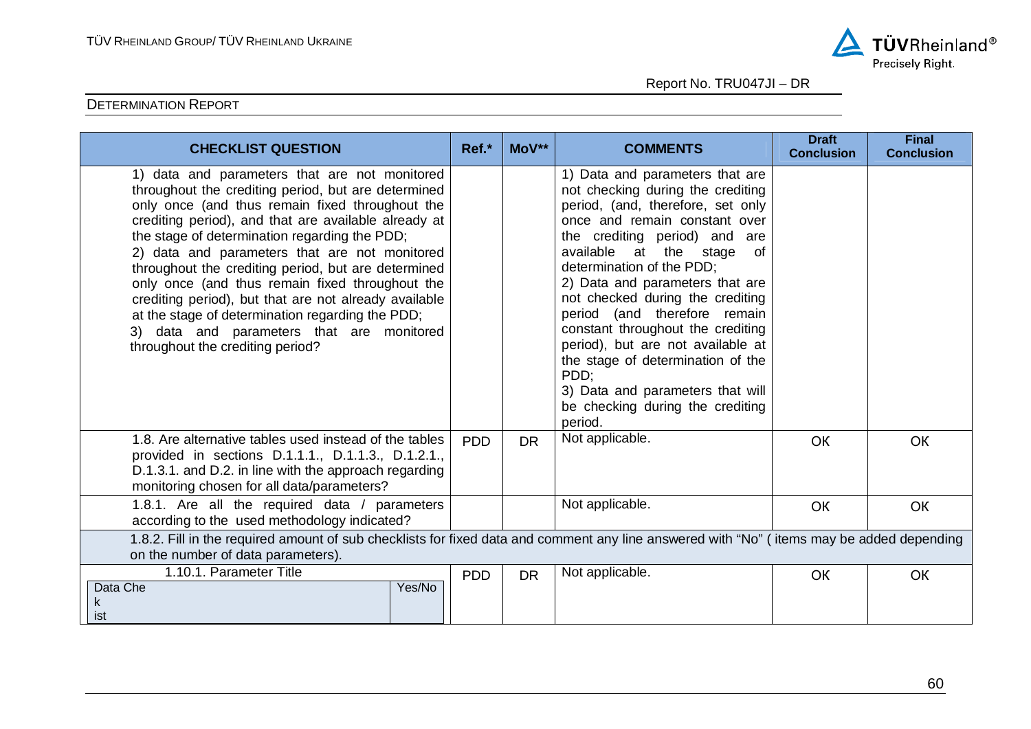| CHECKLIST QUESTION | Ref.* | MoV** | COMMENTS | Draft Conclusion | Final Conclusion |
|---|---|---|---|---|---|
| 1) data and parameters that are not monitored throughout the crediting period, but are determined only once (and thus remain fixed throughout the crediting period), and that are available already at the stage of determination regarding the PDD;<br>2) data and parameters that are not monitored throughout the crediting period, but are determined only once (and thus remain fixed throughout the crediting period), but that are not already available at the stage of determination regarding the PDD;<br>3) data and parameters that are monitored throughout the crediting period? | | | 1) Data and parameters that are not checking during the crediting period, (and, therefore, set only once and remain constant over the crediting period) and are available at the stage of determination of the PDD;<br>2) Data and parameters that are not checked during the crediting period (and therefore remain constant throughout the crediting period), but are not available at the stage of determination of the PDD;<br>3) Data and parameters that will be checking during the crediting period. | | |
| 1.8. Are alternative tables used instead of the tables provided in sections D.1.1.1., D.1.1.3., D.1.2.1., D.1.3.1. and D.2. in line with the approach regarding monitoring chosen for all data/parameters? | PDD | DR | Not applicable. | OK | OK |
| 1.8.1. Are all the required data / parameters according to the used methodology indicated? | | | Not applicable. | OK | OK |
| 1.8.2. Fill in the required amount of sub checklists for fixed data and comment any line answered with "No" ( items may be added depending on the number of data parameters). | | | | | |
| 1.10.1. Parameter Title<br>Data Checkist — Yes/No | PDD | DR | Not applicable. | OK | OK |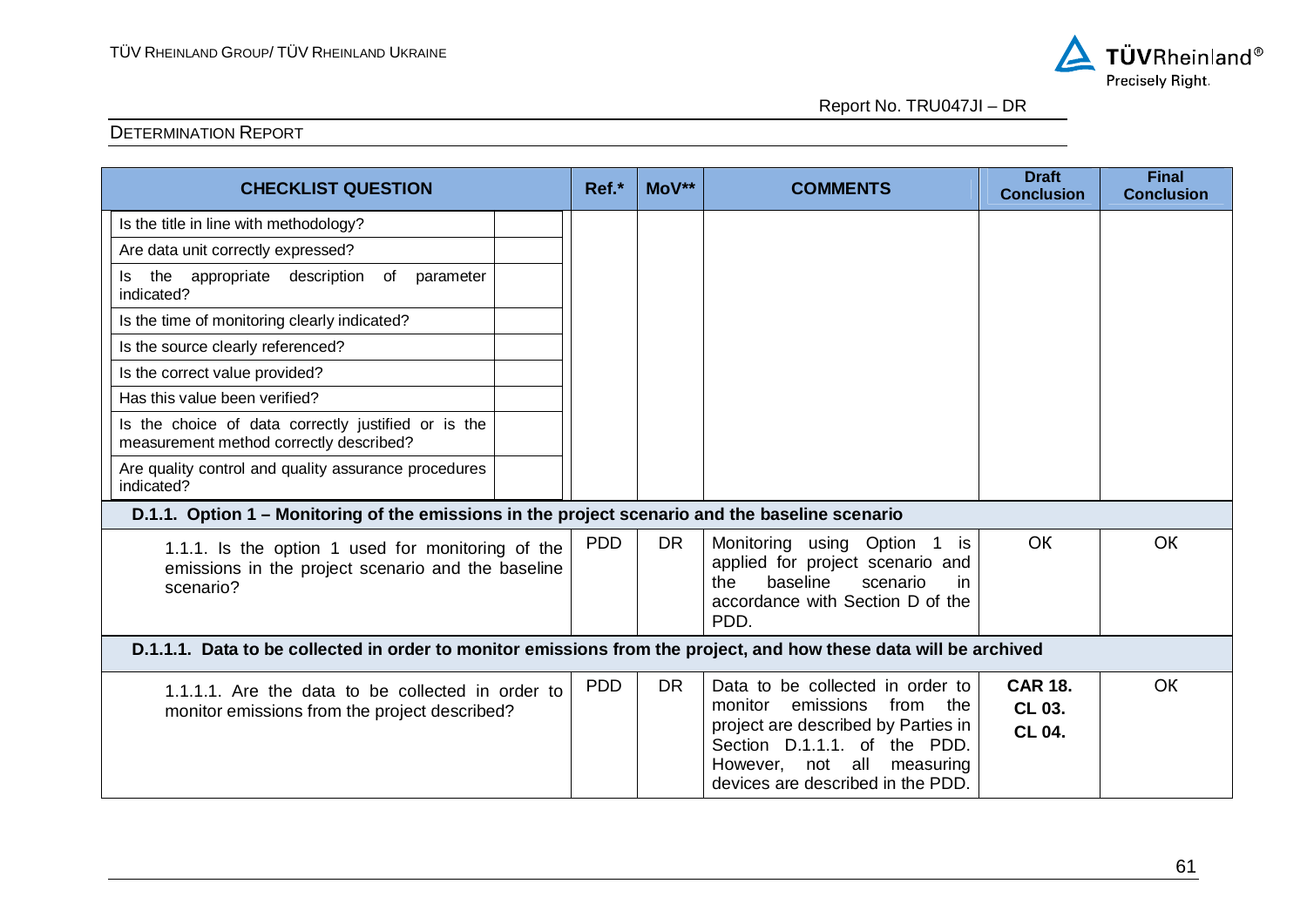| CHECKLIST QUESTION | Ref.* | MoV** | COMMENTS | Draft Conclusion | Final Conclusion |
|---|---|---|---|---|---|
| Is the title in line with methodology? | | | | | |
| Are data unit correctly expressed? | | | | | |
| Is the appropriate description of parameter indicated? | | | | | |
| Is the time of monitoring clearly indicated? | | | | | |
| Is the source clearly referenced? | | | | | |
| Is the correct value provided? | | | | | |
| Has this value been verified? | | | | | |
| Is the choice of data correctly justified or is the measurement method correctly described? | | | | | |
| Are quality control and quality assurance procedures indicated? | | | | | |
| **D.1.1. Option 1 – Monitoring of the emissions in the project scenario and the baseline scenario** | | | | | |
| 1.1.1. Is the option 1 used for monitoring of the emissions in the project scenario and the baseline scenario? | PDD | DR | Monitoring using Option 1 is applied for project scenario and the baseline scenario in accordance with Section D of the PDD. | OK | OK |
| **D.1.1.1. Data to be collected in order to monitor emissions from the project, and how these data will be archived** | | | | | |
| 1.1.1.1. Are the data to be collected in order to monitor emissions from the project described? | PDD | DR | Data to be collected in order to monitor emissions from the project are described by Parties in Section D.1.1.1. of the PDD. However, not all measuring devices are described in the PDD. | **CAR 18.** **CL 03.** **CL 04.** | OK |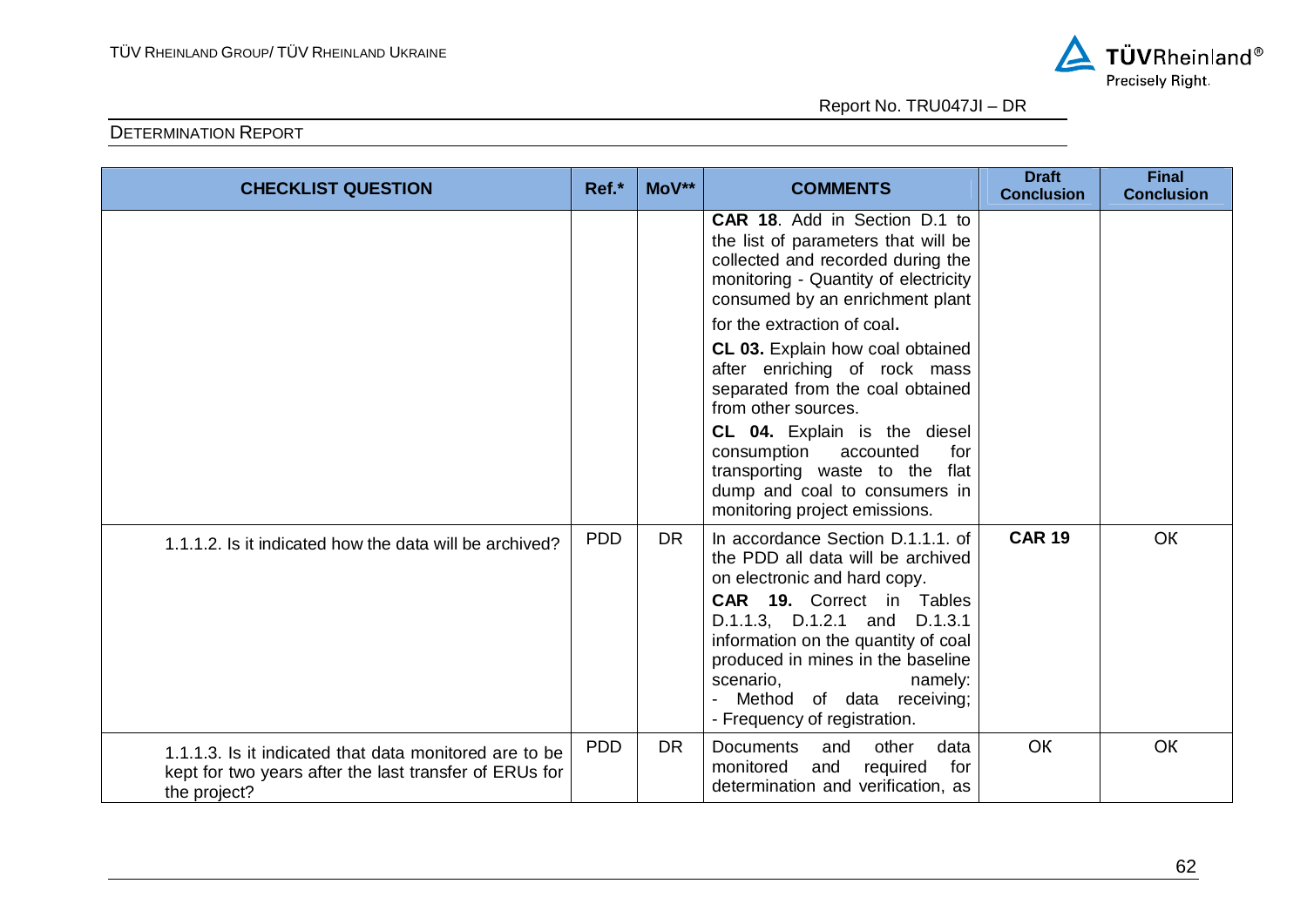DETERMINATION REPORT

| CHECKLIST QUESTION | Ref.* | MoV** | COMMENTS | Draft Conclusion | Final Conclusion |
|---|---|---|---|---|---|
| | | | **CAR 18**. Add in Section D.1 to the list of parameters that will be collected and recorded during the monitoring - Quantity of electricity consumed by an enrichment plant for the extraction of coal**.**<br>**CL 03.** Explain how coal obtained after enriching of rock mass separated from the coal obtained from other sources.<br>**CL 04.** Explain is the diesel consumption accounted for transporting waste to the flat dump and coal to consumers in monitoring project emissions. | | |
| 1.1.1.2. Is it indicated how the data will be archived? | PDD | DR | In accordance Section D.1.1.1. of the PDD all data will be archived on electronic and hard copy.<br>**CAR 19.** Correct in Tables D.1.1.3, D.1.2.1 and D.1.3.1 information on the quantity of coal produced in mines in the baseline scenario, namely:<br>- Method of data receiving;<br>- Frequency of registration. | **CAR 19** | OK |
| 1.1.1.3. Is it indicated that data monitored are to be kept for two years after the last transfer of ERUs for the project? | PDD | DR | Documents and other data monitored and required for determination and verification, as | OK | OK |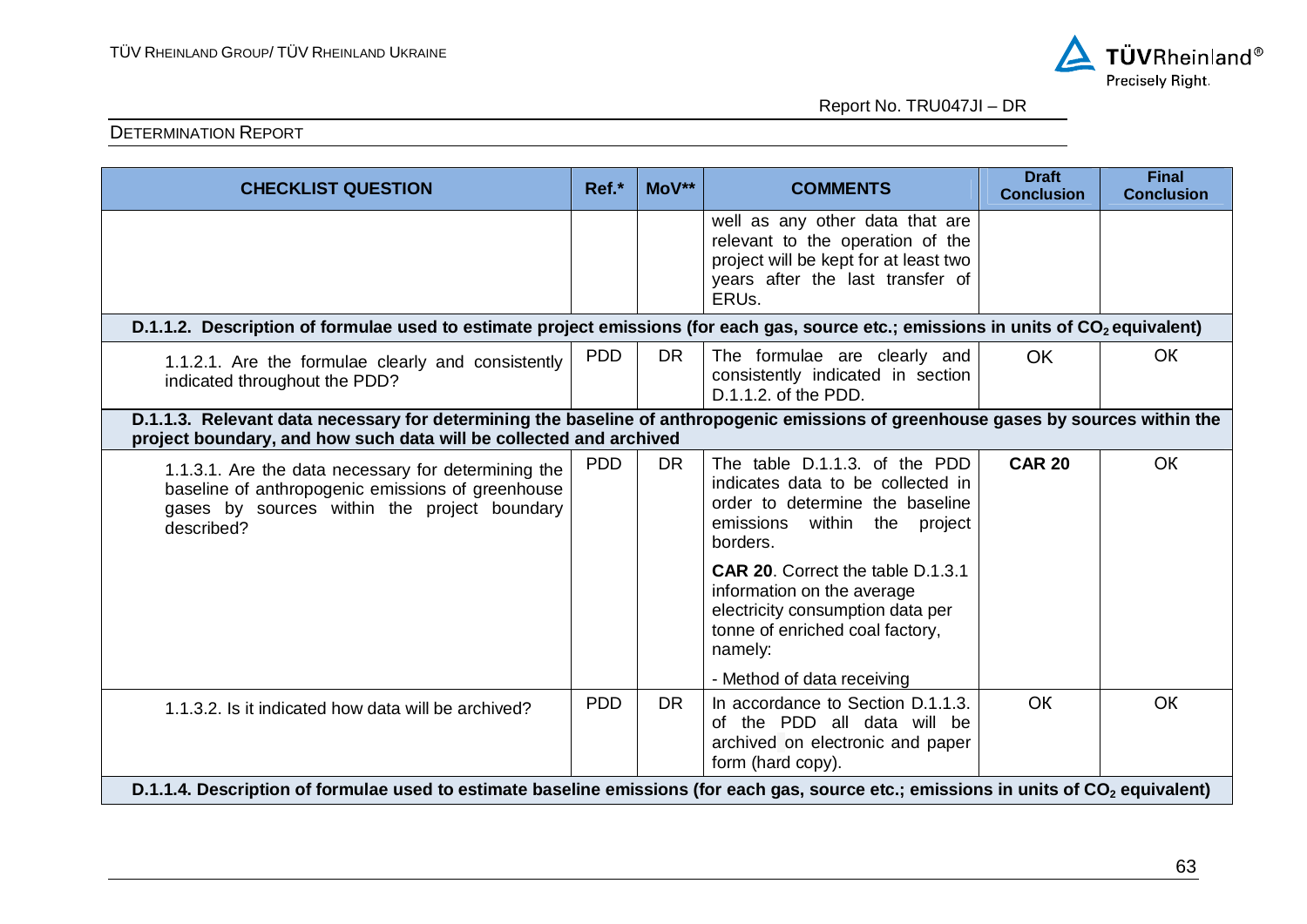| CHECKLIST QUESTION | Ref.* | MoV** | COMMENTS | Draft Conclusion | Final Conclusion |
|---|---|---|---|---|---|
| | | | well as any other data that are relevant to the operation of the project will be kept for at least two years after the last transfer of ERUs. | | |
| **D.1.1.2. Description of formulae used to estimate project emissions (for each gas, source etc.; emissions in units of $CO_2$ equivalent)** | | | | | |
| 1.1.2.1. Are the formulae clearly and consistently indicated throughout the PDD? | PDD | DR | The formulae are clearly and consistently indicated in section D.1.1.2. of the PDD. | OK | OK |
| **D.1.1.3. Relevant data necessary for determining the baseline of anthropogenic emissions of greenhouse gases by sources within the project boundary, and how such data will be collected and archived** | | | | | |
| 1.1.3.1. Are the data necessary for determining the baseline of anthropogenic emissions of greenhouse gases by sources within the project boundary described? | PDD | DR | The table D.1.1.3. of the PDD indicates data to be collected in order to determine the baseline emissions within the project borders.<br><br>**CAR 20**. Correct the table D.1.3.1 information on the average electricity consumption data per tonne of enriched coal factory, namely:<br><br>- Method of data receiving | **CAR 20** | OK |
| 1.1.3.2. Is it indicated how data will be archived? | PDD | DR | In accordance to Section D.1.1.3. of the PDD all data will be archived on electronic and paper form (hard copy). | OK | OK |
| **D.1.1.4. Description of formulae used to estimate baseline emissions (for each gas, source etc.; emissions in units of $CO_2$ equivalent)** | | | | | |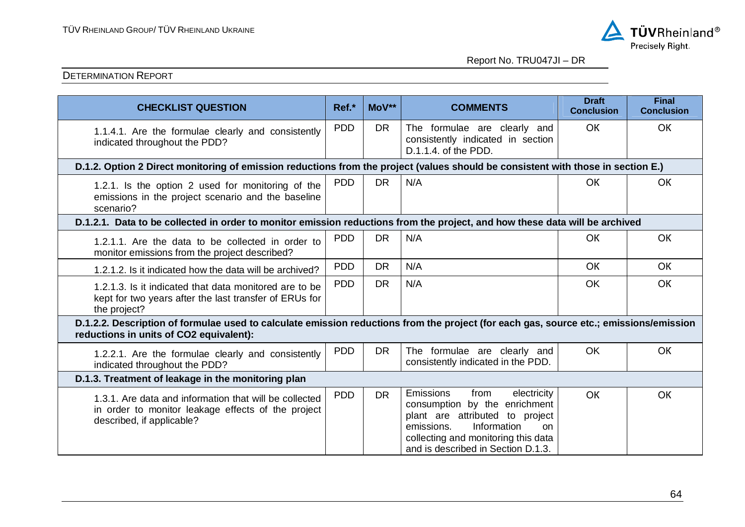| CHECKLIST QUESTION | Ref.* | MoV** | COMMENTS | Draft Conclusion | Final Conclusion |
|---|---|---|---|---|---|
| 1.1.4.1. Are the formulae clearly and consistently indicated throughout the PDD? | PDD | DR | The formulae are clearly and consistently indicated in section D.1.1.4. of the PDD. | OK | OK |
| **D.1.2. Option 2 Direct monitoring of emission reductions from the project (values should be consistent with those in section E.)** | | | | | |
| 1.2.1. Is the option 2 used for monitoring of the emissions in the project scenario and the baseline scenario? | PDD | DR | N/A | OK | OK |
| **D.1.2.1. Data to be collected in order to monitor emission reductions from the project, and how these data will be archived** | | | | | |
| 1.2.1.1. Are the data to be collected in order to monitor emissions from the project described? | PDD | DR | N/A | OK | OK |
| 1.2.1.2. Is it indicated how the data will be archived? | PDD | DR | N/A | OK | OK |
| 1.2.1.3. Is it indicated that data monitored are to be kept for two years after the last transfer of ERUs for the project? | PDD | DR | N/A | OK | OK |
| **D.1.2.2. Description of formulae used to calculate emission reductions from the project (for each gas, source etc.; emissions/emission reductions in units of CO2 equivalent):** | | | | | |
| 1.2.2.1. Are the formulae clearly and consistently indicated throughout the PDD? | PDD | DR | The formulae are clearly and consistently indicated in the PDD. | OK | OK |
| **D.1.3. Treatment of leakage in the monitoring plan** | | | | | |
| 1.3.1. Are data and information that will be collected in order to monitor leakage effects of the project described, if applicable? | PDD | DR | Emissions from electricity consumption by the enrichment plant are attributed to project emissions. Information on collecting and monitoring this data and is described in Section D.1.3. | OK | OK |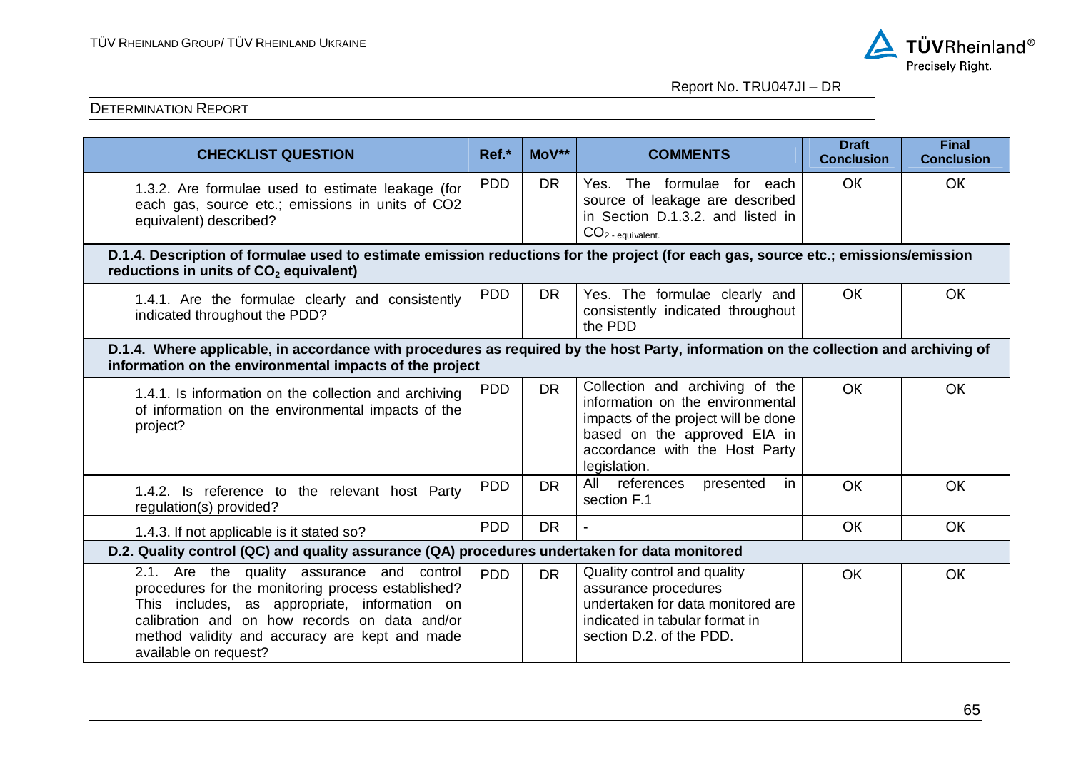| CHECKLIST QUESTION | Ref.* | MoV** | COMMENTS | Draft Conclusion | Final Conclusion |
|---|---|---|---|---|---|
| 1.3.2. Are formulae used to estimate leakage (for each gas, source etc.; emissions in units of CO2 equivalent) described? | PDD | DR | Yes. The formulae for each source of leakage are described in Section D.1.3.2. and listed in $CO_{2\text{ - equivalent}}$. | OK | OK |
| **D.1.4. Description of formulae used to estimate emission reductions for the project (for each gas, source etc.; emissions/emission reductions in units of $CO_2$ equivalent)** | | | | | |
| 1.4.1. Are the formulae clearly and consistently indicated throughout the PDD? | PDD | DR | Yes. The formulae clearly and consistently indicated throughout the PDD | OK | OK |
| **D.1.4. Where applicable, in accordance with procedures as required by the host Party, information on the collection and archiving of information on the environmental impacts of the project** | | | | | |
| 1.4.1. Is information on the collection and archiving of information on the environmental impacts of the project? | PDD | DR | Collection and archiving of the information on the environmental impacts of the project will be done based on the approved EIA in accordance with the Host Party legislation. | OK | OK |
| 1.4.2. Is reference to the relevant host Party regulation(s) provided? | PDD | DR | All references presented in section F.1 | OK | OK |
| 1.4.3. If not applicable is it stated so? | PDD | DR | - | OK | OK |
| **D.2. Quality control (QC) and quality assurance (QA) procedures undertaken for data monitored** | | | | | |
| 2.1. Are the quality assurance and control procedures for the monitoring process established? This includes, as appropriate, information on calibration and on how records on data and/or method validity and accuracy are kept and made available on request? | PDD | DR | Quality control and quality assurance procedures undertaken for data monitored are indicated in tabular format in section D.2. of the PDD. | OK | OK |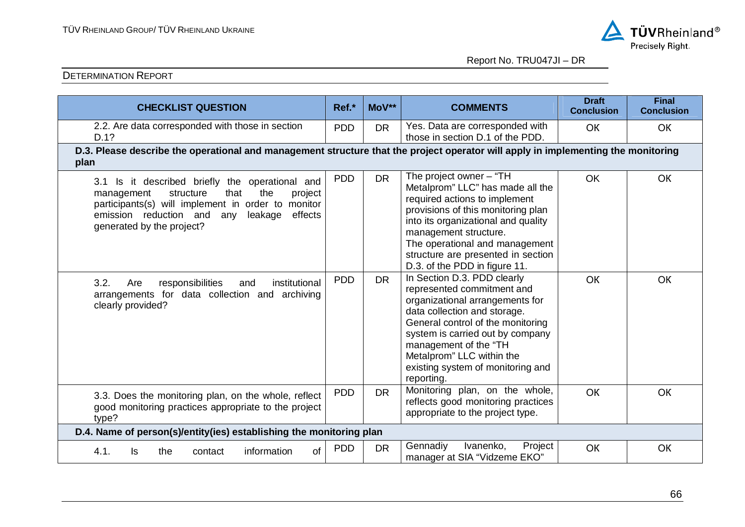| CHECKLIST QUESTION | Ref.* | MoV** | COMMENTS | Draft Conclusion | Final Conclusion |
|---|---|---|---|---|---|
| 2.2. Are data corresponded with those in section D.1? | PDD | DR | Yes. Data are corresponded with those in section D.1 of the PDD. | OK | OK |
| **D.3. Please describe the operational and management structure that the project operator will apply in implementing the monitoring plan** | | | | | |
| 3.1 Is it described briefly the operational and management structure that the project participants(s) will implement in order to monitor emission reduction and any leakage effects generated by the project? | PDD | DR | The project owner – "TH Metalprom" LLC" has made all the required actions to implement provisions of this monitoring plan into its organizational and quality management structure. The operational and management structure are presented in section D.3. of the PDD in figure 11. | OK | OK |
| 3.2. Are responsibilities and institutional arrangements for data collection and archiving clearly provided? | PDD | DR | In Section D.3. PDD clearly represented commitment and organizational arrangements for data collection and storage. General control of the monitoring system is carried out by company management of the "TH Metalprom" LLC within the existing system of monitoring and reporting. | OK | OK |
| 3.3. Does the monitoring plan, on the whole, reflect good monitoring practices appropriate to the project type? | PDD | DR | Monitoring plan, on the whole, reflects good monitoring practices appropriate to the project type. | OK | OK |
| **D.4. Name of person(s)/entity(ies) establishing the monitoring plan** | | | | | |
| 4.1. Is the contact information of | PDD | DR | Gennadiy Ivanenko, Project manager at SIA "Vidzeme EKO" | OK | OK |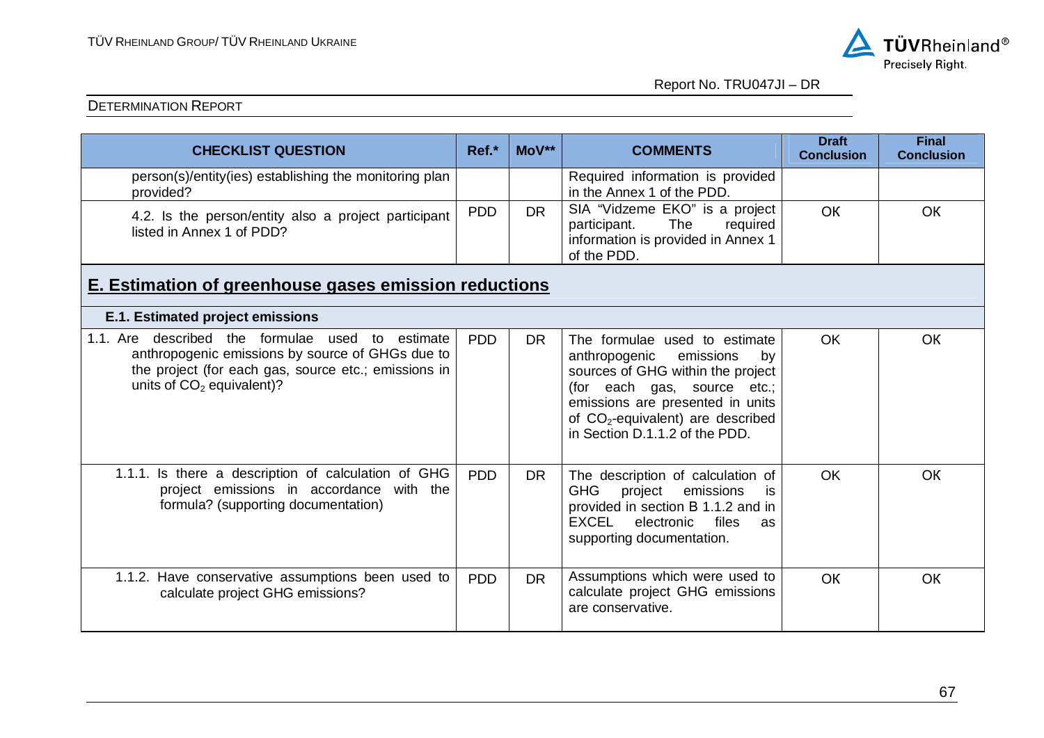| CHECKLIST QUESTION | Ref.* | MoV** | COMMENTS | Draft Conclusion | Final Conclusion |
|---|---|---|---|---|---|
| person(s)/entity(ies) establishing the monitoring plan provided? | | | Required information is provided in the Annex 1 of the PDD. | | |
| 4.2. Is the person/entity also a project participant listed in Annex 1 of PDD? | PDD | DR | SIA "Vidzeme EKO" is a project participant. The required information is provided in Annex 1 of the PDD. | OK | OK |
| **E. Estimation of greenhouse gases emission reductions** | | | | | |
| **E.1. Estimated project emissions** | | | | | |
| 1.1. Are described the formulae used to estimate anthropogenic emissions by source of GHGs due to the project (for each gas, source etc.; emissions in units of $CO_2$ equivalent)? | PDD | DR | The formulae used to estimate anthropogenic emissions by sources of GHG within the project (for each gas, source etc.; emissions are presented in units of $CO_2$-equivalent) are described in Section D.1.1.2 of the PDD. | OK | OK |
| 1.1.1. Is there a description of calculation of GHG project emissions in accordance with the formula? (supporting documentation) | PDD | DR | The description of calculation of GHG project emissions is provided in section B 1.1.2 and in EXCEL electronic files as supporting documentation. | OK | OK |
| 1.1.2. Have conservative assumptions been used to calculate project GHG emissions? | PDD | DR | Assumptions which were used to calculate project GHG emissions are conservative. | OK | OK |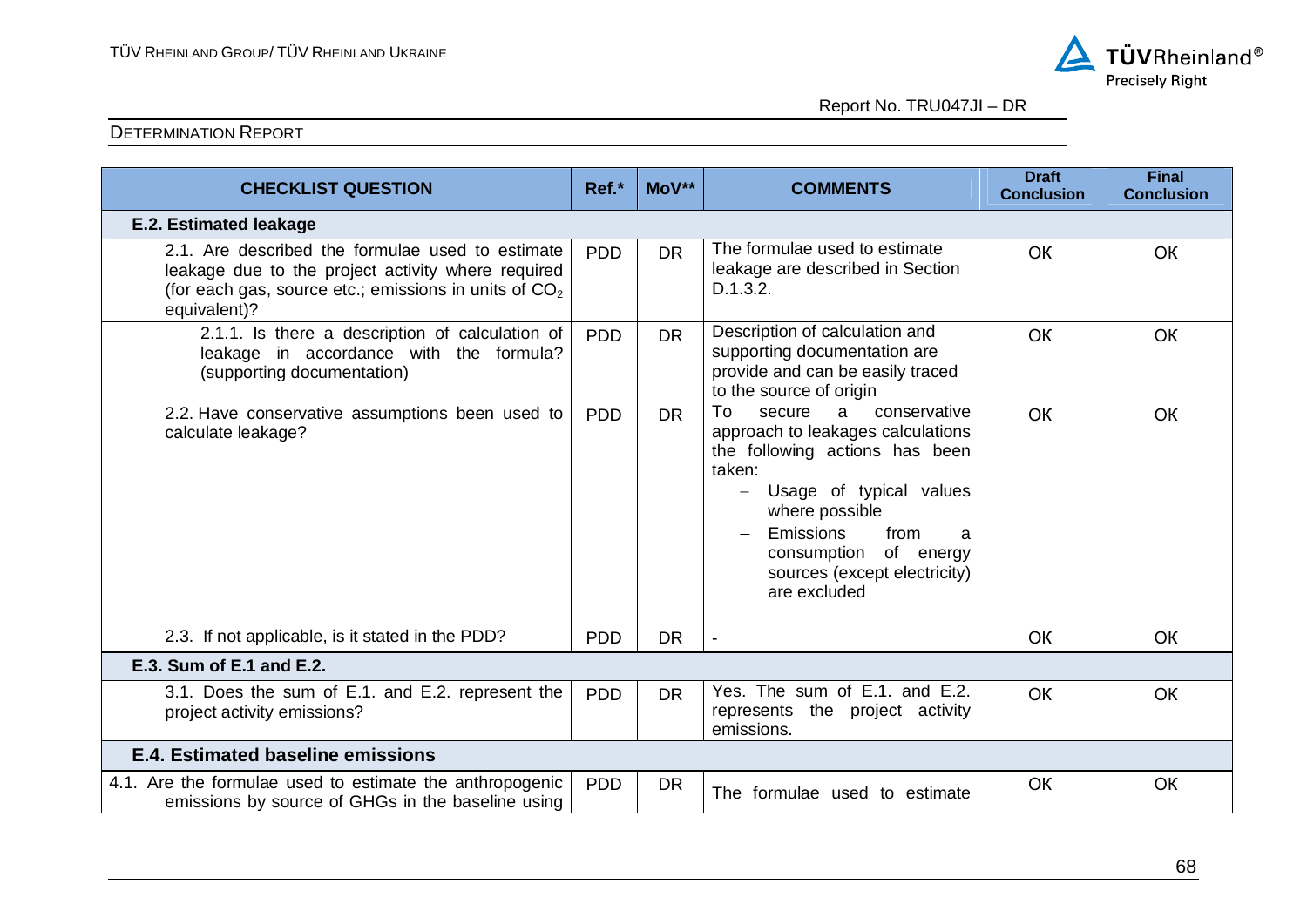| CHECKLIST QUESTION | Ref.* | MoV** | COMMENTS | Draft Conclusion | Final Conclusion |
|---|---|---|---|---|---|
| **E.2. Estimated leakage** | | | | | |
| 2.1. Are described the formulae used to estimate leakage due to the project activity where required (for each gas, source etc.; emissions in units of $CO_2$ equivalent)? | PDD | DR | The formulae used to estimate leakage are described in Section D.1.3.2. | OK | OK |
| 2.1.1. Is there a description of calculation of leakage in accordance with the formula? (supporting documentation) | PDD | DR | Description of calculation and supporting documentation are provide and can be easily traced to the source of origin | OK | OK |
| 2.2. Have conservative assumptions been used to calculate leakage? | PDD | DR | To secure a conservative approach to leakages calculations the following actions has been taken:<br>– Usage of typical values where possible<br>– Emissions from a consumption of energy sources (except electricity) are excluded | OK | OK |
| 2.3. If not applicable, is it stated in the PDD? | PDD | DR | - | OK | OK |
| **E.3. Sum of E.1 and E.2.** | | | | | |
| 3.1. Does the sum of E.1. and E.2. represent the project activity emissions? | PDD | DR | Yes. The sum of E.1. and E.2. represents the project activity emissions. | OK | OK |
| **E.4. Estimated baseline emissions** | | | | | |
| 4.1. Are the formulae used to estimate the anthropogenic emissions by source of GHGs in the baseline using | PDD | DR | The formulae used to estimate | OK | OK |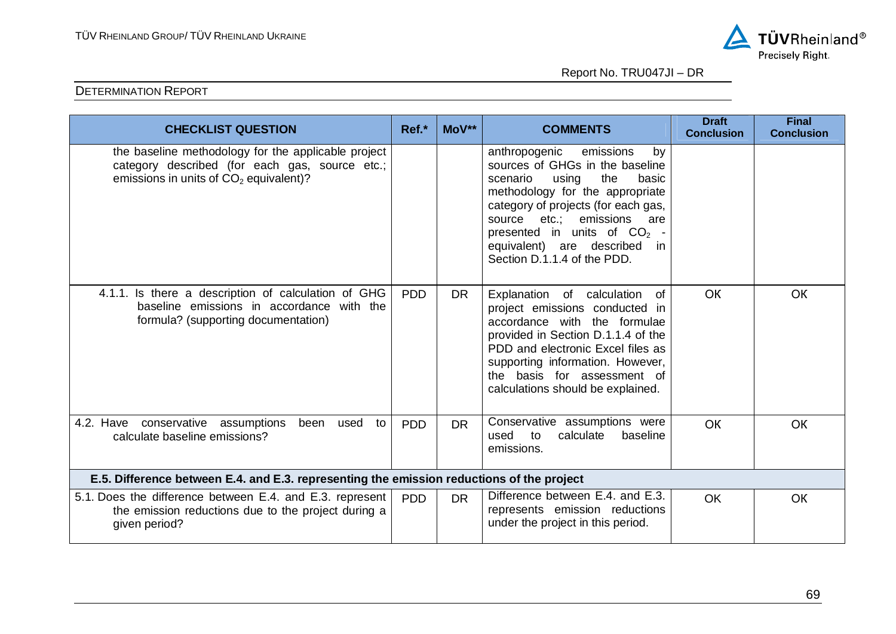| CHECKLIST QUESTION | Ref.* | MoV** | COMMENTS | Draft Conclusion | Final Conclusion |
|---|---|---|---|---|---|
| the baseline methodology for the applicable project category described (for each gas, source etc.; emissions in units of $CO_2$ equivalent)? | | | anthropogenic emissions by sources of GHGs in the baseline scenario using the basic methodology for the appropriate category of projects (for each gas, source etc.; emissions are presented in units of $CO_2$ - equivalent) are described in Section D.1.1.4 of the PDD. | | |
| 4.1.1. Is there a description of calculation of GHG baseline emissions in accordance with the formula? (supporting documentation) | PDD | DR | Explanation of calculation of project emissions conducted in accordance with the formulae provided in Section D.1.1.4 of the PDD and electronic Excel files as supporting information. However, the basis for assessment of calculations should be explained. | OK | OK |
| 4.2. Have conservative assumptions been used to calculate baseline emissions? | PDD | DR | Conservative assumptions were used to calculate baseline emissions. | OK | OK |
| **E.5. Difference between E.4. and E.3. representing the emission reductions of the project** | | | | | |
| 5.1. Does the difference between E.4. and E.3. represent the emission reductions due to the project during a given period? | PDD | DR | Difference between E.4. and E.3. represents emission reductions under the project in this period. | OK | OK |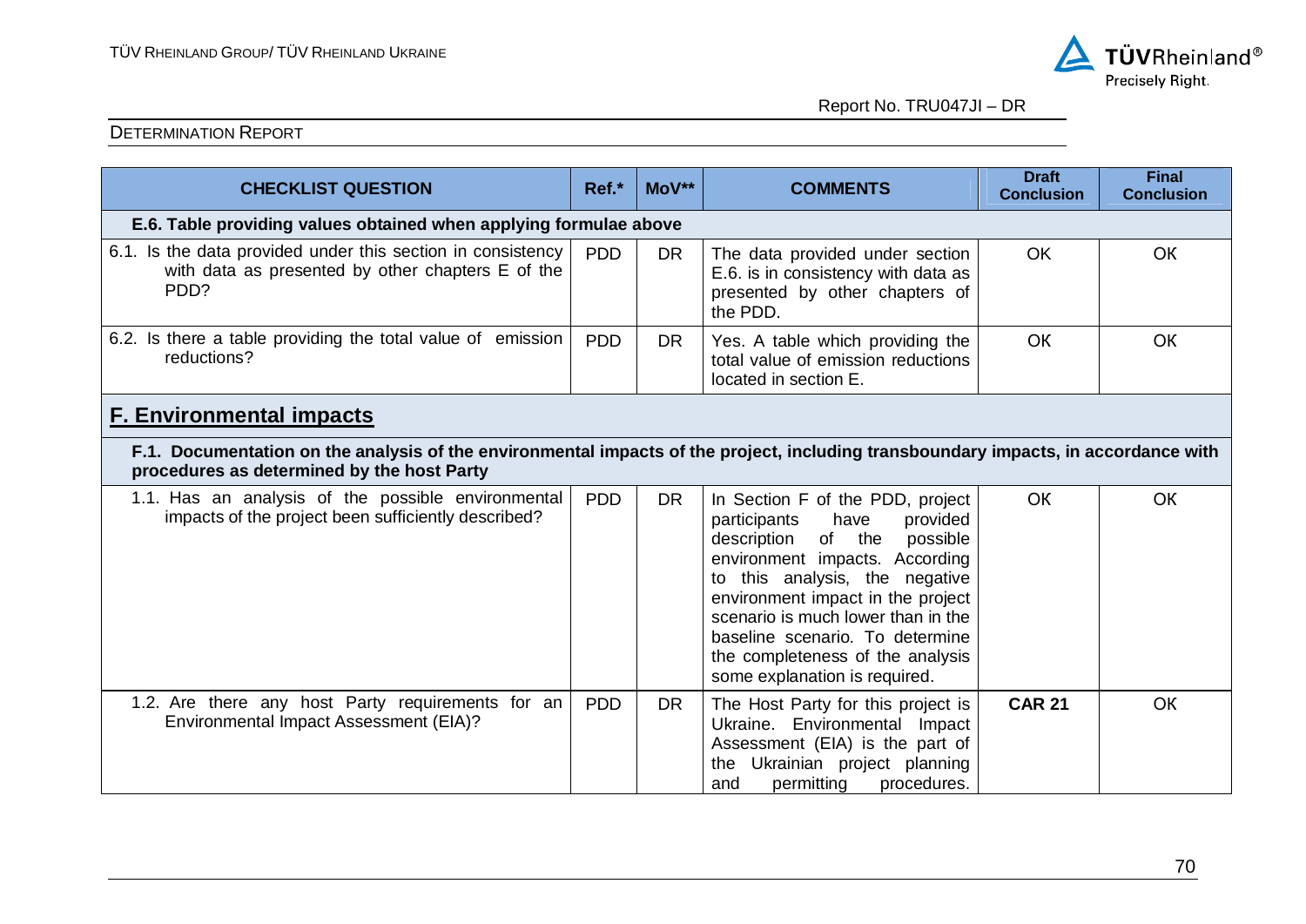DETERMINATION REPORT

| CHECKLIST QUESTION | Ref.* | MoV** | COMMENTS | Draft Conclusion | Final Conclusion |
|---|---|---|---|---|---|
| **E.6. Table providing values obtained when applying formulae above** | | | | | |
| 6.1. Is the data provided under this section in consistency with data as presented by other chapters E of the PDD? | PDD | DR | The data provided under section E.6. is in consistency with data as presented by other chapters of the PDD. | OK | OK |
| 6.2. Is there a table providing the total value of emission reductions? | PDD | DR | Yes. A table which providing the total value of emission reductions located in section E. | OK | OK |
| **F. Environmental impacts** | | | | | |
| **F.1. Documentation on the analysis of the environmental impacts of the project, including transboundary impacts, in accordance with procedures as determined by the host Party** | | | | | |
| 1.1. Has an analysis of the possible environmental impacts of the project been sufficiently described? | PDD | DR | In Section F of the PDD, project participants have provided description of the possible environment impacts. According to this analysis, the negative environment impact in the project scenario is much lower than in the baseline scenario. To determine the completeness of the analysis some explanation is required. | OK | OK |
| 1.2. Are there any host Party requirements for an Environmental Impact Assessment (EIA)? | PDD | DR | The Host Party for this project is Ukraine. Environmental Impact Assessment (EIA) is the part of the Ukrainian project planning and permitting procedures. | **CAR 21** | OK |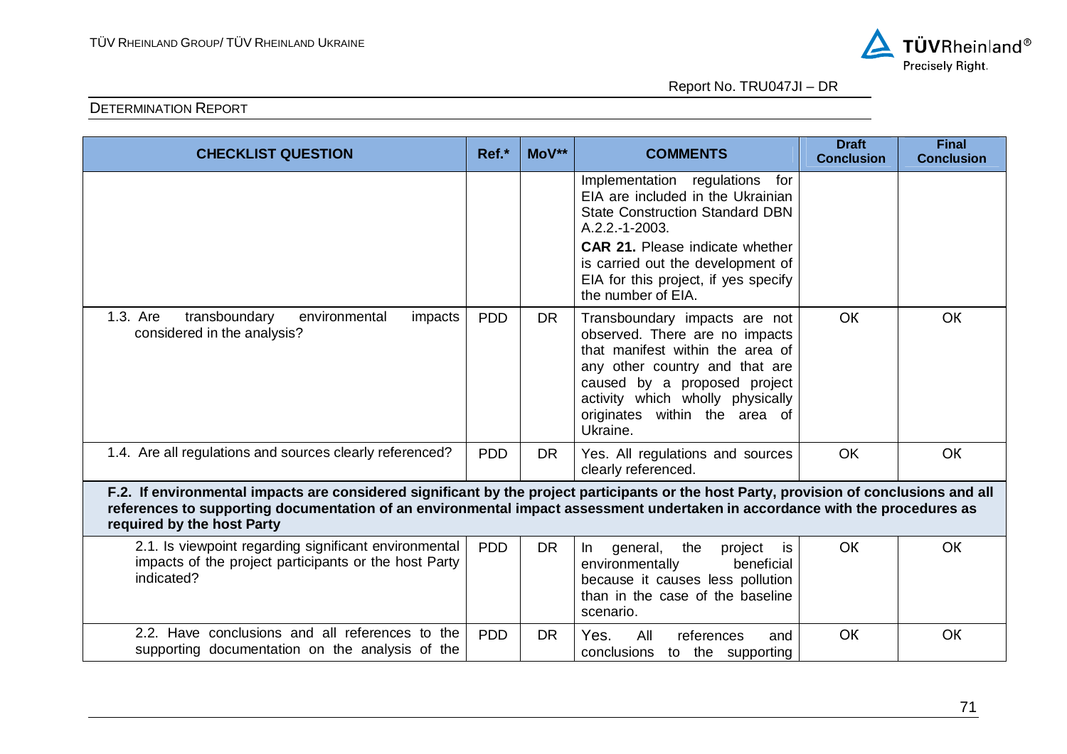DETERMINATION REPORT

| CHECKLIST QUESTION | Ref.* | MoV** | COMMENTS | Draft Conclusion | Final Conclusion |
|---|---|---|---|---|---|
| | | | Implementation regulations for EIA are included in the Ukrainian State Construction Standard DBN A.2.2.-1-2003. **CAR 21.** Please indicate whether is carried out the development of EIA for this project, if yes specify the number of EIA. | | |
| 1.3. Are transboundary environmental impacts considered in the analysis? | PDD | DR | Transboundary impacts are not observed. There are no impacts that manifest within the area of any other country and that are caused by a proposed project activity which wholly physically originates within the area of Ukraine. | OK | OK |
| 1.4. Are all regulations and sources clearly referenced? | PDD | DR | Yes. All regulations and sources clearly referenced. | OK | OK |
| **F.2. If environmental impacts are considered significant by the project participants or the host Party, provision of conclusions and all references to supporting documentation of an environmental impact assessment undertaken in accordance with the procedures as required by the host Party** | | | | | |
| 2.1. Is viewpoint regarding significant environmental impacts of the project participants or the host Party indicated? | PDD | DR | In general, the project is environmentally beneficial because it causes less pollution than in the case of the baseline scenario. | OK | OK |
| 2.2. Have conclusions and all references to the supporting documentation on the analysis of the | PDD | DR | Yes. All references and conclusions to the supporting | OK | OK |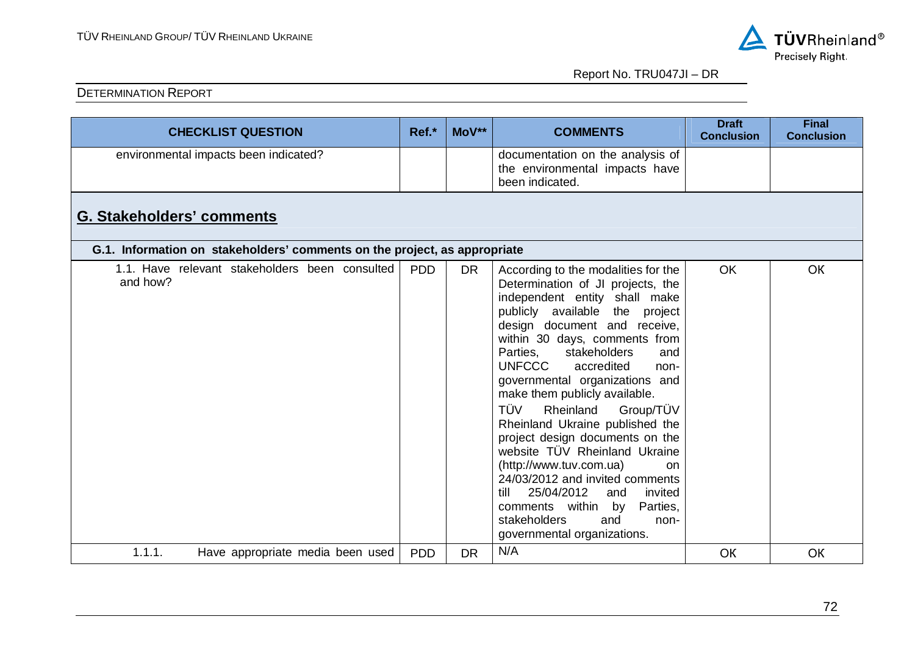| CHECKLIST QUESTION | Ref.* | MoV** | COMMENTS | Draft Conclusion | Final Conclusion |
|---|---|---|---|---|---|
| environmental impacts been indicated? | | | documentation on the analysis of the environmental impacts have been indicated. | | |
| **G. Stakeholders' comments** | | | | | |
| **G.1. Information on stakeholders' comments on the project, as appropriate** | | | | | |
| 1.1. Have relevant stakeholders been consulted and how? | PDD | DR | According to the modalities for the Determination of JI projects, the independent entity shall make publicly available the project design document and receive, within 30 days, comments from Parties, stakeholders and UNFCCC accredited non-governmental organizations and make them publicly available.<br>TÜV Rheinland Group/TÜV Rheinland Ukraine published the project design documents on the website TÜV Rheinland Ukraine (http://www.tuv.com.ua) on 24/03/2012 and invited comments till 25/04/2012 and invited comments within by Parties, stakeholders and non-governmental organizations. | OK | OK |
| 1.1.1. Have appropriate media been used | PDD | DR | N/A | OK | OK |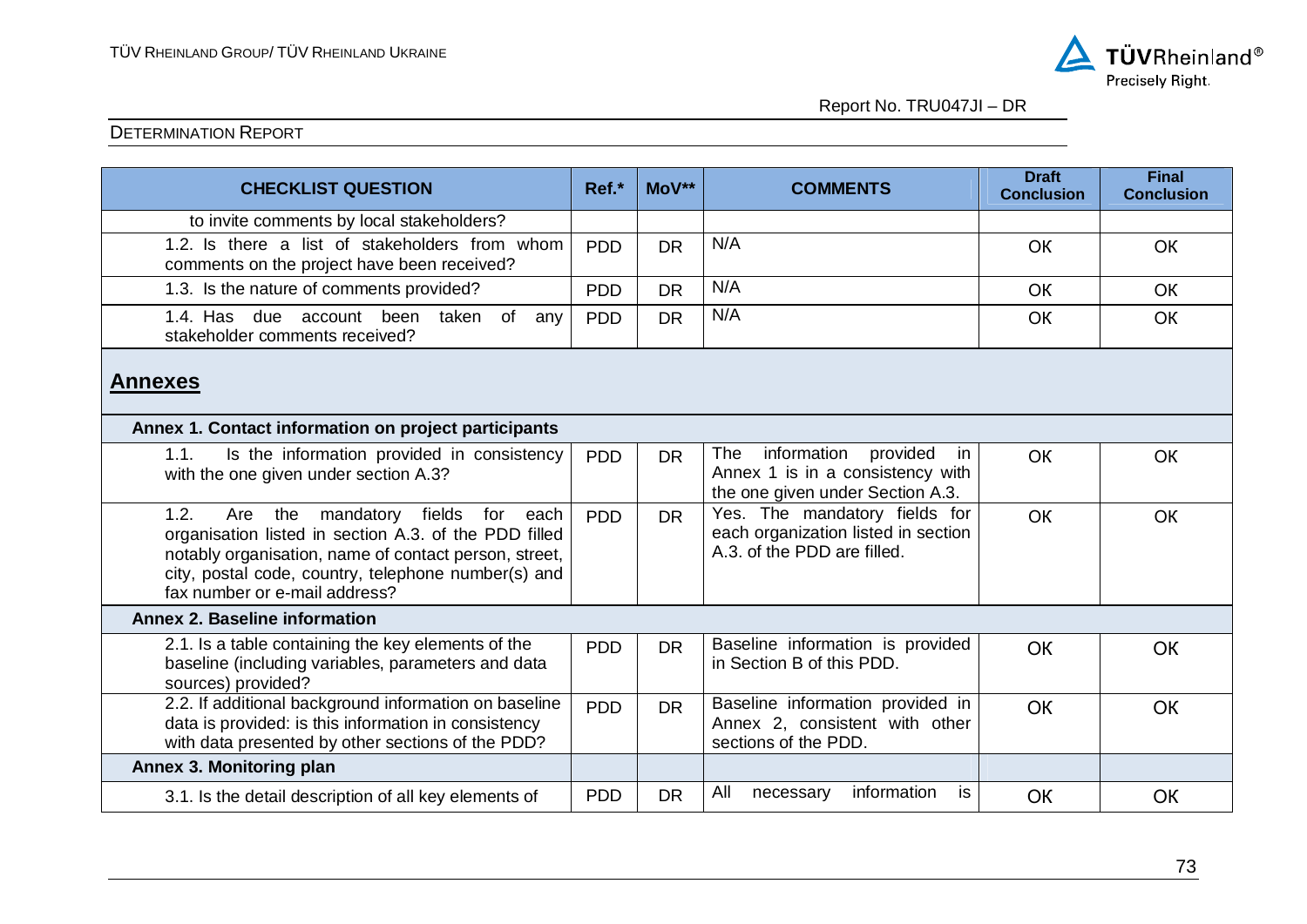| CHECKLIST QUESTION | Ref.* | MoV** | COMMENTS | Draft Conclusion | Final Conclusion |
|---|---|---|---|---|---|
| to invite comments by local stakeholders? | | | | | |
| 1.2. Is there a list of stakeholders from whom comments on the project have been received? | PDD | DR | N/A | OK | OK |
| 1.3. Is the nature of comments provided? | PDD | DR | N/A | OK | OK |
| 1.4. Has due account been taken of any stakeholder comments received? | PDD | DR | N/A | OK | OK |
| **Annexes** | | | | | |
| **Annex 1. Contact information on project participants** | | | | | |
| 1.1. Is the information provided in consistency with the one given under section A.3? | PDD | DR | The information provided in Annex 1 is in a consistency with the one given under Section A.3. | OK | OK |
| 1.2. Are the mandatory fields for each organisation listed in section A.3. of the PDD filled notably organisation, name of contact person, street, city, postal code, country, telephone number(s) and fax number or e-mail address? | PDD | DR | Yes. The mandatory fields for each organization listed in section A.3. of the PDD are filled. | OK | OK |
| **Annex 2. Baseline information** | | | | | |
| 2.1. Is a table containing the key elements of the baseline (including variables, parameters and data sources) provided? | PDD | DR | Baseline information is provided in Section B of this PDD. | OK | OK |
| 2.2. If additional background information on baseline data is provided: is this information in consistency with data presented by other sections of the PDD? | PDD | DR | Baseline information provided in Annex 2, consistent with other sections of the PDD. | OK | OK |
| **Annex 3. Monitoring plan** | | | | | |
| 3.1. Is the detail description of all key elements of | PDD | DR | All necessary information is | OK | OK |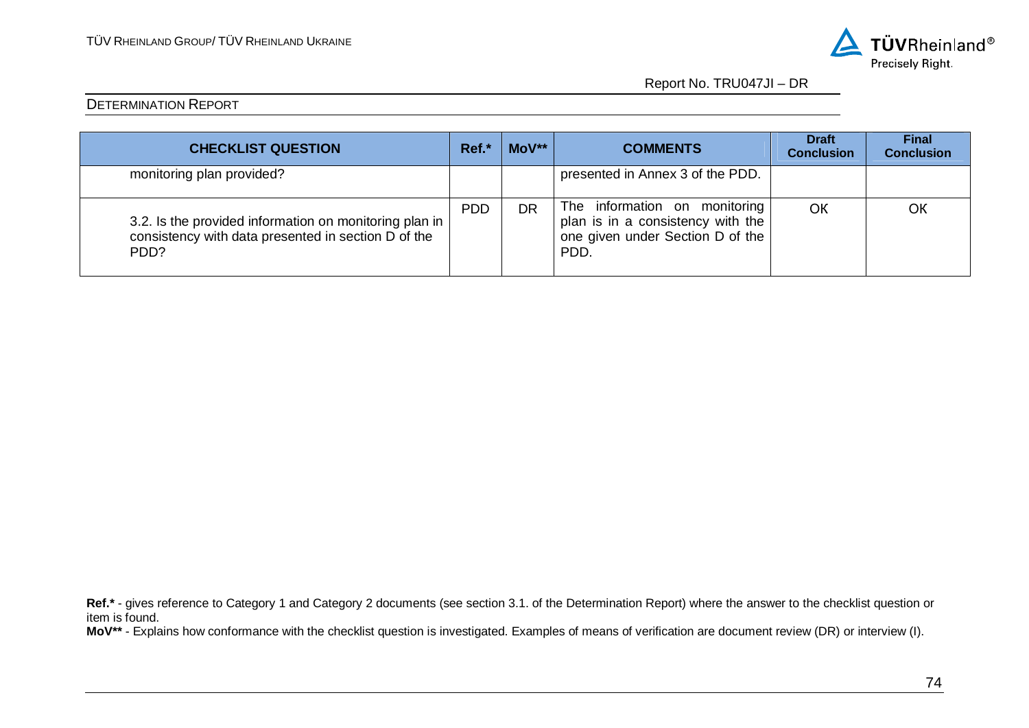| CHECKLIST QUESTION | Ref.* | MoV** | COMMENTS | Draft Conclusion | Final Conclusion |
|---|---|---|---|---|---|
| monitoring plan provided? | | | presented in Annex 3 of the PDD. | | |
| 3.2. Is the provided information on monitoring plan in consistency with data presented in section D of the PDD? | PDD | DR | The information on monitoring plan is in a consistency with the one given under Section D of the PDD. | OK | OK |

**Ref.*** - gives reference to Category 1 and Category 2 documents (see section 3.1. of the Determination Report) where the answer to the checklist question or item is found.

**MoV**** - Explains how conformance with the checklist question is investigated. Examples of means of verification are document review (DR) or interview (I).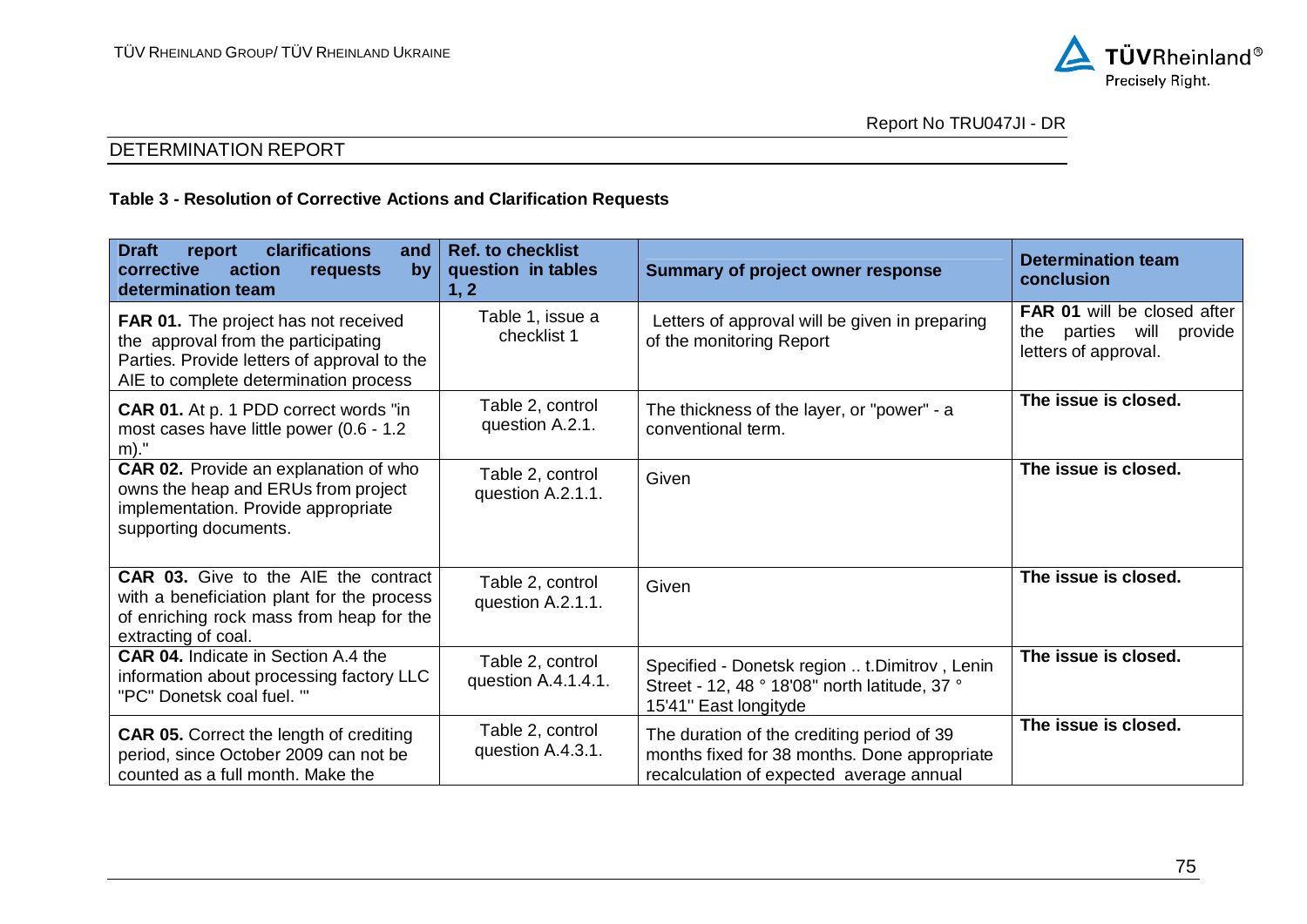## DETERMINATION REPORT

**Table 3 - Resolution of Corrective Actions and Clarification Requests**

| Draft report clarifications and corrective action requests by determination team | Ref. to checklist question in tables 1, 2 | Summary of project owner response | Determination team conclusion |
|---|---|---|---|
| **FAR 01.** The project has not received the approval from the participating Parties. Provide letters of approval to the AIE to complete determination process | Table 1, issue a checklist 1 | Letters of approval will be given in preparing of the monitoring Report | **FAR 01** will be closed after the parties will provide letters of approval. |
| **CAR 01.** At p. 1 PDD correct words "in most cases have little power (0.6 - 1.2 m)." | Table 2, control question A.2.1. | The thickness of the layer, or "power" - a conventional term. | **The issue is closed.** |
| **CAR 02.** Provide an explanation of who owns the heap and ERUs from project implementation. Provide appropriate supporting documents. | Table 2, control question A.2.1.1. | Given | **The issue is closed.** |
| **CAR 03.** Give to the AIE the contract with a beneficiation plant for the process of enriching rock mass from heap for the extracting of coal. | Table 2, control question A.2.1.1. | Given | **The issue is closed.** |
| **CAR 04.** Indicate in Section A.4 the information about processing factory LLC "PC" Donetsk coal fuel. "' | Table 2, control question A.4.1.4.1. | Specified - Donetsk region .. t.Dimitrov , Lenin Street - 12, 48 ° 18'08" north latitude, 37 ° 15'41'' East longityde | **The issue is closed.** |
| **CAR 05.** Correct the length of crediting period, since October 2009 can not be counted as a full month. Make the | Table 2, control question A.4.3.1. | The duration of the crediting period of 39 months fixed for 38 months. Done appropriate recalculation of expected average annual | **The issue is closed.** |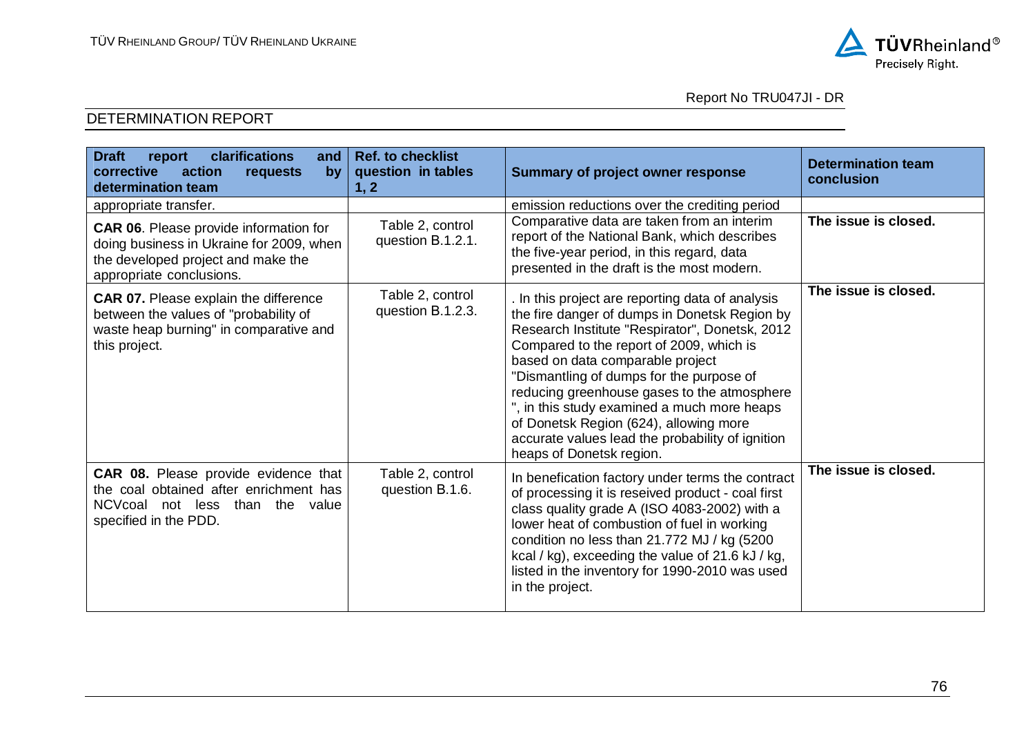| Draft report clarifications and corrective action requests by determination team | Ref. to checklist question in tables 1, 2 | Summary of project owner response | Determination team conclusion |
|---|---|---|---|
| appropriate transfer. | | emission reductions over the crediting period | |
| **CAR 06**. Please provide information for doing business in Ukraine for 2009, when the developed project and make the appropriate conclusions. | Table 2, control question B.1.2.1. | Comparative data are taken from an interim report of the National Bank, which describes the five-year period, in this regard, data presented in the draft is the most modern. | **The issue is closed.** |
| **CAR 07.** Please explain the difference between the values of "probability of waste heap burning" in comparative and this project. | Table 2, control question B.1.2.3. | . In this project are reporting data of analysis the fire danger of dumps in Donetsk Region by Research Institute "Respirator", Donetsk, 2012 Compared to the report of 2009, which is based on data comparable project "Dismantling of dumps for the purpose of reducing greenhouse gases to the atmosphere ", in this study examined a much more heaps of Donetsk Region (624), allowing more accurate values lead the probability of ignition heaps of Donetsk region. | **The issue is closed.** |
| **CAR 08.** Please provide evidence that the coal obtained after enrichment has NCVcoal not less than the value specified in the PDD. | Table 2, control question B.1.6. | In benefication factory under terms the contract of processing it is reseived product - coal first class quality grade A (ISO 4083-2002) with a lower heat of combustion of fuel in working condition no less than 21.772 MJ / kg (5200 kcal / kg), exceeding the value of 21.6 kJ / kg, listed in the inventory for 1990-2010 was used in the project. | **The issue is closed.** |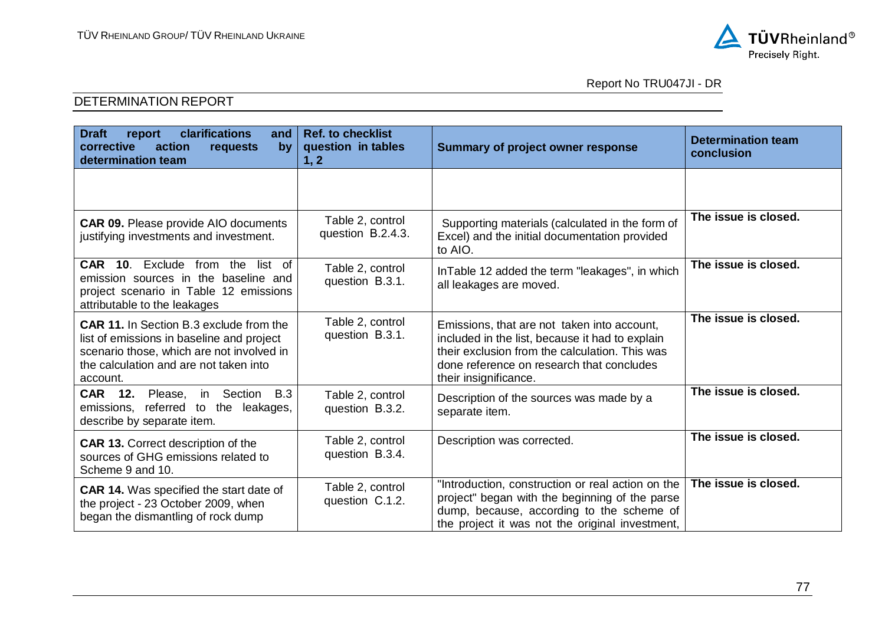| Draft report clarifications and corrective action requests by determination team | Ref. to checklist question in tables 1, 2 | Summary of project owner response | Determination team conclusion |
|---|---|---|---|
| | | | |
| **CAR 09.** Please provide AIO documents justifying investments and investment. | Table 2, control question B.2.4.3. | Supporting materials (calculated in the form of Excel) and the initial documentation provided to AIO. | **The issue is closed.** |
| **CAR 10**. Exclude from the list of emission sources in the baseline and project scenario in Table 12 emissions attributable to the leakages | Table 2, control question B.3.1. | InTable 12 added the term "leakages", in which all leakages are moved. | **The issue is closed.** |
| **CAR 11.** In Section B.3 exclude from the list of emissions in baseline and project scenario those, which are not involved in the calculation and are not taken into account. | Table 2, control question B.3.1. | Emissions, that are not taken into account, included in the list, because it had to explain their exclusion from the calculation. This was done reference on research that concludes their insignificance. | **The issue is closed.** |
| **CAR 12.** Please, in Section B.3 emissions, referred to the leakages, describe by separate item. | Table 2, control question B.3.2. | Description of the sources was made by a separate item. | **The issue is closed.** |
| **CAR 13.** Correct description of the sources of GHG emissions related to Scheme 9 and 10. | Table 2, control question B.3.4. | Description was corrected. | **The issue is closed.** |
| **CAR 14.** Was specified the start date of the project - 23 October 2009, when began the dismantling of rock dump | Table 2, control question C.1.2. | "Introduction, construction or real action on the project" began with the beginning of the parse dump, because, according to the scheme of the project it was not the original investment, | **The issue is closed.** |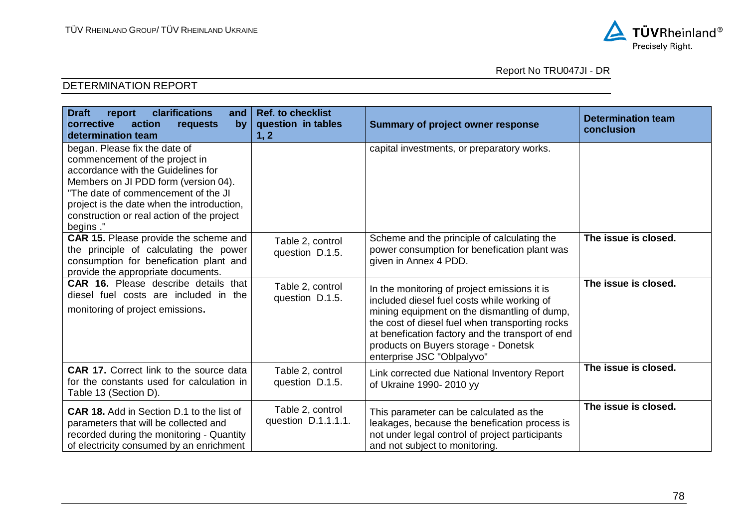| Draft report clarifications and corrective action requests by determination team | Ref. to checklist question in tables 1, 2 | Summary of project owner response | Determination team conclusion |
|---|---|---|---|
| began. Please fix the date of commencement of the project in accordance with the Guidelines for Members on JI PDD form (version 04). "The date of commencement of the JI project is the date when the introduction, construction or real action of the project begins ." | | capital investments, or preparatory works. | |
| **CAR 15.** Please provide the scheme and the principle of calculating the power consumption for benefication plant and provide the appropriate documents. | Table 2, control question D.1.5. | Scheme and the principle of calculating the power consumption for benefication plant was given in Annex 4 PDD. | **The issue is closed.** |
| **CAR 16.** Please describe details that diesel fuel costs are included in the monitoring of project emissions. | Table 2, control question D.1.5. | In the monitoring of project emissions it is included diesel fuel costs while working of mining equipment on the dismantling of dump, the cost of diesel fuel when transporting rocks at benefication factory and the transport of end products on Buyers storage - Donetsk enterprise JSC "Oblpalyvo" | **The issue is closed.** |
| **CAR 17.** Correct link to the source data for the constants used for calculation in Table 13 (Section D). | Table 2, control question D.1.5. | Link corrected due National Inventory Report of Ukraine 1990- 2010 yy | **The issue is closed.** |
| **CAR 18.** Add in Section D.1 to the list of parameters that will be collected and recorded during the monitoring - Quantity of electricity consumed by an enrichment | Table 2, control question D.1.1.1.1. | This parameter can be calculated as the leakages, because the benefication process is not under legal control of project participants and not subject to monitoring. | **The issue is closed.** |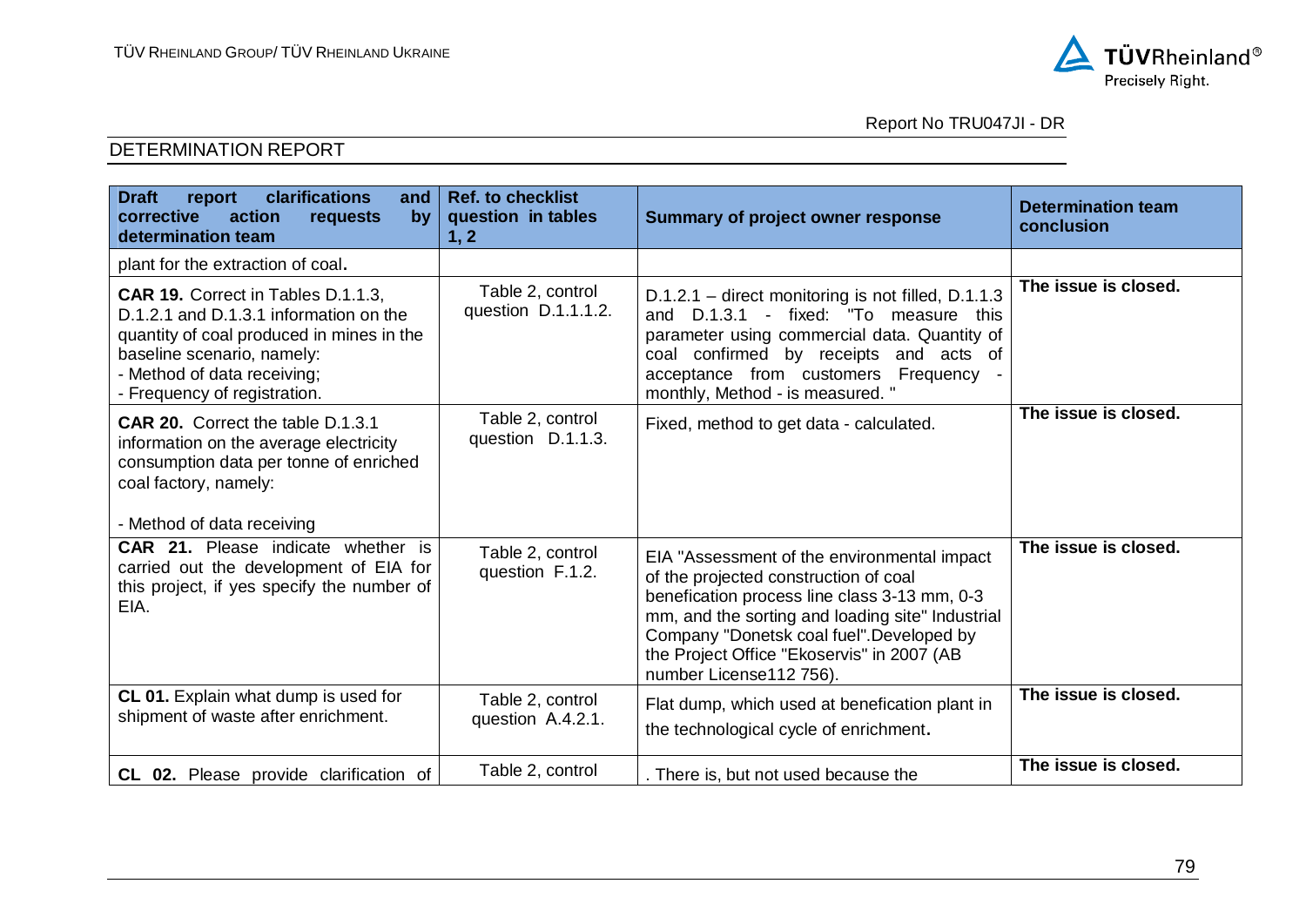DETERMINATION REPORT

| Draft report clarifications and corrective action requests by determination team | Ref. to checklist question in tables 1, 2 | Summary of project owner response | Determination team conclusion |
|---|---|---|---|
| plant for the extraction of coal. | | | |
| **CAR 19.** Correct in Tables D.1.1.3, D.1.2.1 and D.1.3.1 information on the quantity of coal produced in mines in the baseline scenario, namely:<br>- Method of data receiving;<br>- Frequency of registration. | Table 2, control question D.1.1.1.2. | D.1.2.1 – direct monitoring is not filled, D.1.1.3 and D.1.3.1 - fixed: "To measure this parameter using commercial data. Quantity of coal confirmed by receipts and acts of acceptance from customers Frequency - monthly, Method - is measured. " | **The issue is closed.** |
| **CAR 20.** Correct the table D.1.3.1 information on the average electricity consumption data per tonne of enriched coal factory, namely:<br><br>- Method of data receiving | Table 2, control question D.1.1.3. | Fixed, method to get data - calculated. | **The issue is closed.** |
| **CAR 21.** Please indicate whether is carried out the development of EIA for this project, if yes specify the number of EIA. | Table 2, control question F.1.2. | EIA "Assessment of the environmental impact of the projected construction of coal benefication process line class 3-13 mm, 0-3 mm, and the sorting and loading site" Industrial Company "Donetsk coal fuel".Developed by the Project Office "Ekoservis" in 2007 (AB number License112 756). | **The issue is closed.** |
| **CL 01.** Explain what dump is used for shipment of waste after enrichment. | Table 2, control question A.4.2.1. | Flat dump, which used at benefication plant in the technological cycle of enrichment. | **The issue is closed.** |
| **CL 02.** Please provide clarification of | Table 2, control | . There is, but not used because the | **The issue is closed.** |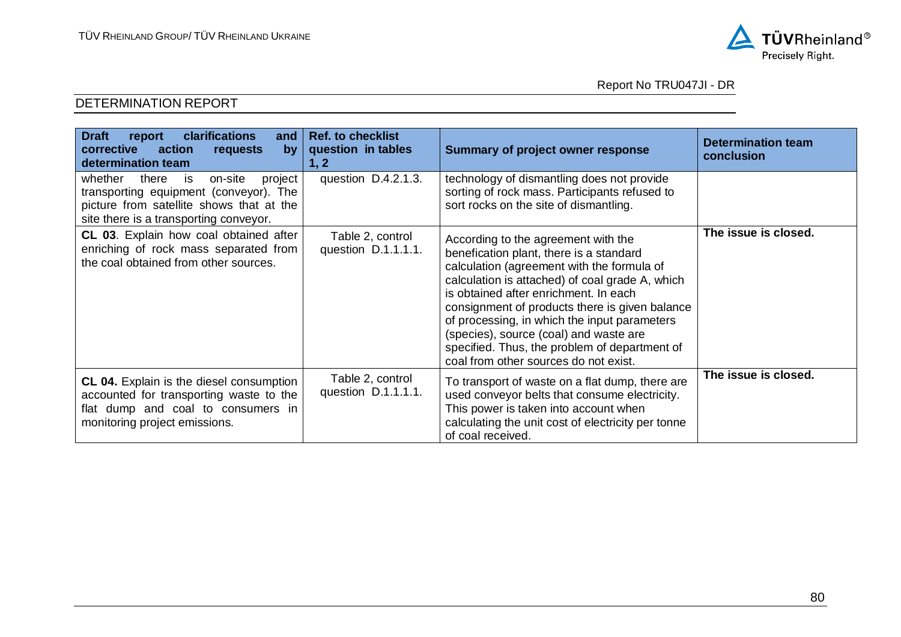| Draft report clarifications and corrective action requests by determination team | Ref. to checklist question in tables 1, 2 | Summary of project owner response | Determination team conclusion |
|---|---|---|---|
| whether there is on-site project transporting equipment (conveyor). The picture from satellite shows that at the site there is a transporting conveyor. | question D.4.2.1.3. | technology of dismantling does not provide sorting of rock mass. Participants refused to sort rocks on the site of dismantling. | |
| **CL 03**. Explain how coal obtained after enriching of rock mass separated from the coal obtained from other sources. | Table 2, control question D.1.1.1.1. | According to the agreement with the benefication plant, there is a standard calculation (agreement with the formula of calculation is attached) of coal grade A, which is obtained after enrichment. In each consignment of products there is given balance of processing, in which the input parameters (species), source (coal) and waste are specified. Thus, the problem of department of coal from other sources do not exist. | **The issue is closed.** |
| **CL 04.** Explain is the diesel consumption accounted for transporting waste to the flat dump and coal to consumers in monitoring project emissions. | Table 2, control question D.1.1.1.1. | To transport of waste on a flat dump, there are used conveyor belts that consume electricity. This power is taken into account when calculating the unit cost of electricity per tonne of coal received. | **The issue is closed.** |